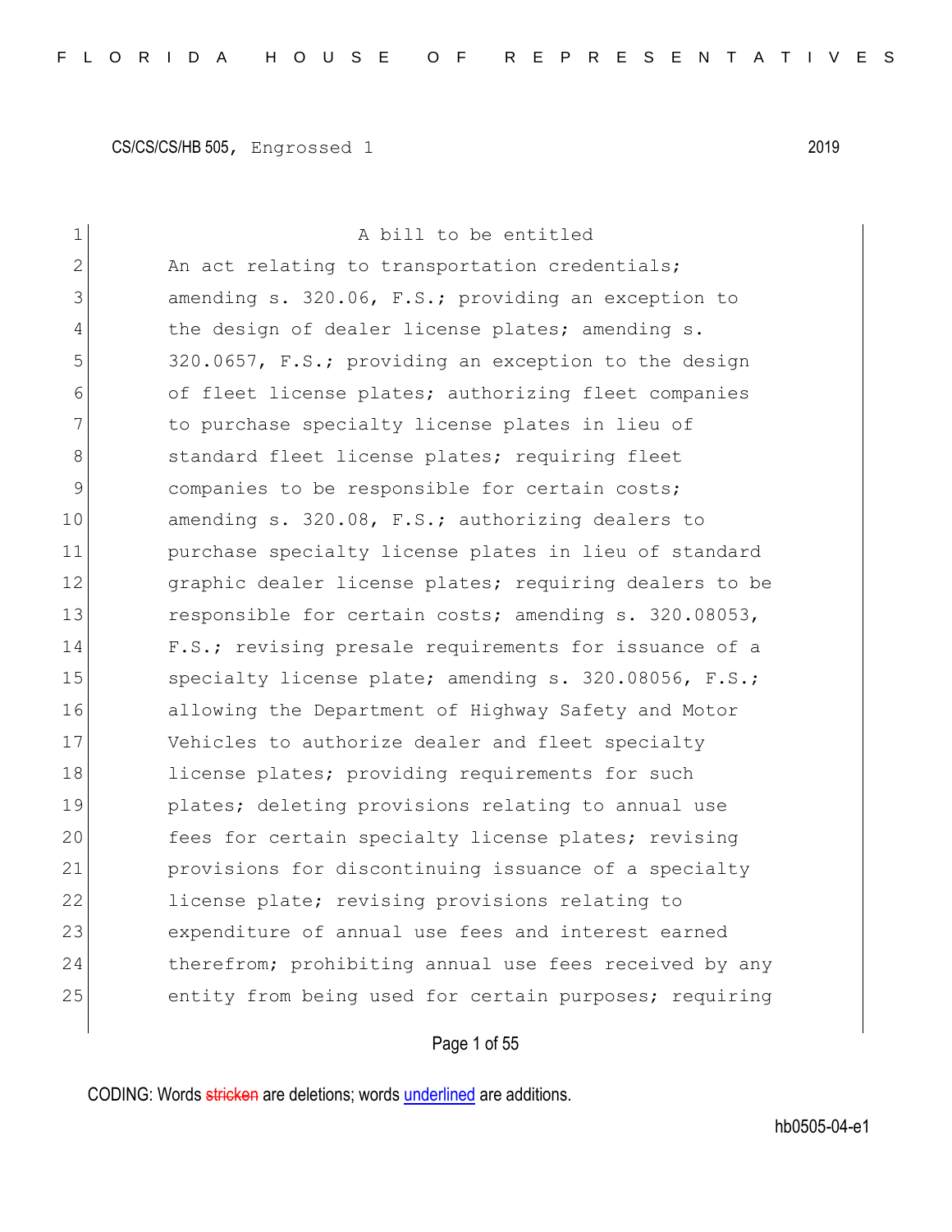CS/CS/CS/HB 505, Engrossed 1 2019

A bill to be entitled

An act relating to transportation credentials; amending s. 320.06, F.S.; providing an exception to the design of dealer license plates; amending s. 320.0657, F.S.; providing an exception to the design of fleet license plates; authorizing fleet companies to purchase specialty license plates in lieu of standard fleet license plates; requiring fleet companies to be responsible for certain costs; amending s. 320.08, F.S.; authorizing dealers to purchase specialty license plates in lieu of standard graphic dealer license plates; requiring dealers to be responsible for certain costs; amending s. 320.08053, F.S.; revising presale requirements for issuance of a specialty license plate; amending s. 320.08056, F.S.; allowing the Department of Highway Safety and Motor Vehicles to authorize dealer and fleet specialty license plates; providing requirements for such plates; deleting provisions relating to annual use fees for certain specialty license plates; revising provisions for discontinuing issuance of a specialty license plate; revising provisions relating to expenditure of annual use fees and interest earned therefrom; prohibiting annual use fees received by any entity from being used for certain purposes; requiring

CODING: Words stricken are deletions; words underlined are additions.

hb0505-04-e1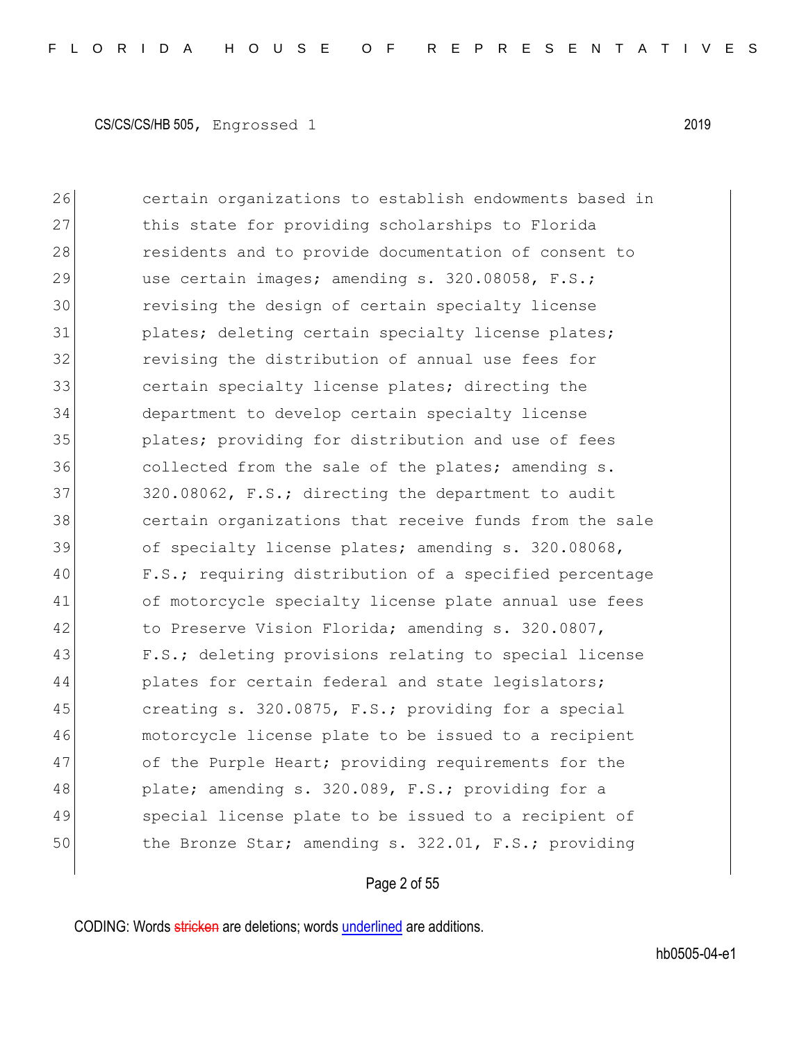26 certain organizations to establish endowments based in
27 this state for providing scholarships to Florida
28 residents and to provide documentation of consent to
29 use certain images; amending s. 320.08058, F.S.;
30 revising the design of certain specialty license
31 plates; deleting certain specialty license plates;
32 revising the distribution of annual use fees for
33 certain specialty license plates; directing the
34 department to develop certain specialty license
35 plates; providing for distribution and use of fees
36 collected from the sale of the plates; amending s.
37 320.08062, F.S.; directing the department to audit
38 certain organizations that receive funds from the sale
39 of specialty license plates; amending s. 320.08068,
40 F.S.; requiring distribution of a specified percentage
41 of motorcycle specialty license plate annual use fees
42 to Preserve Vision Florida; amending s. 320.0807,
43 F.S.; deleting provisions relating to special license
44 plates for certain federal and state legislators;
45 creating s. 320.0875, F.S.; providing for a special
46 motorcycle license plate to be issued to a recipient
47 of the Purple Heart; providing requirements for the
48 plate; amending s. 320.089, F.S.; providing for a
49 special license plate to be issued to a recipient of
50 the Bronze Star; amending s. 322.01, F.S.; providing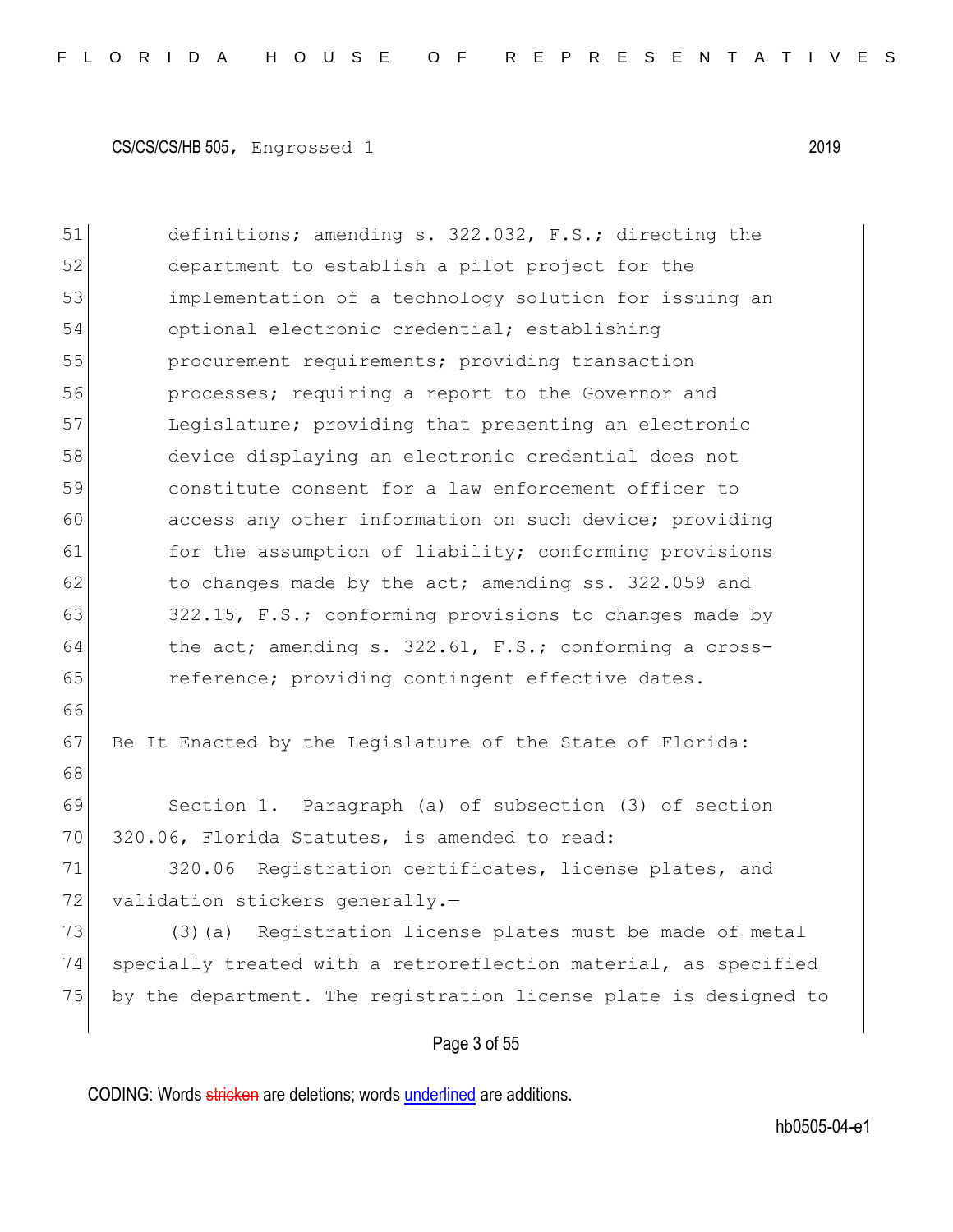definitions; amending s. 322.032, F.S.; directing the department to establish a pilot project for the implementation of a technology solution for issuing an optional electronic credential; establishing procurement requirements; providing transaction processes; requiring a report to the Governor and Legislature; providing that presenting an electronic device displaying an electronic credential does not constitute consent for a law enforcement officer to access any other information on such device; providing for the assumption of liability; conforming provisions to changes made by the act; amending ss. 322.059 and 322.15, F.S.; conforming provisions to changes made by the act; amending s. 322.61, F.S.; conforming a cross-reference; providing contingent effective dates.

Be It Enacted by the Legislature of the State of Florida:

Section 1. Paragraph (a) of subsection (3) of section 320.06, Florida Statutes, is amended to read:

320.06 Registration certificates, license plates, and validation stickers generally.—

(3)(a) Registration license plates must be made of metal specially treated with a retroreflection material, as specified by the department. The registration license plate is designed to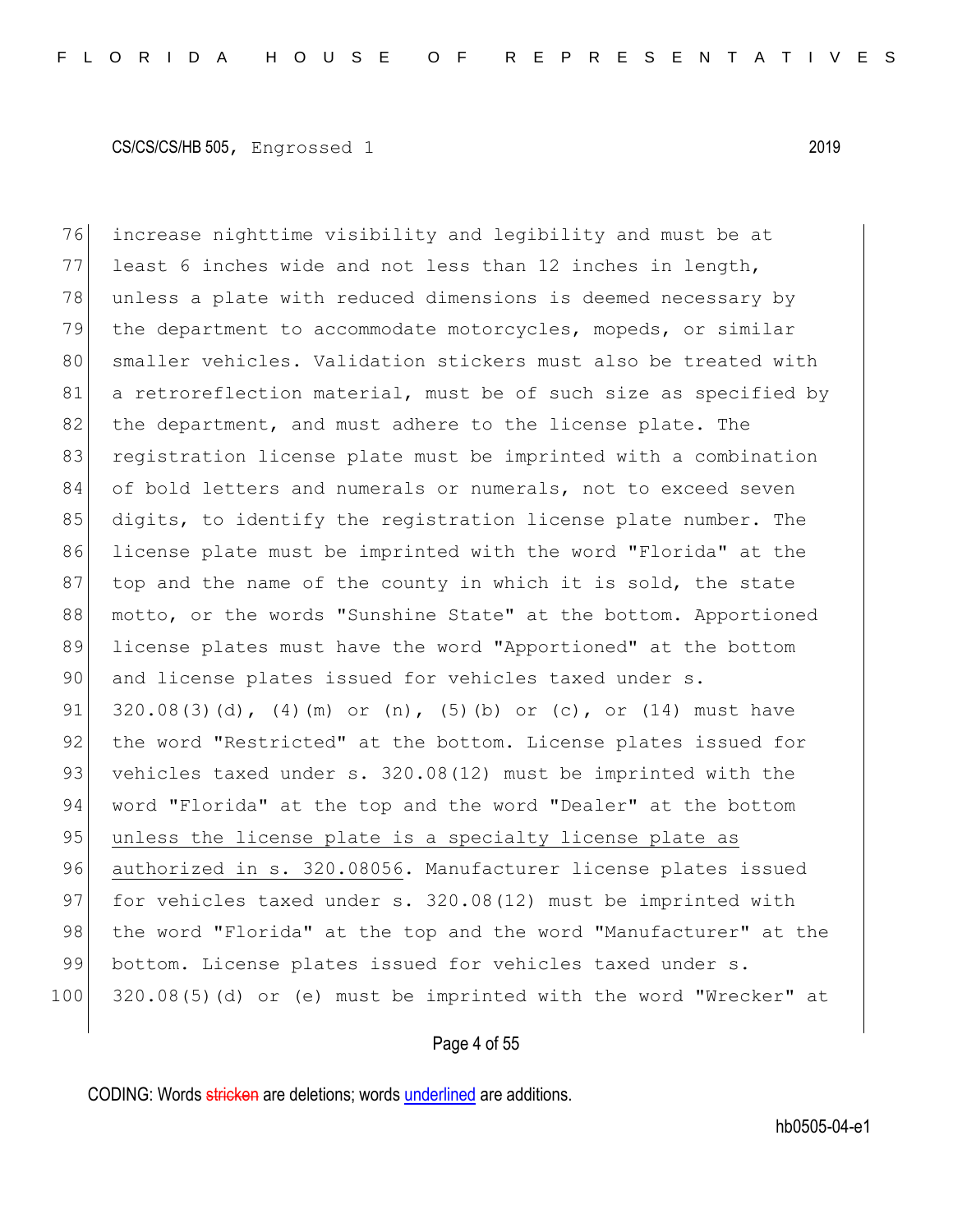increase nighttime visibility and legibility and must be at least 6 inches wide and not less than 12 inches in length, unless a plate with reduced dimensions is deemed necessary by the department to accommodate motorcycles, mopeds, or similar smaller vehicles. Validation stickers must also be treated with a retroreflection material, must be of such size as specified by the department, and must adhere to the license plate. The registration license plate must be imprinted with a combination of bold letters and numerals or numerals, not to exceed seven digits, to identify the registration license plate number. The license plate must be imprinted with the word "Florida" at the top and the name of the county in which it is sold, the state motto, or the words "Sunshine State" at the bottom. Apportioned license plates must have the word "Apportioned" at the bottom and license plates issued for vehicles taxed under s. 320.08(3)(d), (4)(m) or (n), (5)(b) or (c), or (14) must have the word "Restricted" at the bottom. License plates issued for vehicles taxed under s. 320.08(12) must be imprinted with the word "Florida" at the top and the word "Dealer" at the bottom <u>unless the license plate is a specialty license plate as authorized in s. 320.08056</u>. Manufacturer license plates issued for vehicles taxed under s. 320.08(12) must be imprinted with the word "Florida" at the top and the word "Manufacturer" at the bottom. License plates issued for vehicles taxed under s. 320.08(5)(d) or (e) must be imprinted with the word "Wrecker" at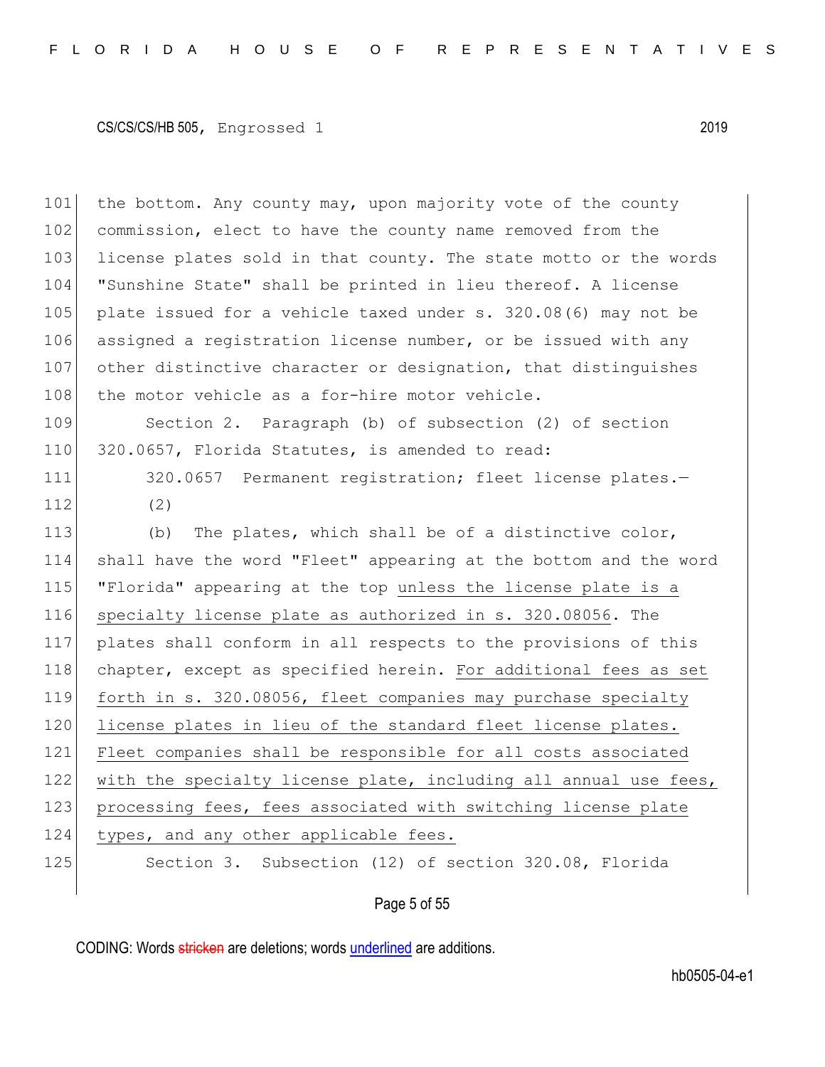the bottom. Any county may, upon majority vote of the county commission, elect to have the county name removed from the license plates sold in that county. The state motto or the words "Sunshine State" shall be printed in lieu thereof. A license plate issued for a vehicle taxed under s. 320.08(6) may not be assigned a registration license number, or be issued with any other distinctive character or designation, that distinguishes the motor vehicle as a for-hire motor vehicle.

Section 2. Paragraph (b) of subsection (2) of section 320.0657, Florida Statutes, is amended to read:

320.0657 Permanent registration; fleet license plates.—

(2)

(b) The plates, which shall be of a distinctive color, shall have the word "Fleet" appearing at the bottom and the word "Florida" appearing at the top <u>unless the license plate is a specialty license plate as authorized in s. 320.08056</u>. The plates shall conform in all respects to the provisions of this chapter, except as specified herein. <u>For additional fees as set forth in s. 320.08056, fleet companies may purchase specialty license plates in lieu of the standard fleet license plates. Fleet companies shall be responsible for all costs associated with the specialty license plate, including all annual use fees, processing fees, fees associated with switching license plate types, and any other applicable fees.</u>

Section 3. Subsection (12) of section 320.08, Florida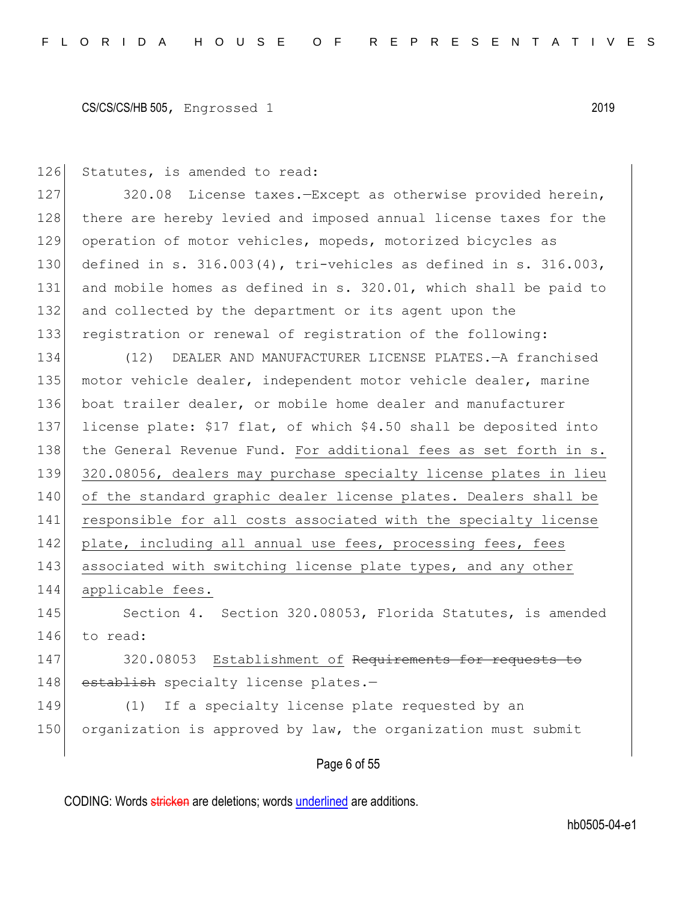Statutes, is amended to read:

320.08 License taxes.—Except as otherwise provided herein, there are hereby levied and imposed annual license taxes for the operation of motor vehicles, mopeds, motorized bicycles as defined in s. 316.003(4), tri-vehicles as defined in s. 316.003, and mobile homes as defined in s. 320.01, which shall be paid to and collected by the department or its agent upon the registration or renewal of registration of the following:

(12) DEALER AND MANUFACTURER LICENSE PLATES.—A franchised motor vehicle dealer, independent motor vehicle dealer, marine boat trailer dealer, or mobile home dealer and manufacturer license plate: $17 flat, of which $4.50 shall be deposited into the General Revenue Fund. <u>For additional fees as set forth in s. 320.08056, dealers may purchase specialty license plates in lieu of the standard graphic dealer license plates. Dealers shall be responsible for all costs associated with the specialty license plate, including all annual use fees, processing fees, fees associated with switching license plate types, and any other applicable fees.</u>

Section 4. Section 320.08053, Florida Statutes, is amended to read:

320.08053 <u>Establishment of</u> ~~Requirements for requests to establish~~ specialty license plates.—

(1) If a specialty license plate requested by an organization is approved by law, the organization must submit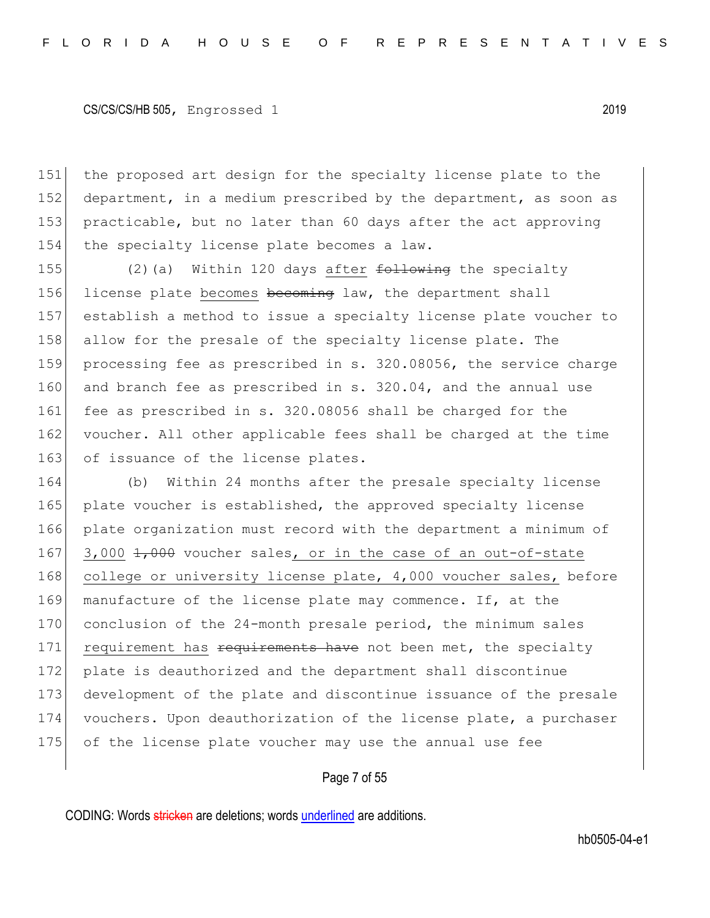151 the proposed art design for the specialty license plate to the
152 department, in a medium prescribed by the department, as soon as
153 practicable, but no later than 60 days after the act approving
154 the specialty license plate becomes a law.

155 (2)(a) Within 120 days <u>after</u> ~~following~~ the specialty
156 license plate <u>becomes</u> ~~becoming~~ law, the department shall
157 establish a method to issue a specialty license plate voucher to
158 allow for the presale of the specialty license plate. The
159 processing fee as prescribed in s. 320.08056, the service charge
160 and branch fee as prescribed in s. 320.04, and the annual use
161 fee as prescribed in s. 320.08056 shall be charged for the
162 voucher. All other applicable fees shall be charged at the time
163 of issuance of the license plates.

164 (b) Within 24 months after the presale specialty license
165 plate voucher is established, the approved specialty license
166 plate organization must record with the department a minimum of
167 <u>3,000</u> ~~1,000~~ voucher sales<u>, or in the case of an out-of-state</u>
168 <u>college or university license plate, 4,000 voucher sales,</u> before
169 manufacture of the license plate may commence. If, at the
170 conclusion of the 24-month presale period, the minimum sales
171 <u>requirement has</u> ~~requirements have~~ not been met, the specialty
172 plate is deauthorized and the department shall discontinue
173 development of the plate and discontinue issuance of the presale
174 vouchers. Upon deauthorization of the license plate, a purchaser
175 of the license plate voucher may use the annual use fee

CODING: Words ~~stricken~~ are deletions; words <u>underlined</u> are additions.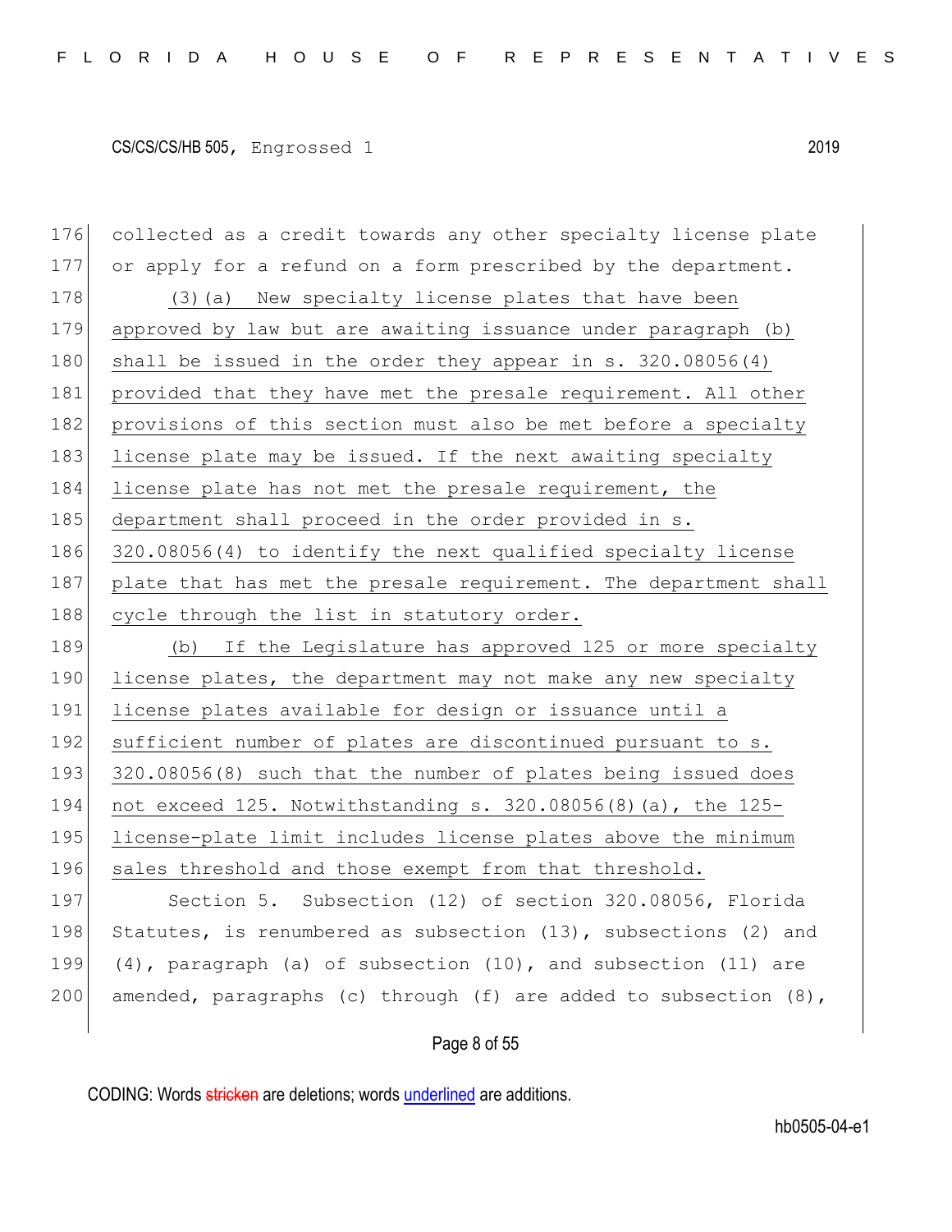collected as a credit towards any other specialty license plate or apply for a refund on a form prescribed by the department.

<u>(3)(a) New specialty license plates that have been approved by law but are awaiting issuance under paragraph (b) shall be issued in the order they appear in s. 320.08056(4) provided that they have met the presale requirement. All other provisions of this section must also be met before a specialty license plate may be issued. If the next awaiting specialty license plate has not met the presale requirement, the department shall proceed in the order provided in s. 320.08056(4) to identify the next qualified specialty license plate that has met the presale requirement. The department shall cycle through the list in statutory order.</u>

<u>(b) If the Legislature has approved 125 or more specialty license plates, the department may not make any new specialty license plates available for design or issuance until a sufficient number of plates are discontinued pursuant to s. 320.08056(8) such that the number of plates being issued does not exceed 125. Notwithstanding s. 320.08056(8)(a), the 125-license-plate limit includes license plates above the minimum sales threshold and those exempt from that threshold.</u>

Section 5. Subsection (12) of section 320.08056, Florida Statutes, is renumbered as subsection (13), subsections (2) and (4), paragraph (a) of subsection (10), and subsection (11) are amended, paragraphs (c) through (f) are added to subsection (8),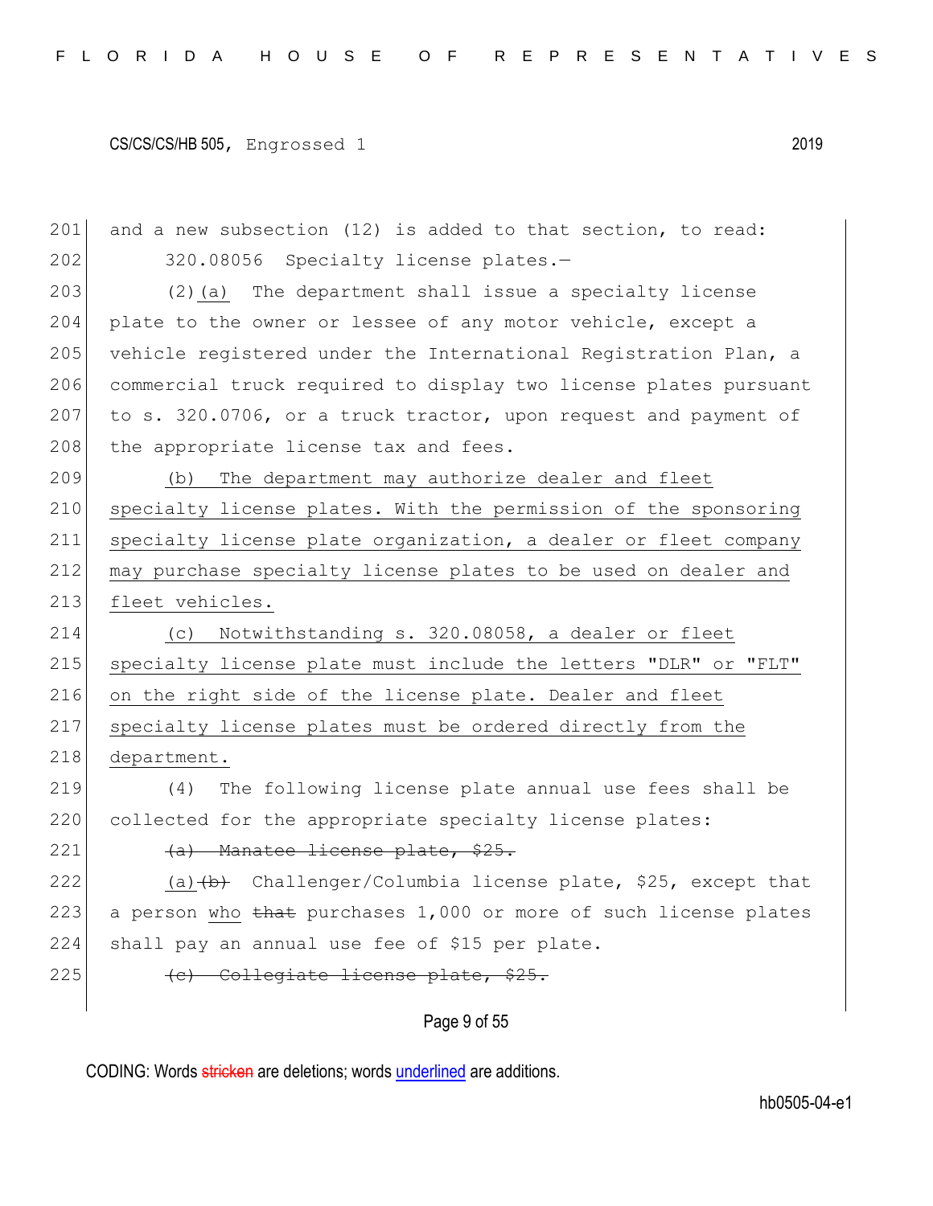and a new subsection (12) is added to that section, to read:

320.08056 Specialty license plates.—

(2)<u>(a)</u> The department shall issue a specialty license plate to the owner or lessee of any motor vehicle, except a vehicle registered under the International Registration Plan, a commercial truck required to display two license plates pursuant to s. 320.0706, or a truck tractor, upon request and payment of the appropriate license tax and fees.

<u>(b) The department may authorize dealer and fleet specialty license plates. With the permission of the sponsoring specialty license plate organization, a dealer or fleet company may purchase specialty license plates to be used on dealer and fleet vehicles.</u>

<u>(c) Notwithstanding s. 320.08058, a dealer or fleet specialty license plate must include the letters "DLR" or "FLT" on the right side of the license plate. Dealer and fleet specialty license plates must be ordered directly from the department.</u>

(4) The following license plate annual use fees shall be collected for the appropriate specialty license plates:

~~(a) Manatee license plate, $25.~~

<u>(a)</u>~~(b)~~ Challenger/Columbia license plate, $25, except that a person <u>who</u> ~~that~~ purchases 1,000 or more of such license plates shall pay an annual use fee of $15 per plate.

~~(c) Collegiate license plate, $25.~~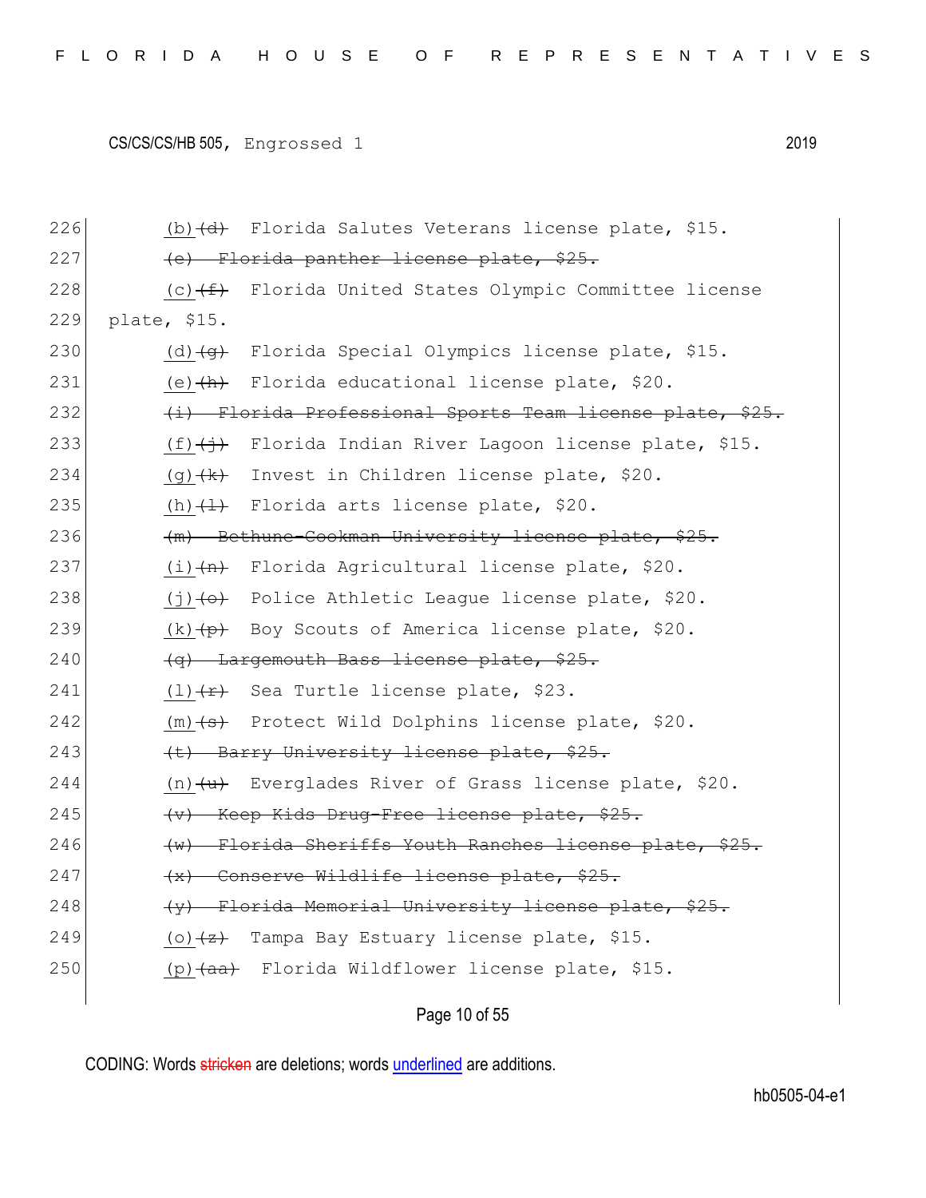226 (b) ~~(d)~~ Florida Salutes Veterans license plate, $15.

227 ~~(e) Florida panther license plate, $25.~~

228 (c) ~~(f)~~ Florida United States Olympic Committee license

229 plate, $15.

230 (d) ~~(g)~~ Florida Special Olympics license plate, $15.

231 (e) ~~(h)~~ Florida educational license plate, $20.

232 ~~(i) Florida Professional Sports Team license plate, $25.~~

233 (f) ~~(j)~~ Florida Indian River Lagoon license plate, $15.

234 (g) ~~(k)~~ Invest in Children license plate, $20.

235 (h) ~~(l)~~ Florida arts license plate, $20.

236 ~~(m) Bethune-Cookman University license plate, $25.~~

237 (i) ~~(n)~~ Florida Agricultural license plate, $20.

238 (j) ~~(o)~~ Police Athletic League license plate, $20.

239 (k) ~~(p)~~ Boy Scouts of America license plate, $20.

240 ~~(q) Largemouth Bass license plate, $25.~~

241 (l) ~~(r)~~ Sea Turtle license plate, $23.

242 (m) ~~(s)~~ Protect Wild Dolphins license plate, $20.

243 ~~(t) Barry University license plate, $25.~~

244 (n) ~~(u)~~ Everglades River of Grass license plate, $20.

245 ~~(v) Keep Kids Drug-Free license plate, $25.~~

246 ~~(w) Florida Sheriffs Youth Ranches license plate, $25.~~

247 ~~(x) Conserve Wildlife license plate, $25.~~

248 ~~(y) Florida Memorial University license plate, $25.~~

249 (o) ~~(z)~~ Tampa Bay Estuary license plate, $15.

250 (p) ~~(aa)~~ Florida Wildflower license plate, $15.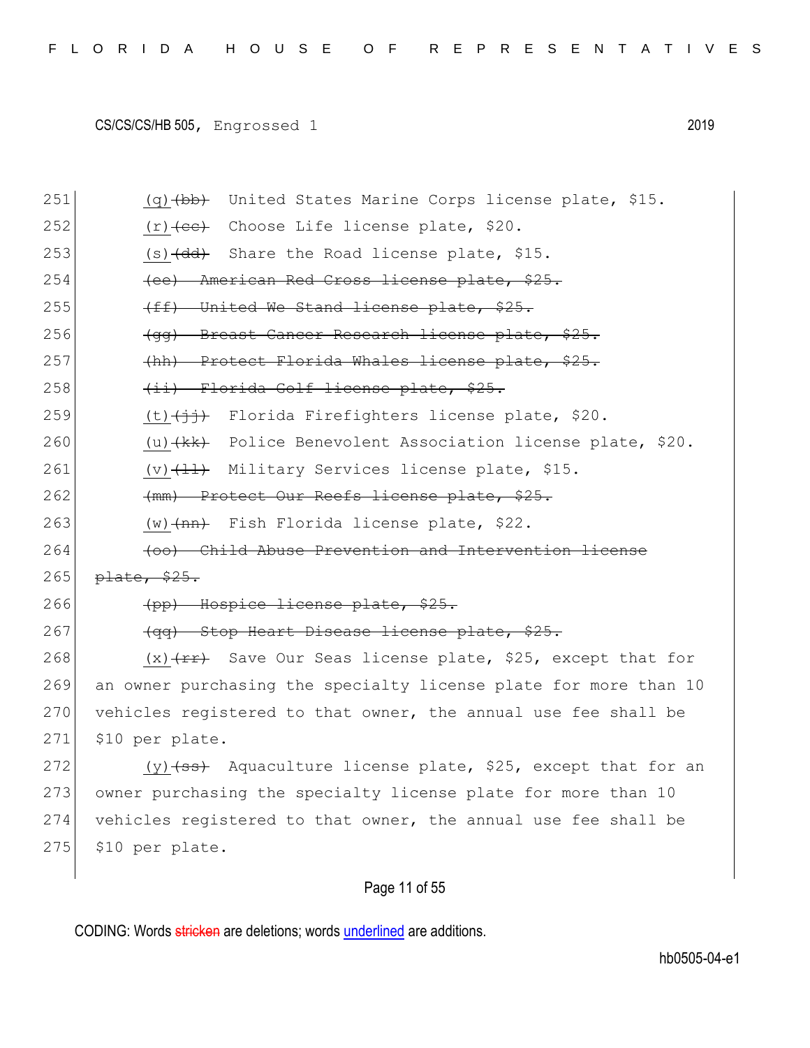(q) ~~(bb)~~ United States Marine Corps license plate, $15.

(r) ~~(cc)~~ Choose Life license plate, $20.

(s) ~~(dd)~~ Share the Road license plate, $15.

~~(ee) American Red Cross license plate, $25.~~

~~(ff) United We Stand license plate, $25.~~

~~(gg) Breast Cancer Research license plate, $25.~~

~~(hh) Protect Florida Whales license plate, $25.~~

~~(ii) Florida Golf license plate, $25.~~

(t) ~~(jj)~~ Florida Firefighters license plate, $20.

(u) ~~(kk)~~ Police Benevolent Association license plate, $20.

(v) ~~(ll)~~ Military Services license plate, $15.

~~(mm) Protect Our Reefs license plate, $25.~~

(w) ~~(nn)~~ Fish Florida license plate, $22.

~~(oo) Child Abuse Prevention and Intervention license plate, $25.~~

~~(pp) Hospice license plate, $25.~~

~~(qq) Stop Heart Disease license plate, $25.~~

(x) ~~(rr)~~ Save Our Seas license plate, $25, except that for an owner purchasing the specialty license plate for more than 10 vehicles registered to that owner, the annual use fee shall be $10 per plate.

(y) ~~(ss)~~ Aquaculture license plate, $25, except that for an owner purchasing the specialty license plate for more than 10 vehicles registered to that owner, the annual use fee shall be $10 per plate.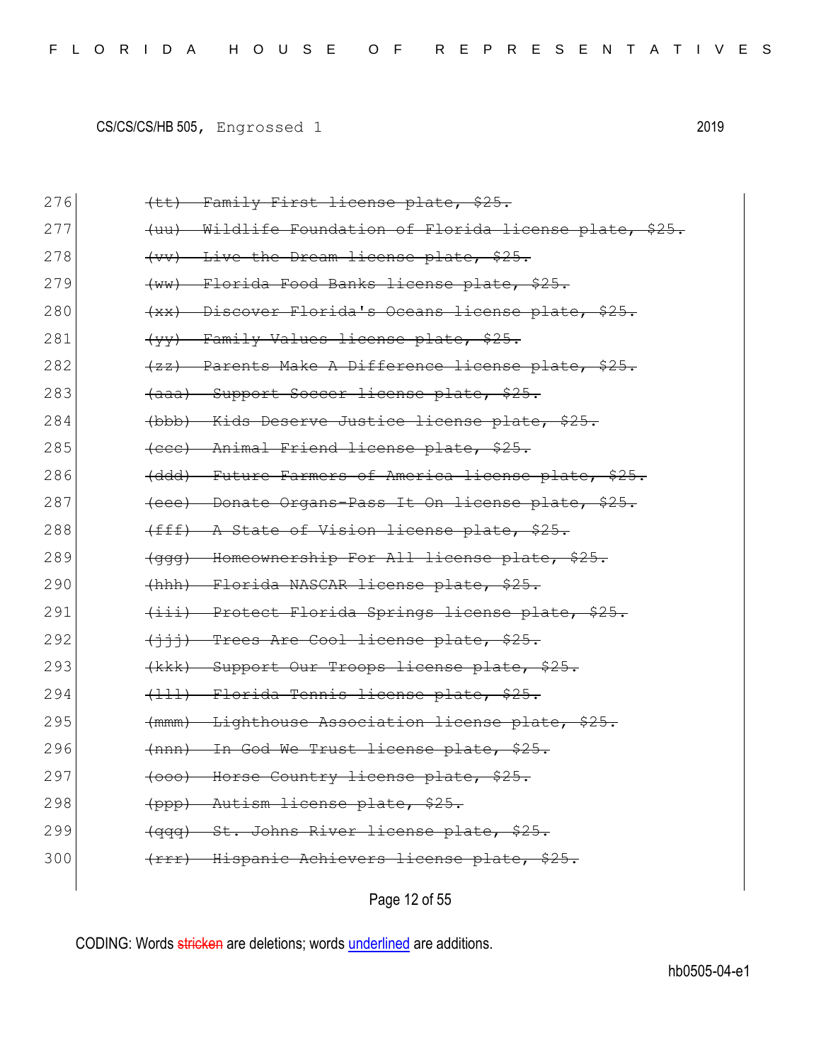276 ~~(tt) Family First license plate, $25.~~

277 ~~(uu) Wildlife Foundation of Florida license plate, $25.~~

278 ~~(vv) Live the Dream license plate, $25.~~

279 ~~(ww) Florida Food Banks license plate, $25.~~

280 ~~(xx) Discover Florida's Oceans license plate, $25.~~

281 ~~(yy) Family Values license plate, $25.~~

282 ~~(zz) Parents Make A Difference license plate, $25.~~

283 ~~(aaa) Support Soccer license plate, $25.~~

284 ~~(bbb) Kids Deserve Justice license plate, $25.~~

285 ~~(ccc) Animal Friend license plate, $25.~~

286 ~~(ddd) Future Farmers of America license plate, $25.~~

287 ~~(eee) Donate Organs-Pass It On license plate, $25.~~

288 ~~(fff) A State of Vision license plate, $25.~~

289 ~~(ggg) Homeownership For All license plate, $25.~~

290 ~~(hhh) Florida NASCAR license plate, $25.~~

291 ~~(iii) Protect Florida Springs license plate, $25.~~

292 ~~(jjj) Trees Are Cool license plate, $25.~~

293 ~~(kkk) Support Our Troops license plate, $25.~~

294 ~~(lll) Florida Tennis license plate, $25.~~

295 ~~(mmm) Lighthouse Association license plate, $25.~~

296 ~~(nnn) In God We Trust license plate, $25.~~

297 ~~(ooo) Horse Country license plate, $25.~~

298 ~~(ppp) Autism license plate, $25.~~

299 ~~(qqq) St. Johns River license plate, $25.~~

300 ~~(rrr) Hispanic Achievers license plate, $25.~~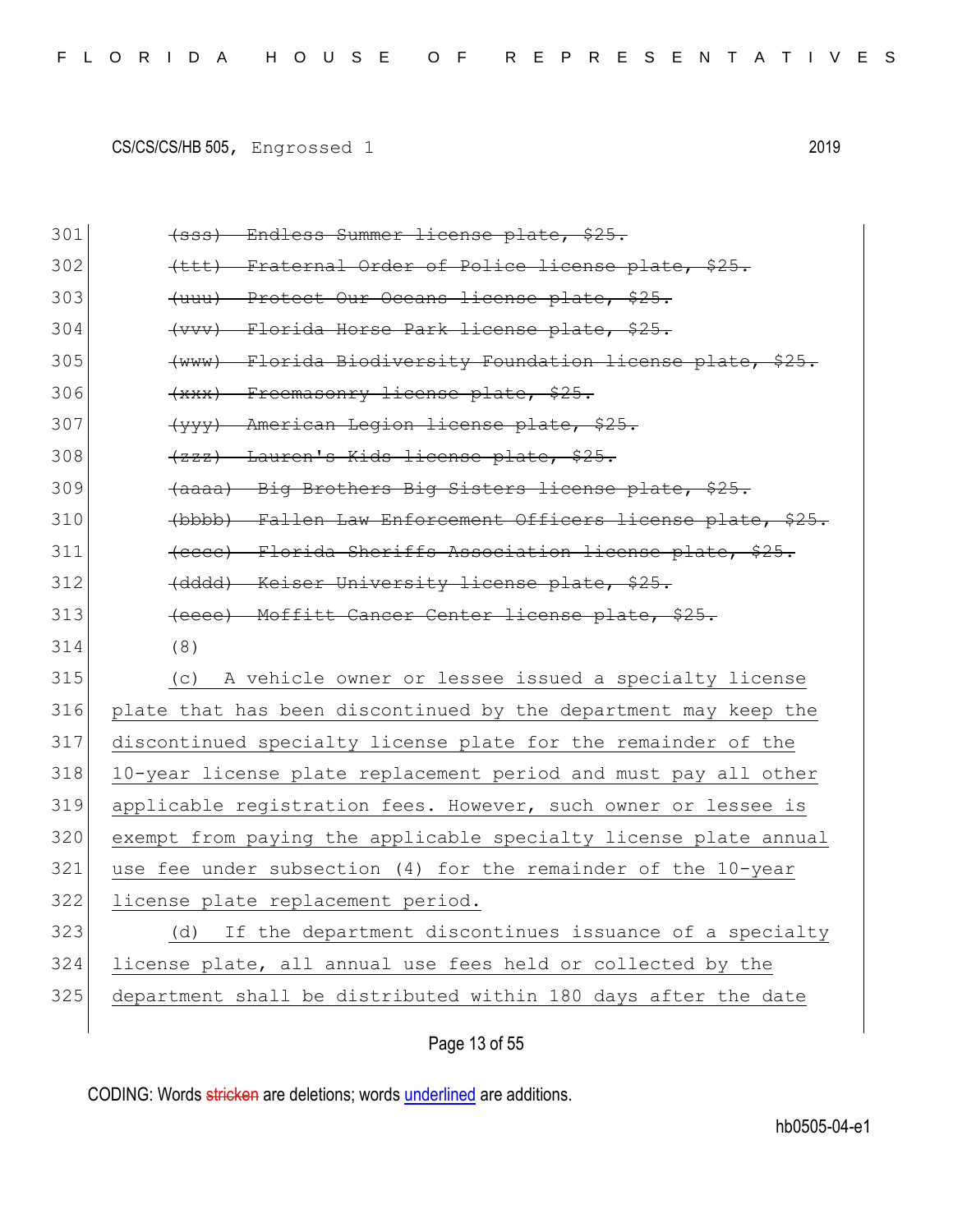~~(sss) Endless Summer license plate, $25.~~

~~(ttt) Fraternal Order of Police license plate, $25.~~

~~(uuu) Protect Our Oceans license plate, $25.~~

~~(vvv) Florida Horse Park license plate, $25.~~

~~(www) Florida Biodiversity Foundation license plate, $25.~~

~~(xxx) Freemasonry license plate, $25.~~

~~(yyy) American Legion license plate, $25.~~

~~(zzz) Lauren's Kids license plate, $25.~~

~~(aaaa) Big Brothers Big Sisters license plate, $25.~~

~~(bbbb) Fallen Law Enforcement Officers license plate, $25.~~

~~(cccc) Florida Sheriffs Association license plate, $25.~~

~~(dddd) Keiser University license plate, $25.~~

~~(eeee) Moffitt Cancer Center license plate, $25.~~

(8)

(c) <u>A vehicle owner or lessee issued a specialty license plate that has been discontinued by the department may keep the discontinued specialty license plate for the remainder of the 10-year license plate replacement period and must pay all other applicable registration fees. However, such owner or lessee is exempt from paying the applicable specialty license plate annual use fee under subsection (4) for the remainder of the 10-year license plate replacement period.</u>

(d) <u>If the department discontinues issuance of a specialty license plate, all annual use fees held or collected by the department shall be distributed within 180 days after the date</u>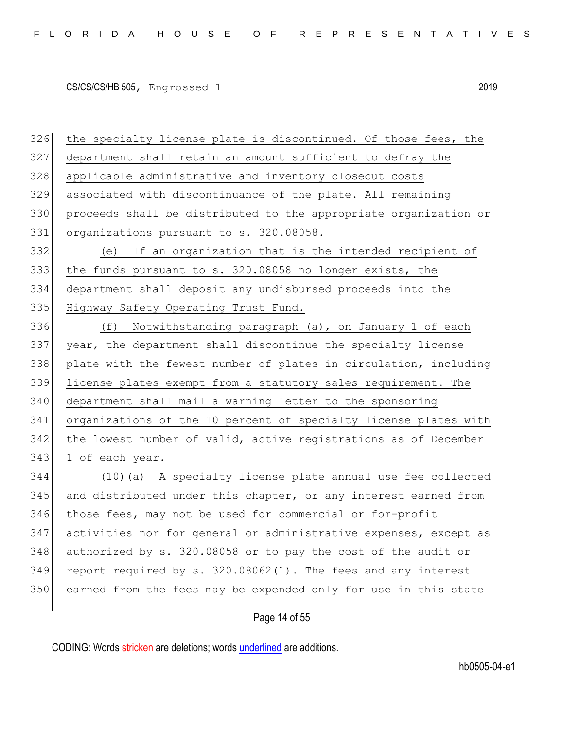326 the specialty license plate is discontinued. Of those fees, the
327 department shall retain an amount sufficient to defray the
328 applicable administrative and inventory closeout costs
329 associated with discontinuance of the plate. All remaining
330 proceeds shall be distributed to the appropriate organization or
331 organizations pursuant to s. 320.08058.

332 (e) If an organization that is the intended recipient of
333 the funds pursuant to s. 320.08058 no longer exists, the
334 department shall deposit any undisbursed proceeds into the
335 Highway Safety Operating Trust Fund.

336 (f) Notwithstanding paragraph (a), on January 1 of each
337 year, the department shall discontinue the specialty license
338 plate with the fewest number of plates in circulation, including
339 license plates exempt from a statutory sales requirement. The
340 department shall mail a warning letter to the sponsoring
341 organizations of the 10 percent of specialty license plates with
342 the lowest number of valid, active registrations as of December
343 1 of each year.

344 (10)(a) A specialty license plate annual use fee collected
345 and distributed under this chapter, or any interest earned from
346 those fees, may not be used for commercial or for-profit
347 activities nor for general or administrative expenses, except as
348 authorized by s. 320.08058 or to pay the cost of the audit or
349 report required by s. 320.08062(1). The fees and any interest
350 earned from the fees may be expended only for use in this state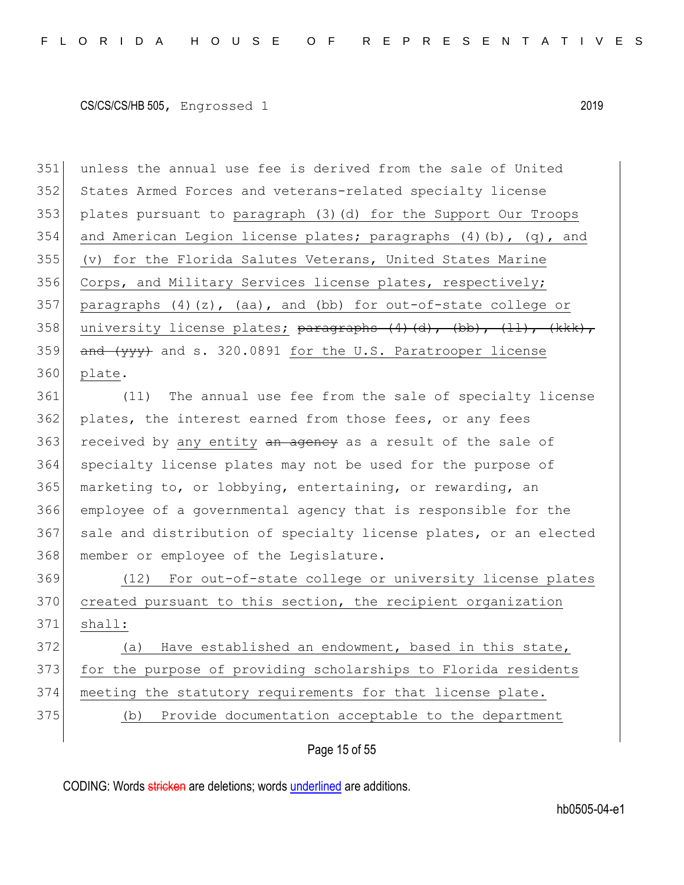unless the annual use fee is derived from the sale of United States Armed Forces and veterans-related specialty license plates pursuant to paragraph (3)(d) for the Support Our Troops and American Legion license plates; paragraphs (4)(b), (q), and (v) for the Florida Salutes Veterans, United States Marine Corps, and Military Services license plates, respectively; paragraphs (4)(z), (aa), and (bb) for out-of-state college or university license plates; ~~paragraphs (4)(d), (bb), (ll), (kkk), and (yyy)~~ and s. 320.0891 for the U.S. Paratrooper license plate.

(11) The annual use fee from the sale of specialty license plates, the interest earned from those fees, or any fees received by any entity ~~an agency~~ as a result of the sale of specialty license plates may not be used for the purpose of marketing to, or lobbying, entertaining, or rewarding, an employee of a governmental agency that is responsible for the sale and distribution of specialty license plates, or an elected member or employee of the Legislature.

(12) For out-of-state college or university license plates created pursuant to this section, the recipient organization shall:

(a) Have established an endowment, based in this state, for the purpose of providing scholarships to Florida residents meeting the statutory requirements for that license plate.

(b) Provide documentation acceptable to the department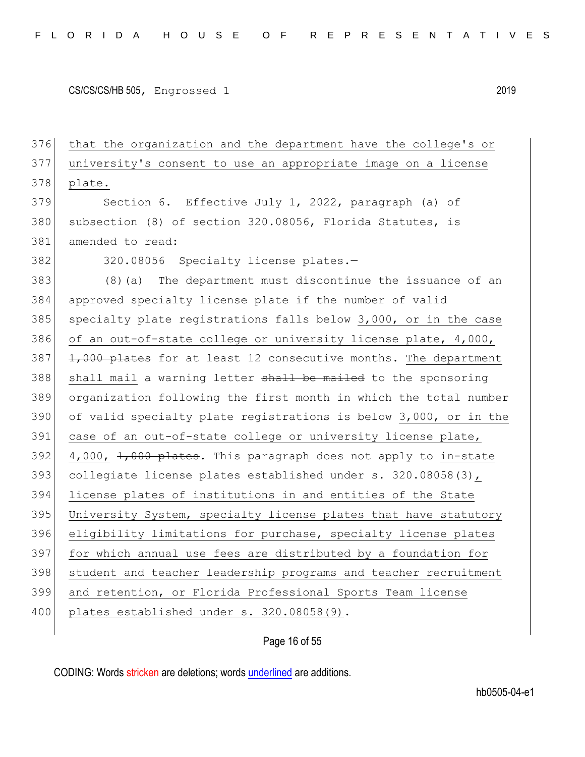376 that the organization and the department have the college's or
377 university's consent to use an appropriate image on a license
378 plate.

379 Section 6. Effective July 1, 2022, paragraph (a) of
380 subsection (8) of section 320.08056, Florida Statutes, is
381 amended to read:

382 320.08056 Specialty license plates.—

383 (8)(a) The department must discontinue the issuance of an
384 approved specialty license plate if the number of valid
385 specialty plate registrations falls below 3,000, or in the case
386 of an out-of-state college or university license plate, 4,000,
387 ~~1,000 plates~~ for at least 12 consecutive months. The department
388 shall mail a warning letter ~~shall be mailed~~ to the sponsoring
389 organization following the first month in which the total number
390 of valid specialty plate registrations is below 3,000, or in the
391 case of an out-of-state college or university license plate,
392 4,000, ~~1,000 plates~~. This paragraph does not apply to in-state
393 collegiate license plates established under s. 320.08058(3),
394 license plates of institutions in and entities of the State
395 University System, specialty license plates that have statutory
396 eligibility limitations for purchase, specialty license plates
397 for which annual use fees are distributed by a foundation for
398 student and teacher leadership programs and teacher recruitment
399 and retention, or Florida Professional Sports Team license
400 plates established under s. 320.08058(9).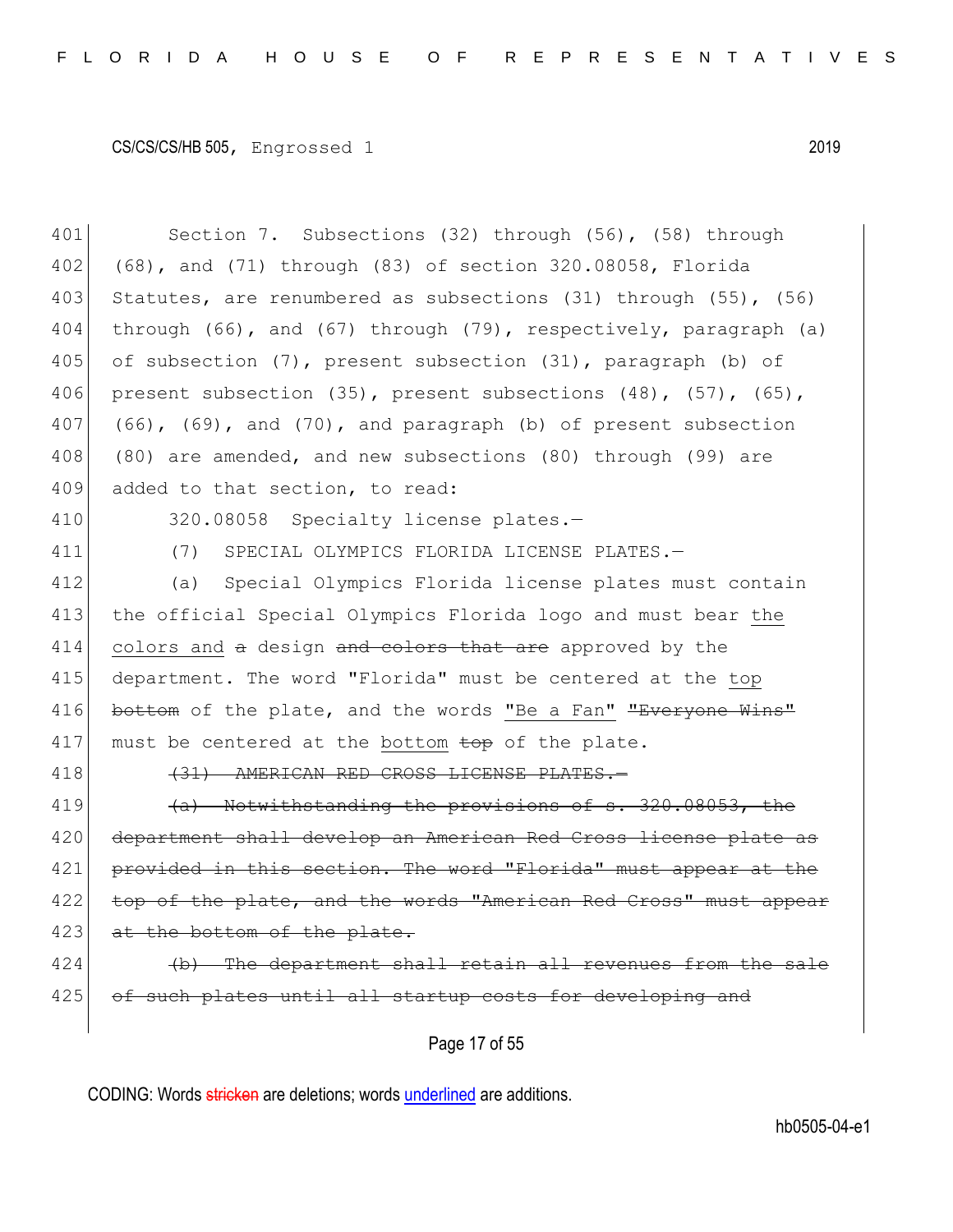Section 7. Subsections (32) through (56), (58) through (68), and (71) through (83) of section 320.08058, Florida Statutes, are renumbered as subsections (31) through (55), (56) through (66), and (67) through (79), respectively, paragraph (a) of subsection (7), present subsection (31), paragraph (b) of present subsection (35), present subsections (48), (57), (65), (66), (69), and (70), and paragraph (b) of present subsection (80) are amended, and new subsections (80) through (99) are added to that section, to read:

320.08058 Specialty license plates.—

(7) SPECIAL OLYMPICS FLORIDA LICENSE PLATES.—

(a) Special Olympics Florida license plates must contain the official Special Olympics Florida logo and must bear <u>the colors and</u> ~~a~~ design ~~and colors that are~~ approved by the department. The word "Florida" must be centered at the <u>top</u> ~~bottom~~ of the plate, and the words <u>"Be a Fan"</u> ~~"Everyone Wins"~~ must be centered at the <u>bottom</u> ~~top~~ of the plate.

~~(31) AMERICAN RED CROSS LICENSE PLATES.—~~

~~(a) Notwithstanding the provisions of s. 320.08053, the department shall develop an American Red Cross license plate as provided in this section. The word "Florida" must appear at the top of the plate, and the words "American Red Cross" must appear at the bottom of the plate.~~

~~(b) The department shall retain all revenues from the sale of such plates until all startup costs for developing and~~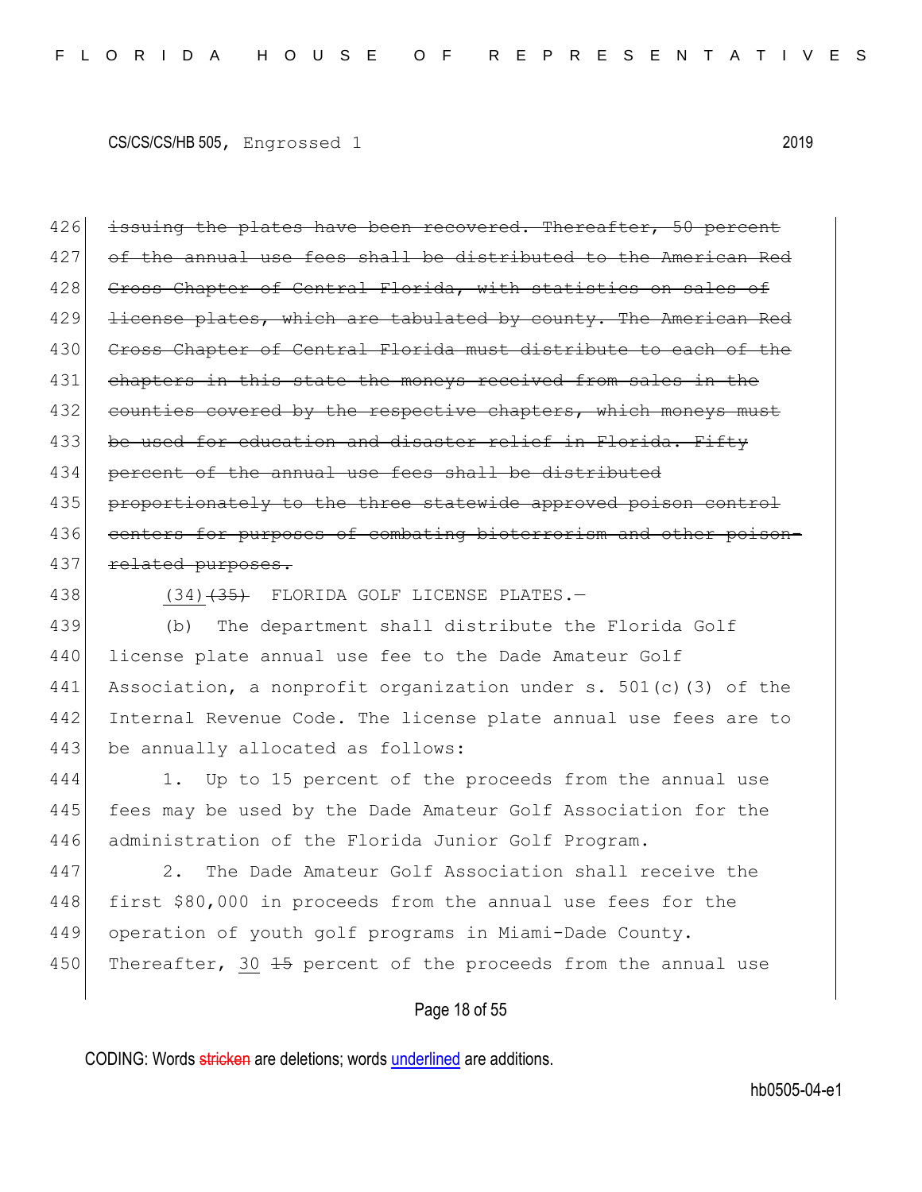~~issuing the plates have been recovered. Thereafter, 50 percent of the annual use fees shall be distributed to the American Red Cross Chapter of Central Florida, with statistics on sales of license plates, which are tabulated by county. The American Red Cross Chapter of Central Florida must distribute to each of the chapters in this state the moneys received from sales in the counties covered by the respective chapters, which moneys must be used for education and disaster relief in Florida. Fifty percent of the annual use fees shall be distributed proportionately to the three statewide approved poison control centers for purposes of combating bioterrorism and other poison-related purposes.~~

(34)~~(35)~~ FLORIDA GOLF LICENSE PLATES.—

(b) The department shall distribute the Florida Golf license plate annual use fee to the Dade Amateur Golf Association, a nonprofit organization under s. 501(c)(3) of the Internal Revenue Code. The license plate annual use fees are to be annually allocated as follows:

1. Up to 15 percent of the proceeds from the annual use fees may be used by the Dade Amateur Golf Association for the administration of the Florida Junior Golf Program.

2. The Dade Amateur Golf Association shall receive the first $80,000 in proceeds from the annual use fees for the operation of youth golf programs in Miami-Dade County. Thereafter, <u>30</u> ~~15~~ percent of the proceeds from the annual use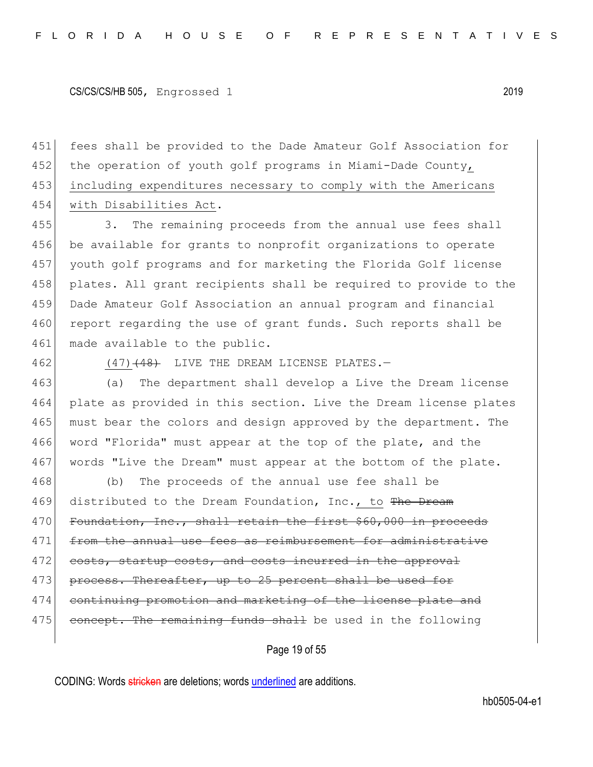fees shall be provided to the Dade Amateur Golf Association for the operation of youth golf programs in Miami-Dade County, including expenditures necessary to comply with the Americans with Disabilities Act.

3. The remaining proceeds from the annual use fees shall be available for grants to nonprofit organizations to operate youth golf programs and for marketing the Florida Golf license plates. All grant recipients shall be required to provide to the Dade Amateur Golf Association an annual program and financial report regarding the use of grant funds. Such reports shall be made available to the public.

(47) ~~(48)~~ LIVE THE DREAM LICENSE PLATES.—

(a) The department shall develop a Live the Dream license plate as provided in this section. Live the Dream license plates must bear the colors and design approved by the department. The word "Florida" must appear at the top of the plate, and the words "Live the Dream" must appear at the bottom of the plate.

(b) The proceeds of the annual use fee shall be distributed to the Dream Foundation, Inc., to ~~The Dream Foundation, Inc., shall retain the first $60,000 in proceeds from the annual use fees as reimbursement for administrative costs, startup costs, and costs incurred in the approval process. Thereafter, up to 25 percent shall be used for continuing promotion and marketing of the license plate and concept. The remaining funds shall~~ be used in the following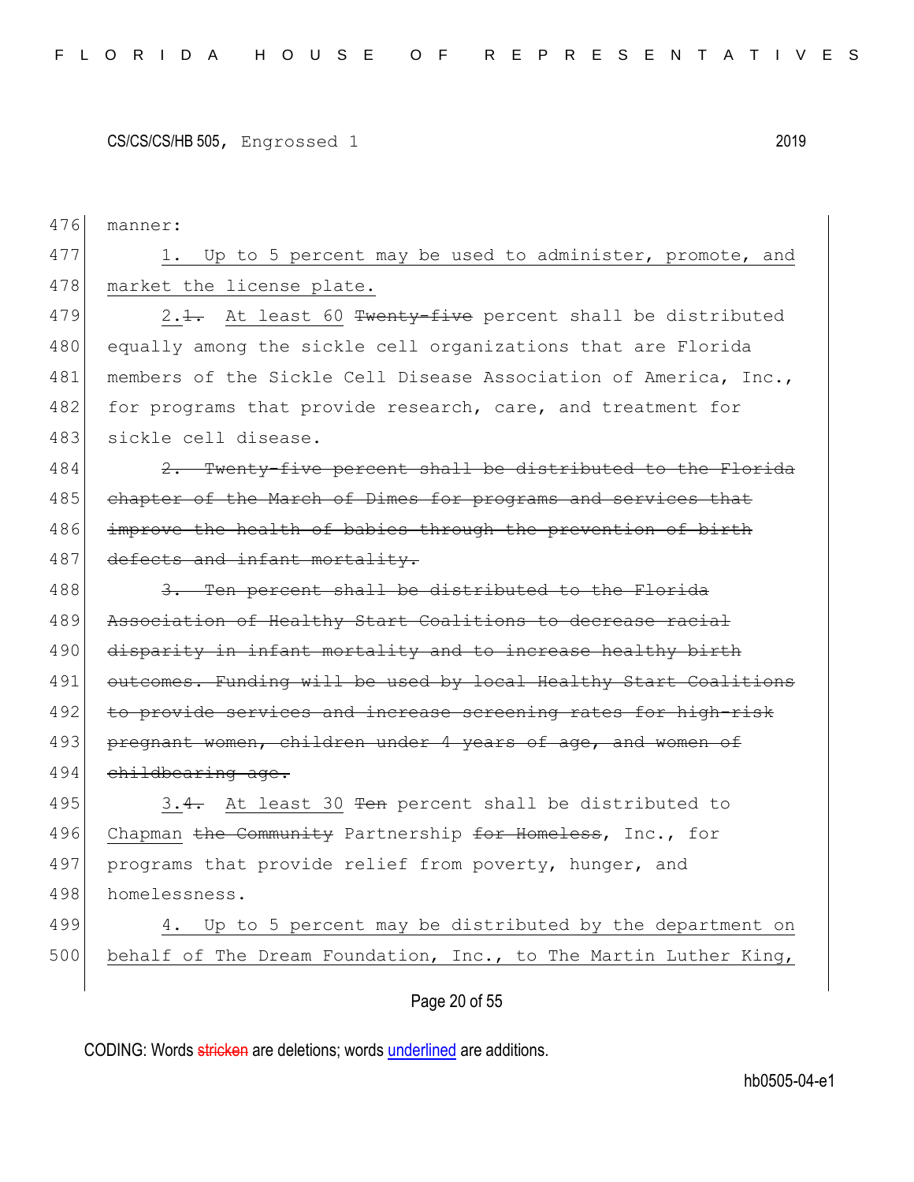manner:

1. Up to 5 percent may be used to administer, promote, and market the license plate.

2.~~1.~~ At least 60 ~~Twenty-five~~ percent shall be distributed equally among the sickle cell organizations that are Florida members of the Sickle Cell Disease Association of America, Inc., for programs that provide research, care, and treatment for sickle cell disease.

~~2. Twenty-five percent shall be distributed to the Florida chapter of the March of Dimes for programs and services that improve the health of babies through the prevention of birth defects and infant mortality.~~

~~3. Ten percent shall be distributed to the Florida Association of Healthy Start Coalitions to decrease racial disparity in infant mortality and to increase healthy birth outcomes. Funding will be used by local Healthy Start Coalitions to provide services and increase screening rates for high-risk pregnant women, children under 4 years of age, and women of childbearing age.~~

3.~~4.~~ At least 30 ~~Ten~~ percent shall be distributed to Chapman ~~the Community~~ Partnership ~~for Homeless~~, Inc., for programs that provide relief from poverty, hunger, and homelessness.

4. Up to 5 percent may be distributed by the department on behalf of The Dream Foundation, Inc., to The Martin Luther King,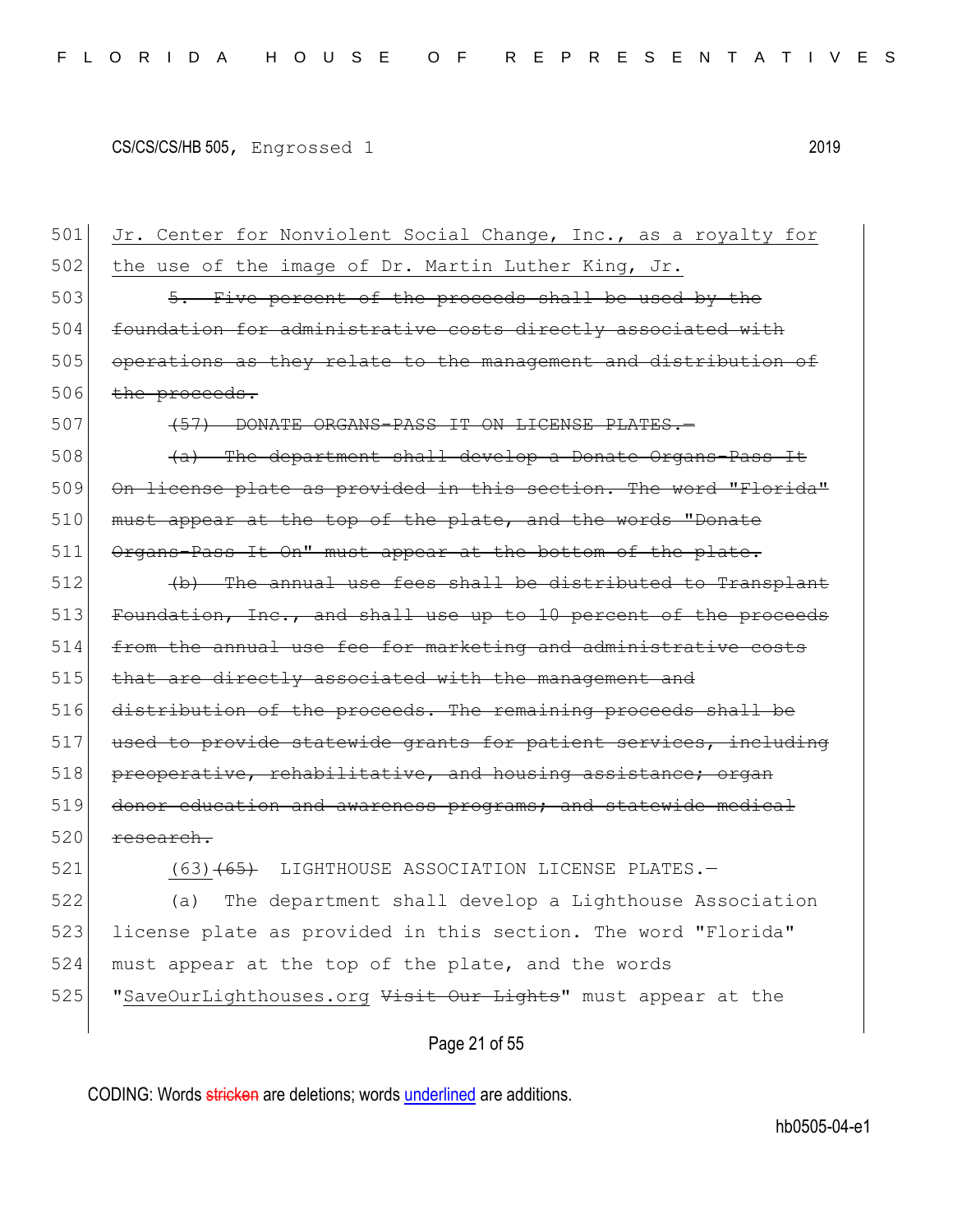Jr. Center for Nonviolent Social Change, Inc., as a royalty for the use of the image of Dr. Martin Luther King, Jr.

~~5. Five percent of the proceeds shall be used by the foundation for administrative costs directly associated with operations as they relate to the management and distribution of the proceeds.~~

~~(57) DONATE ORGANS-PASS IT ON LICENSE PLATES.—~~

~~(a) The department shall develop a Donate Organs-Pass It On license plate as provided in this section. The word "Florida" must appear at the top of the plate, and the words "Donate Organs-Pass It On" must appear at the bottom of the plate.~~

~~(b) The annual use fees shall be distributed to Transplant Foundation, Inc., and shall use up to 10 percent of the proceeds from the annual use fee for marketing and administrative costs that are directly associated with the management and distribution of the proceeds. The remaining proceeds shall be used to provide statewide grants for patient services, including preoperative, rehabilitative, and housing assistance; organ donor education and awareness programs; and statewide medical research.~~

(63) ~~(65)~~ LIGHTHOUSE ASSOCIATION LICENSE PLATES.—

(a) The department shall develop a Lighthouse Association license plate as provided in this section. The word "Florida" must appear at the top of the plate, and the words "SaveOurLighthouses.org ~~Visit Our Lights~~" must appear at the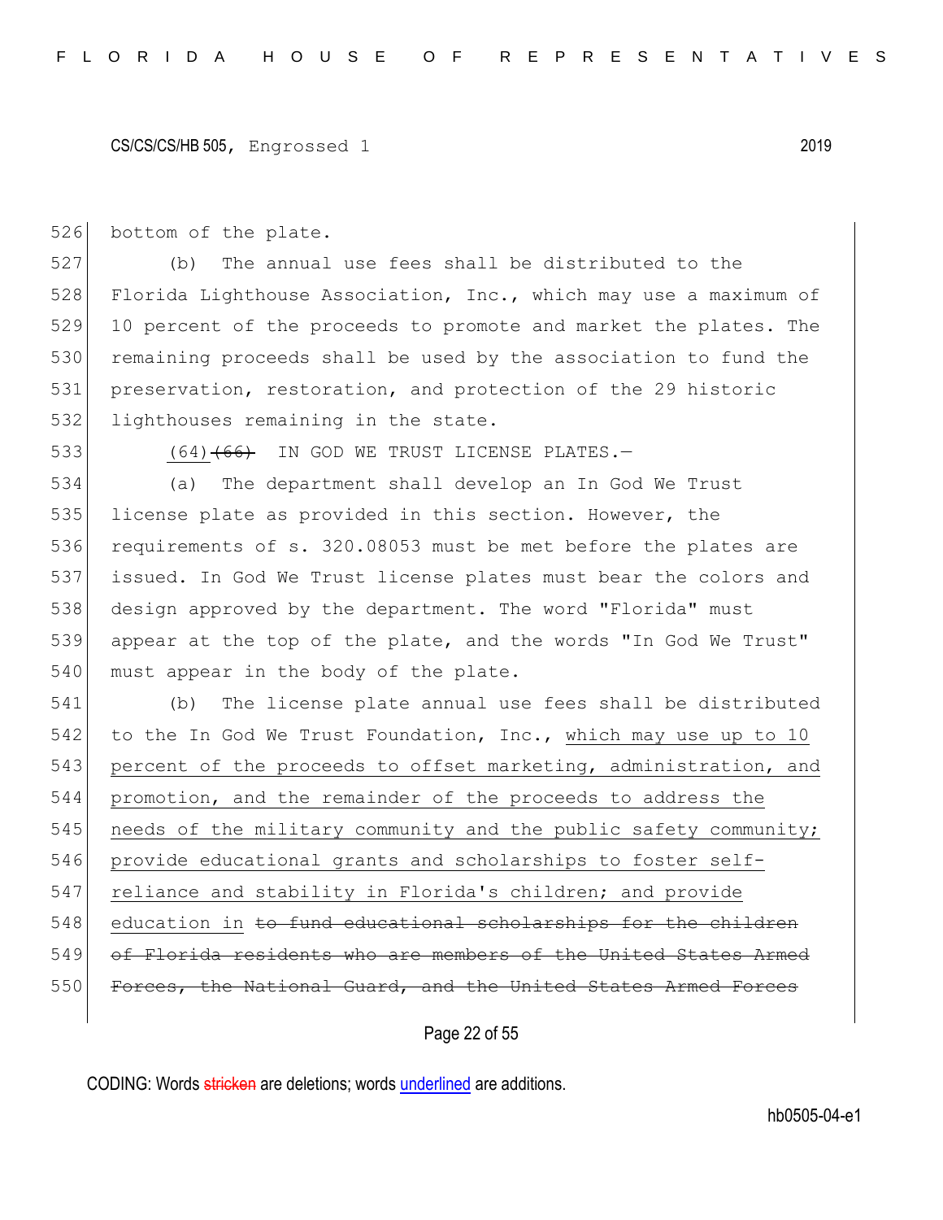bottom of the plate.

(b) The annual use fees shall be distributed to the Florida Lighthouse Association, Inc., which may use a maximum of 10 percent of the proceeds to promote and market the plates. The remaining proceeds shall be used by the association to fund the preservation, restoration, and protection of the 29 historic lighthouses remaining in the state.

(64) ~~(66)~~ IN GOD WE TRUST LICENSE PLATES.—

(a) The department shall develop an In God We Trust license plate as provided in this section. However, the requirements of s. 320.08053 must be met before the plates are issued. In God We Trust license plates must bear the colors and design approved by the department. The word "Florida" must appear at the top of the plate, and the words "In God We Trust" must appear in the body of the plate.

(b) The license plate annual use fees shall be distributed to the In God We Trust Foundation, Inc., <u>which may use up to 10 percent of the proceeds to offset marketing, administration, and promotion, and the remainder of the proceeds to address the needs of the military community and the public safety community; provide educational grants and scholarships to foster self-reliance and stability in Florida's children; and provide education in</u> ~~to fund educational scholarships for the children of Florida residents who are members of the United States Armed Forces, the National Guard, and the United States Armed Forces~~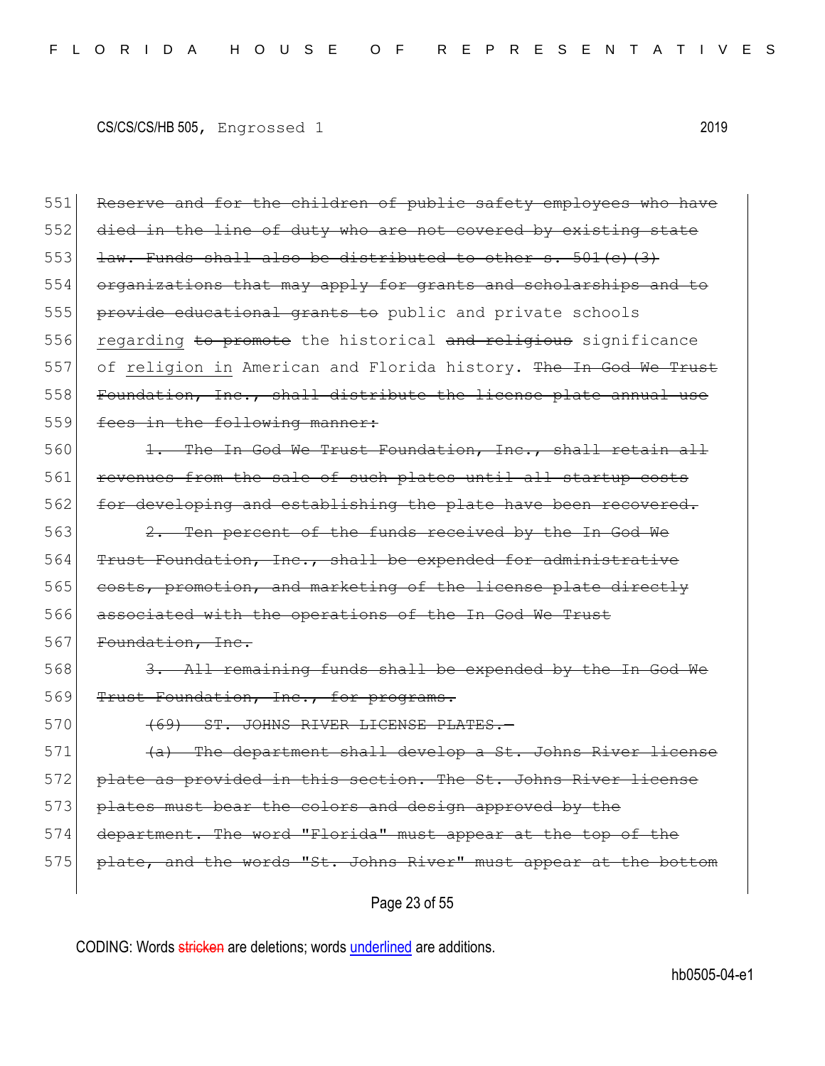CS/CS/CS/HB 505, Engrossed 1 2019

551 ~~Reserve and for the children of public safety employees who have~~
552 ~~died in the line of duty who are not covered by existing state~~
553 ~~law. Funds shall also be distributed to other s. 501(c)(3)~~
554 ~~organizations that may apply for grants and scholarships and to~~
555 ~~provide educational grants to~~ public and private schools
556 <u>regarding</u> ~~to promote~~ the historical ~~and religious~~ significance
557 of <u>religion in</u> American and Florida history. ~~The In God We Trust~~
558 ~~Foundation, Inc., shall distribute the license plate annual use~~
559 ~~fees in the following manner:~~

560 ~~1. The In God We Trust Foundation, Inc., shall retain all~~
561 ~~revenues from the sale of such plates until all startup costs~~
562 ~~for developing and establishing the plate have been recovered.~~

563 ~~2. Ten percent of the funds received by the In God We~~
564 ~~Trust Foundation, Inc., shall be expended for administrative~~
565 ~~costs, promotion, and marketing of the license plate directly~~
566 ~~associated with the operations of the In God We Trust~~
567 ~~Foundation, Inc.~~

568 ~~3. All remaining funds shall be expended by the In God We~~
569 ~~Trust Foundation, Inc., for programs.~~

570 ~~(69) ST. JOHNS RIVER LICENSE PLATES.—~~

571 ~~(a) The department shall develop a St. Johns River license~~
572 ~~plate as provided in this section. The St. Johns River license~~
573 ~~plates must bear the colors and design approved by the~~
574 ~~department. The word "Florida" must appear at the top of the~~
575 ~~plate, and the words "St. Johns River" must appear at the bottom~~

CODING: Words ~~stricken~~ are deletions; words <u>underlined</u> are additions.

hb0505-04-e1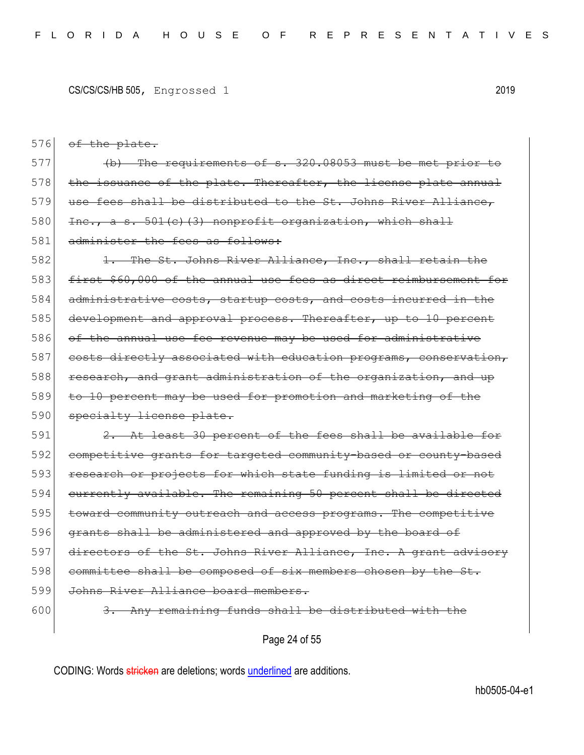576 ~~of the plate.~~

577 ~~(b) The requirements of s. 320.08053 must be met prior to~~
578 ~~the issuance of the plate. Thereafter, the license plate annual~~
579 ~~use fees shall be distributed to the St. Johns River Alliance,~~
580 ~~Inc., a s. 501(c)(3) nonprofit organization, which shall~~
581 ~~administer the fees as follows:~~

582 ~~1. The St. Johns River Alliance, Inc., shall retain the~~
583 ~~first $60,000 of the annual use fees as direct reimbursement for~~
584 ~~administrative costs, startup costs, and costs incurred in the~~
585 ~~development and approval process. Thereafter, up to 10 percent~~
586 ~~of the annual use fee revenue may be used for administrative~~
587 ~~costs directly associated with education programs, conservation,~~
588 ~~research, and grant administration of the organization, and up~~
589 ~~to 10 percent may be used for promotion and marketing of the~~
590 ~~specialty license plate.~~

591 ~~2. At least 30 percent of the fees shall be available for~~
592 ~~competitive grants for targeted community-based or county-based~~
593 ~~research or projects for which state funding is limited or not~~
594 ~~currently available. The remaining 50 percent shall be directed~~
595 ~~toward community outreach and access programs. The competitive~~
596 ~~grants shall be administered and approved by the board of~~
597 ~~directors of the St. Johns River Alliance, Inc. A grant advisory~~
598 ~~committee shall be composed of six members chosen by the St.~~
599 ~~Johns River Alliance board members.~~

600 ~~3. Any remaining funds shall be distributed with the~~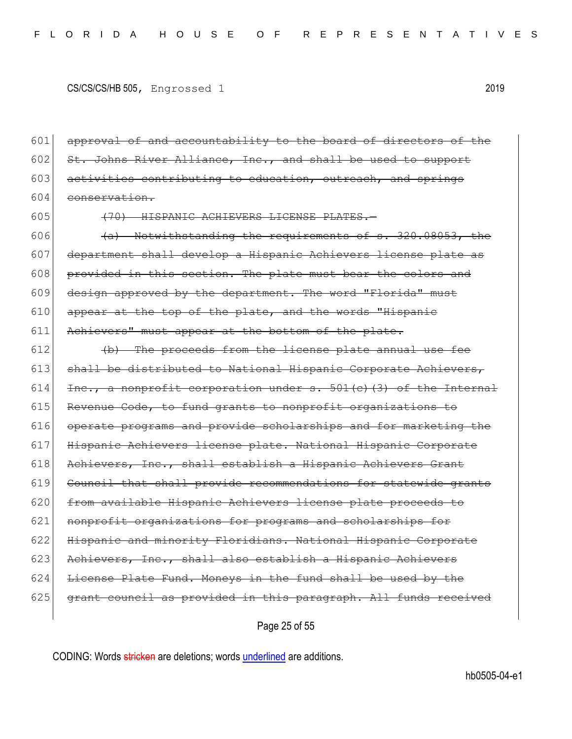601 ~~approval of and accountability to the board of directors of the~~
602 ~~St. Johns River Alliance, Inc., and shall be used to support~~
603 ~~activities contributing to education, outreach, and springs~~
604 ~~conservation.~~
605 ~~(70) HISPANIC ACHIEVERS LICENSE PLATES.—~~
606 ~~(a) Notwithstanding the requirements of s. 320.08053, the~~
607 ~~department shall develop a Hispanic Achievers license plate as~~
608 ~~provided in this section. The plate must bear the colors and~~
609 ~~design approved by the department. The word "Florida" must~~
610 ~~appear at the top of the plate, and the words "Hispanic~~
611 ~~Achievers" must appear at the bottom of the plate.~~
612 ~~(b) The proceeds from the license plate annual use fee~~
613 ~~shall be distributed to National Hispanic Corporate Achievers,~~
614 ~~Inc., a nonprofit corporation under s. 501(c)(3) of the Internal~~
615 ~~Revenue Code, to fund grants to nonprofit organizations to~~
616 ~~operate programs and provide scholarships and for marketing the~~
617 ~~Hispanic Achievers license plate. National Hispanic Corporate~~
618 ~~Achievers, Inc., shall establish a Hispanic Achievers Grant~~
619 ~~Council that shall provide recommendations for statewide grants~~
620 ~~from available Hispanic Achievers license plate proceeds to~~
621 ~~nonprofit organizations for programs and scholarships for~~
622 ~~Hispanic and minority Floridians. National Hispanic Corporate~~
623 ~~Achievers, Inc., shall also establish a Hispanic Achievers~~
624 ~~License Plate Fund. Moneys in the fund shall be used by the~~
625 ~~grant council as provided in this paragraph. All funds received~~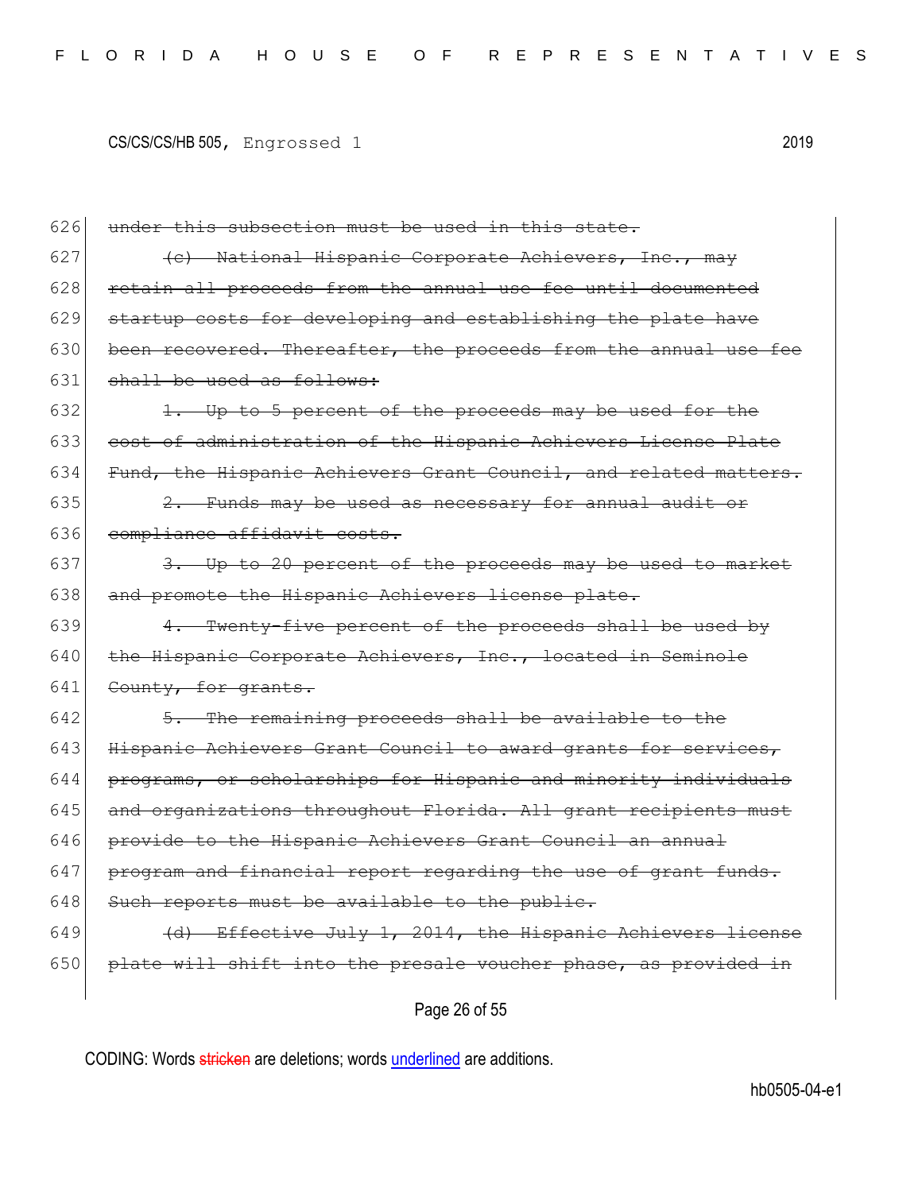626 ~~under this subsection must be used in this state.~~

627 ~~(c) National Hispanic Corporate Achievers, Inc., may~~
628 ~~retain all proceeds from the annual use fee until documented~~
629 ~~startup costs for developing and establishing the plate have~~
630 ~~been recovered. Thereafter, the proceeds from the annual use fee~~
631 ~~shall be used as follows:~~

632 ~~1. Up to 5 percent of the proceeds may be used for the~~
633 ~~cost of administration of the Hispanic Achievers License Plate~~
634 ~~Fund, the Hispanic Achievers Grant Council, and related matters.~~

635 ~~2. Funds may be used as necessary for annual audit or~~
636 ~~compliance affidavit costs.~~

637 ~~3. Up to 20 percent of the proceeds may be used to market~~
638 ~~and promote the Hispanic Achievers license plate.~~

639 ~~4. Twenty-five percent of the proceeds shall be used by~~
640 ~~the Hispanic Corporate Achievers, Inc., located in Seminole~~
641 ~~County, for grants.~~

642 ~~5. The remaining proceeds shall be available to the~~
643 ~~Hispanic Achievers Grant Council to award grants for services,~~
644 ~~programs, or scholarships for Hispanic and minority individuals~~
645 ~~and organizations throughout Florida. All grant recipients must~~
646 ~~provide to the Hispanic Achievers Grant Council an annual~~
647 ~~program and financial report regarding the use of grant funds.~~
648 ~~Such reports must be available to the public.~~

649 ~~(d) Effective July 1, 2014, the Hispanic Achievers license~~
650 ~~plate will shift into the presale voucher phase, as provided in~~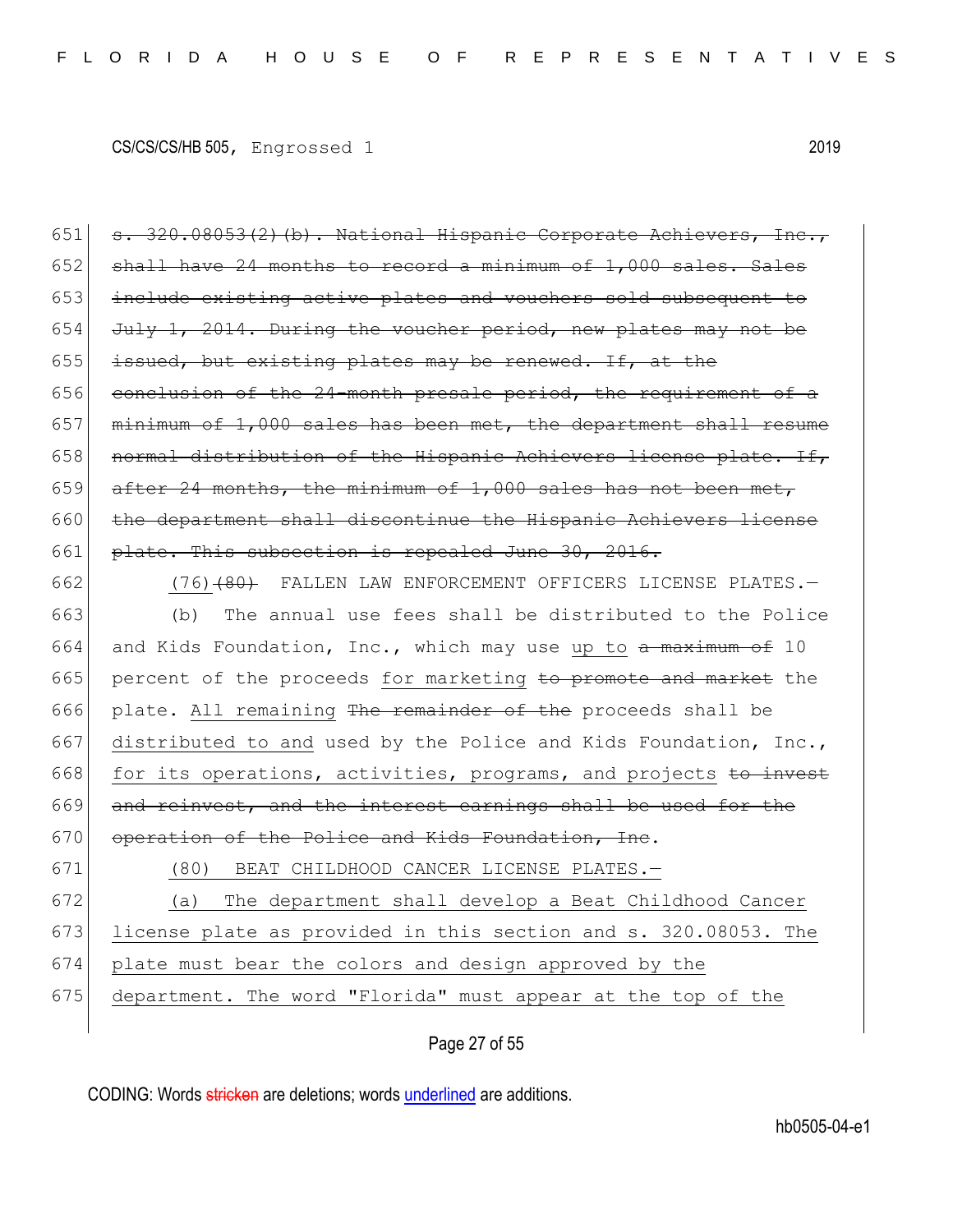651 ~~s. 320.08053(2)(b). National Hispanic Corporate Achievers, Inc.,~~
652 ~~shall have 24 months to record a minimum of 1,000 sales. Sales~~
653 ~~include existing active plates and vouchers sold subsequent to~~
654 ~~July 1, 2014. During the voucher period, new plates may not be~~
655 ~~issued, but existing plates may be renewed. If, at the~~
656 ~~conclusion of the 24-month presale period, the requirement of a~~
657 ~~minimum of 1,000 sales has been met, the department shall resume~~
658 ~~normal distribution of the Hispanic Achievers license plate. If,~~
659 ~~after 24 months, the minimum of 1,000 sales has not been met,~~
660 ~~the department shall discontinue the Hispanic Achievers license~~
661 ~~plate. This subsection is repealed June 30, 2016.~~

662 (76)~~(80)~~ FALLEN LAW ENFORCEMENT OFFICERS LICENSE PLATES.—

663 (b) The annual use fees shall be distributed to the Police
664 and Kids Foundation, Inc., which may use <u>up to</u> ~~a maximum of~~ 10
665 percent of the proceeds <u>for marketing</u> ~~to promote and market~~ the
666 plate. <u>All remaining</u> ~~The remainder of the~~ proceeds shall be
667 <u>distributed to and</u> used by the Police and Kids Foundation, Inc.,
668 <u>for its operations, activities, programs, and projects</u> ~~to invest~~
669 ~~and reinvest, and the interest earnings shall be used for the~~
670 ~~operation of the Police and Kids Foundation, Inc~~.

671 <u>(80) BEAT CHILDHOOD CANCER LICENSE PLATES.—</u>

672 <u>(a) The department shall develop a Beat Childhood Cancer</u>
673 <u>license plate as provided in this section and s. 320.08053. The</u>
674 <u>plate must bear the colors and design approved by the</u>
675 <u>department. The word "Florida" must appear at the top of the</u>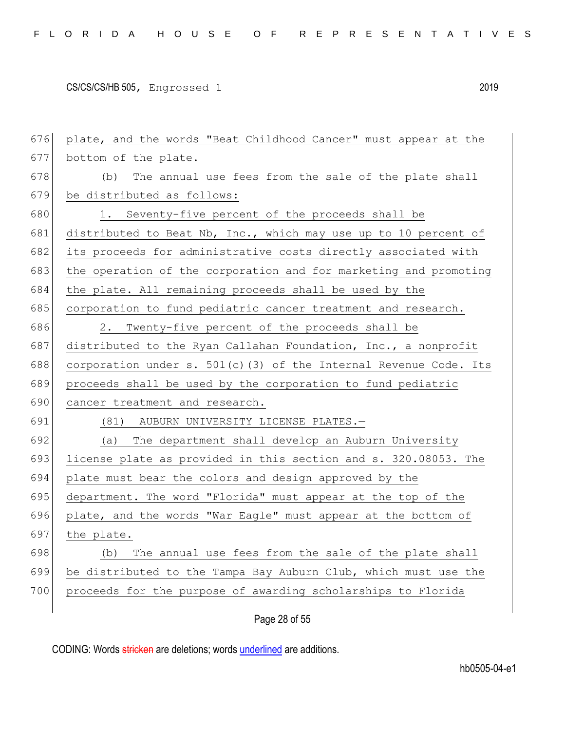plate, and the words "Beat Childhood Cancer" must appear at the bottom of the plate.

(b) The annual use fees from the sale of the plate shall be distributed as follows:

1. Seventy-five percent of the proceeds shall be distributed to Beat Nb, Inc., which may use up to 10 percent of its proceeds for administrative costs directly associated with the operation of the corporation and for marketing and promoting the plate. All remaining proceeds shall be used by the corporation to fund pediatric cancer treatment and research.

2. Twenty-five percent of the proceeds shall be distributed to the Ryan Callahan Foundation, Inc., a nonprofit corporation under s. 501(c)(3) of the Internal Revenue Code. Its proceeds shall be used by the corporation to fund pediatric cancer treatment and research.

(81) AUBURN UNIVERSITY LICENSE PLATES.—

(a) The department shall develop an Auburn University license plate as provided in this section and s. 320.08053. The plate must bear the colors and design approved by the department. The word "Florida" must appear at the top of the plate, and the words "War Eagle" must appear at the bottom of the plate.

(b) The annual use fees from the sale of the plate shall be distributed to the Tampa Bay Auburn Club, which must use the proceeds for the purpose of awarding scholarships to Florida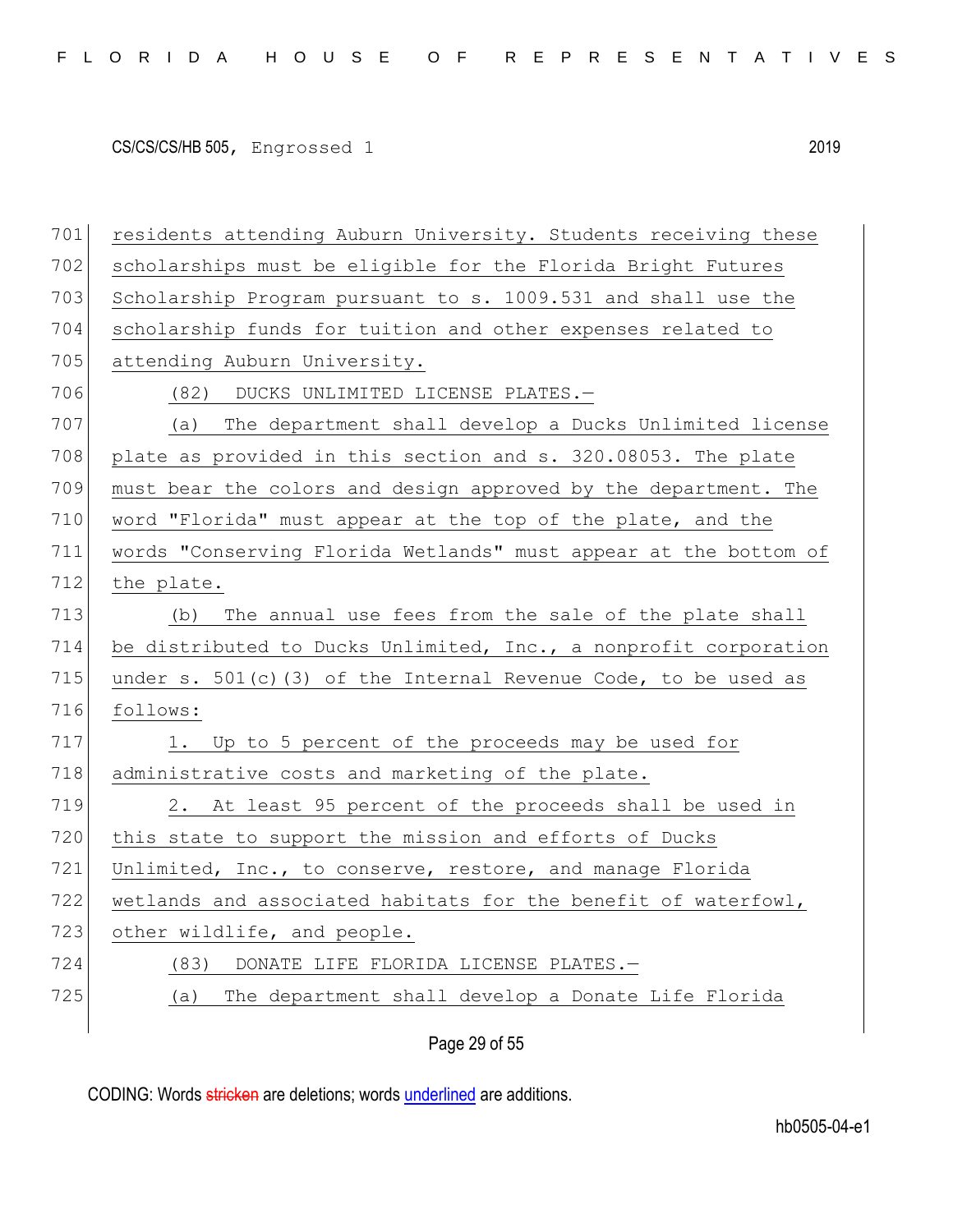residents attending Auburn University. Students receiving these scholarships must be eligible for the Florida Bright Futures Scholarship Program pursuant to s. 1009.531 and shall use the scholarship funds for tuition and other expenses related to attending Auburn University.

(82) DUCKS UNLIMITED LICENSE PLATES.—

(a) The department shall develop a Ducks Unlimited license plate as provided in this section and s. 320.08053. The plate must bear the colors and design approved by the department. The word "Florida" must appear at the top of the plate, and the words "Conserving Florida Wetlands" must appear at the bottom of the plate.

(b) The annual use fees from the sale of the plate shall be distributed to Ducks Unlimited, Inc., a nonprofit corporation under s. 501(c)(3) of the Internal Revenue Code, to be used as follows:

1. Up to 5 percent of the proceeds may be used for administrative costs and marketing of the plate.

2. At least 95 percent of the proceeds shall be used in this state to support the mission and efforts of Ducks Unlimited, Inc., to conserve, restore, and manage Florida wetlands and associated habitats for the benefit of waterfowl, other wildlife, and people.

(83) DONATE LIFE FLORIDA LICENSE PLATES.—

(a) The department shall develop a Donate Life Florida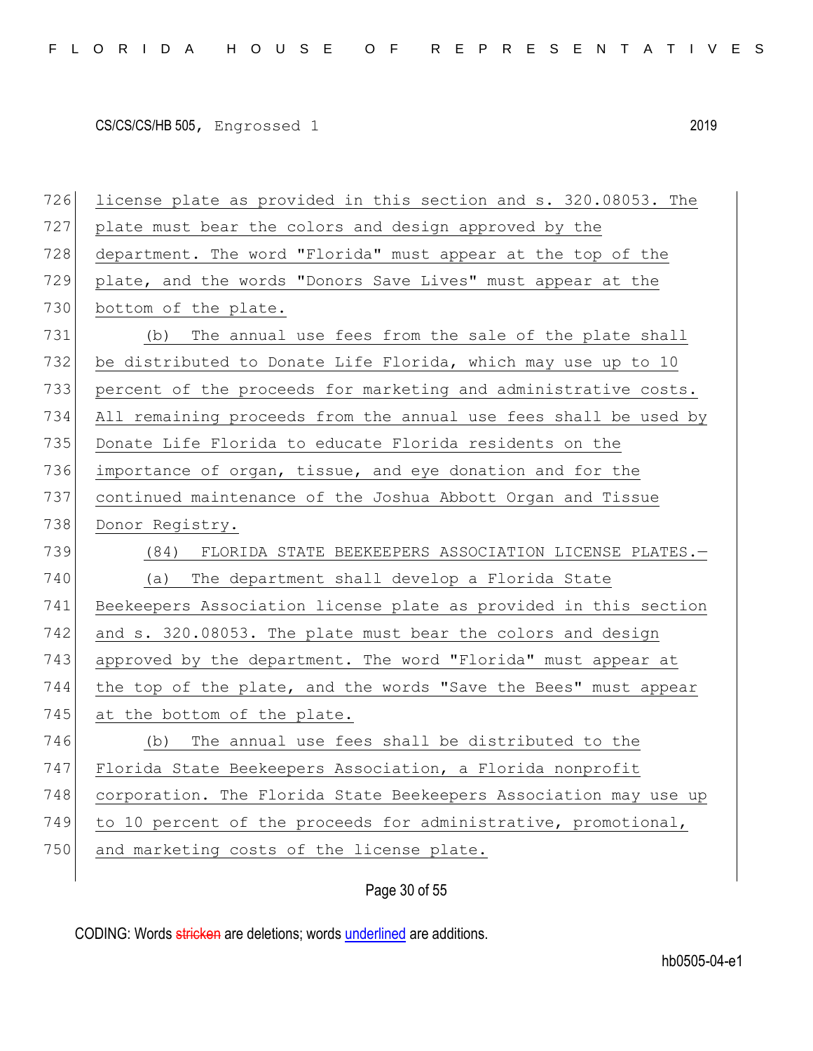license plate as provided in this section and s. 320.08053. The plate must bear the colors and design approved by the department. The word "Florida" must appear at the top of the plate, and the words "Donors Save Lives" must appear at the bottom of the plate.

(b) The annual use fees from the sale of the plate shall be distributed to Donate Life Florida, which may use up to 10 percent of the proceeds for marketing and administrative costs. All remaining proceeds from the annual use fees shall be used by Donate Life Florida to educate Florida residents on the importance of organ, tissue, and eye donation and for the continued maintenance of the Joshua Abbott Organ and Tissue Donor Registry.

(84) FLORIDA STATE BEEKEEPERS ASSOCIATION LICENSE PLATES.—

(a) The department shall develop a Florida State Beekeepers Association license plate as provided in this section and s. 320.08053. The plate must bear the colors and design approved by the department. The word "Florida" must appear at the top of the plate, and the words "Save the Bees" must appear at the bottom of the plate.

(b) The annual use fees shall be distributed to the Florida State Beekeepers Association, a Florida nonprofit corporation. The Florida State Beekeepers Association may use up to 10 percent of the proceeds for administrative, promotional, and marketing costs of the license plate.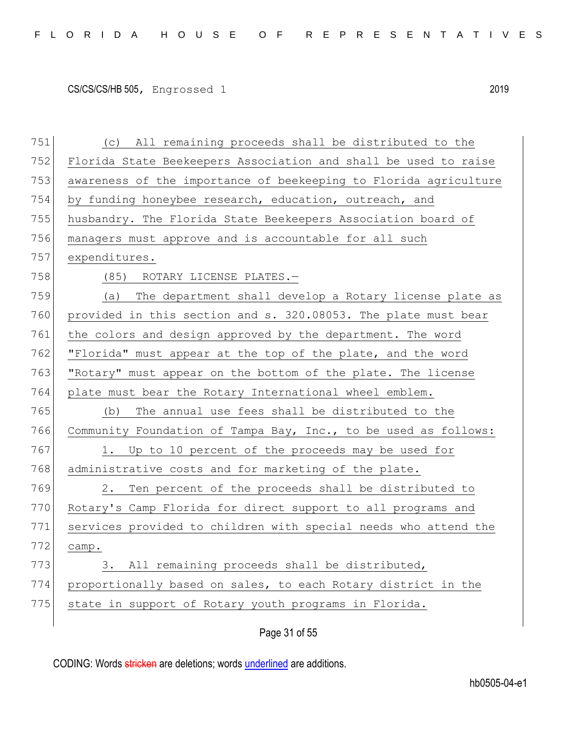(c) All remaining proceeds shall be distributed to the Florida State Beekeepers Association and shall be used to raise awareness of the importance of beekeeping to Florida agriculture by funding honeybee research, education, outreach, and husbandry. The Florida State Beekeepers Association board of managers must approve and is accountable for all such expenditures.

(85) ROTARY LICENSE PLATES.—

(a) The department shall develop a Rotary license plate as provided in this section and s. 320.08053. The plate must bear the colors and design approved by the department. The word "Florida" must appear at the top of the plate, and the word "Rotary" must appear on the bottom of the plate. The license plate must bear the Rotary International wheel emblem.

(b) The annual use fees shall be distributed to the Community Foundation of Tampa Bay, Inc., to be used as follows:

1. Up to 10 percent of the proceeds may be used for administrative costs and for marketing of the plate.

2. Ten percent of the proceeds shall be distributed to Rotary's Camp Florida for direct support to all programs and services provided to children with special needs who attend the camp.

3. All remaining proceeds shall be distributed, proportionally based on sales, to each Rotary district in the state in support of Rotary youth programs in Florida.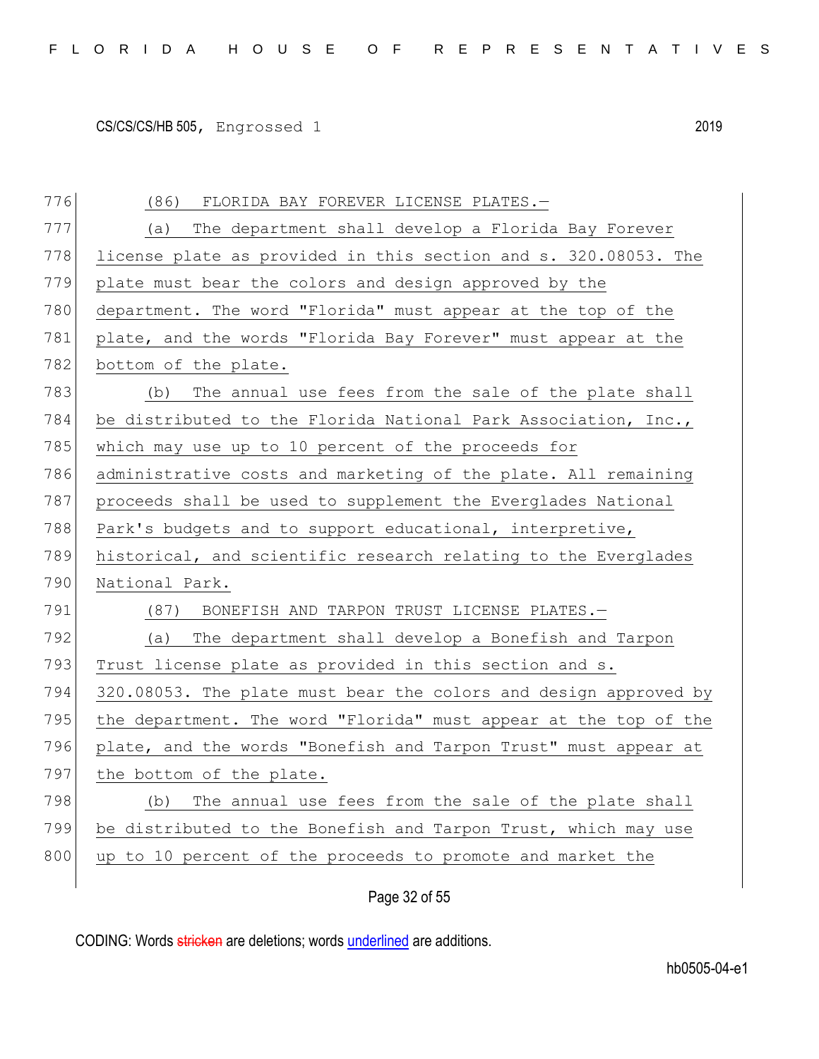(86) FLORIDA BAY FOREVER LICENSE PLATES.—

(a) The department shall develop a Florida Bay Forever license plate as provided in this section and s. 320.08053. The plate must bear the colors and design approved by the department. The word "Florida" must appear at the top of the plate, and the words "Florida Bay Forever" must appear at the bottom of the plate.

(b) The annual use fees from the sale of the plate shall be distributed to the Florida National Park Association, Inc., which may use up to 10 percent of the proceeds for administrative costs and marketing of the plate. All remaining proceeds shall be used to supplement the Everglades National Park's budgets and to support educational, interpretive, historical, and scientific research relating to the Everglades National Park.

(87) BONEFISH AND TARPON TRUST LICENSE PLATES.—

(a) The department shall develop a Bonefish and Tarpon Trust license plate as provided in this section and s. 320.08053. The plate must bear the colors and design approved by the department. The word "Florida" must appear at the top of the plate, and the words "Bonefish and Tarpon Trust" must appear at the bottom of the plate.

(b) The annual use fees from the sale of the plate shall be distributed to the Bonefish and Tarpon Trust, which may use up to 10 percent of the proceeds to promote and market the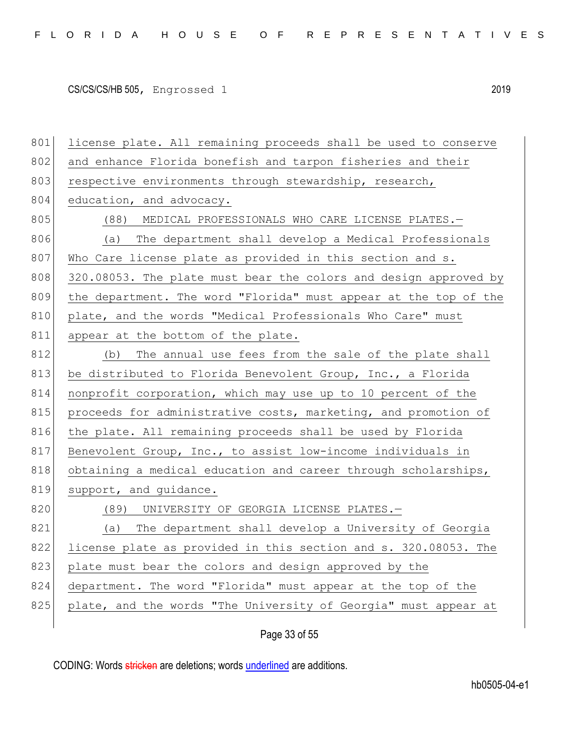license plate. All remaining proceeds shall be used to conserve and enhance Florida bonefish and tarpon fisheries and their respective environments through stewardship, research, education, and advocacy.

(88) MEDICAL PROFESSIONALS WHO CARE LICENSE PLATES.—

(a) The department shall develop a Medical Professionals Who Care license plate as provided in this section and s. 320.08053. The plate must bear the colors and design approved by the department. The word "Florida" must appear at the top of the plate, and the words "Medical Professionals Who Care" must appear at the bottom of the plate.

(b) The annual use fees from the sale of the plate shall be distributed to Florida Benevolent Group, Inc., a Florida nonprofit corporation, which may use up to 10 percent of the proceeds for administrative costs, marketing, and promotion of the plate. All remaining proceeds shall be used by Florida Benevolent Group, Inc., to assist low-income individuals in obtaining a medical education and career through scholarships, support, and guidance.

(89) UNIVERSITY OF GEORGIA LICENSE PLATES.—

(a) The department shall develop a University of Georgia license plate as provided in this section and s. 320.08053. The plate must bear the colors and design approved by the department. The word "Florida" must appear at the top of the plate, and the words "The University of Georgia" must appear at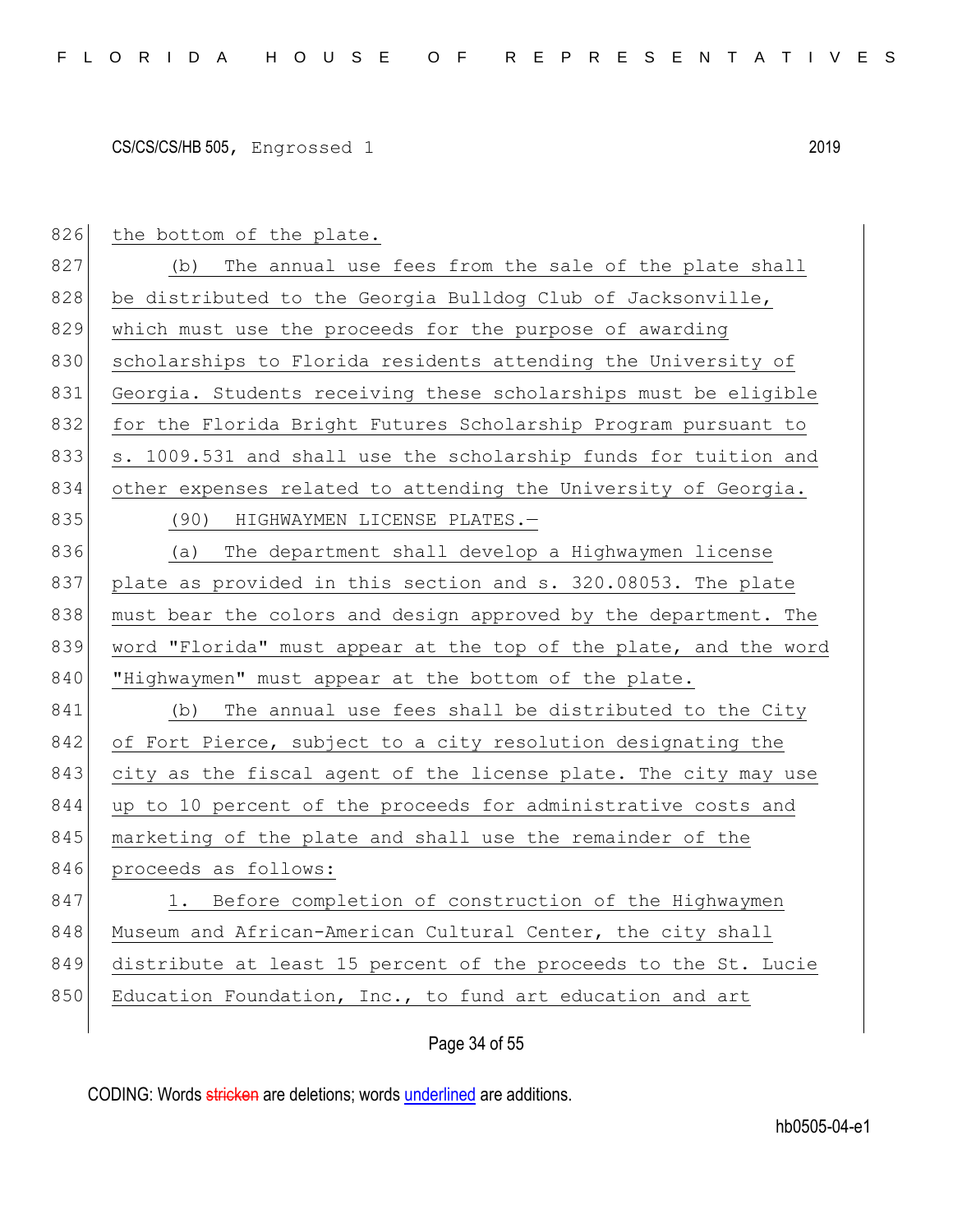the bottom of the plate.

(b) The annual use fees from the sale of the plate shall be distributed to the Georgia Bulldog Club of Jacksonville, which must use the proceeds for the purpose of awarding scholarships to Florida residents attending the University of Georgia. Students receiving these scholarships must be eligible for the Florida Bright Futures Scholarship Program pursuant to s. 1009.531 and shall use the scholarship funds for tuition and other expenses related to attending the University of Georgia.

(90) HIGHWAYMEN LICENSE PLATES.—

(a) The department shall develop a Highwaymen license plate as provided in this section and s. 320.08053. The plate must bear the colors and design approved by the department. The word "Florida" must appear at the top of the plate, and the word "Highwaymen" must appear at the bottom of the plate.

(b) The annual use fees shall be distributed to the City of Fort Pierce, subject to a city resolution designating the city as the fiscal agent of the license plate. The city may use up to 10 percent of the proceeds for administrative costs and marketing of the plate and shall use the remainder of the proceeds as follows:

1. Before completion of construction of the Highwaymen Museum and African-American Cultural Center, the city shall distribute at least 15 percent of the proceeds to the St. Lucie Education Foundation, Inc., to fund art education and art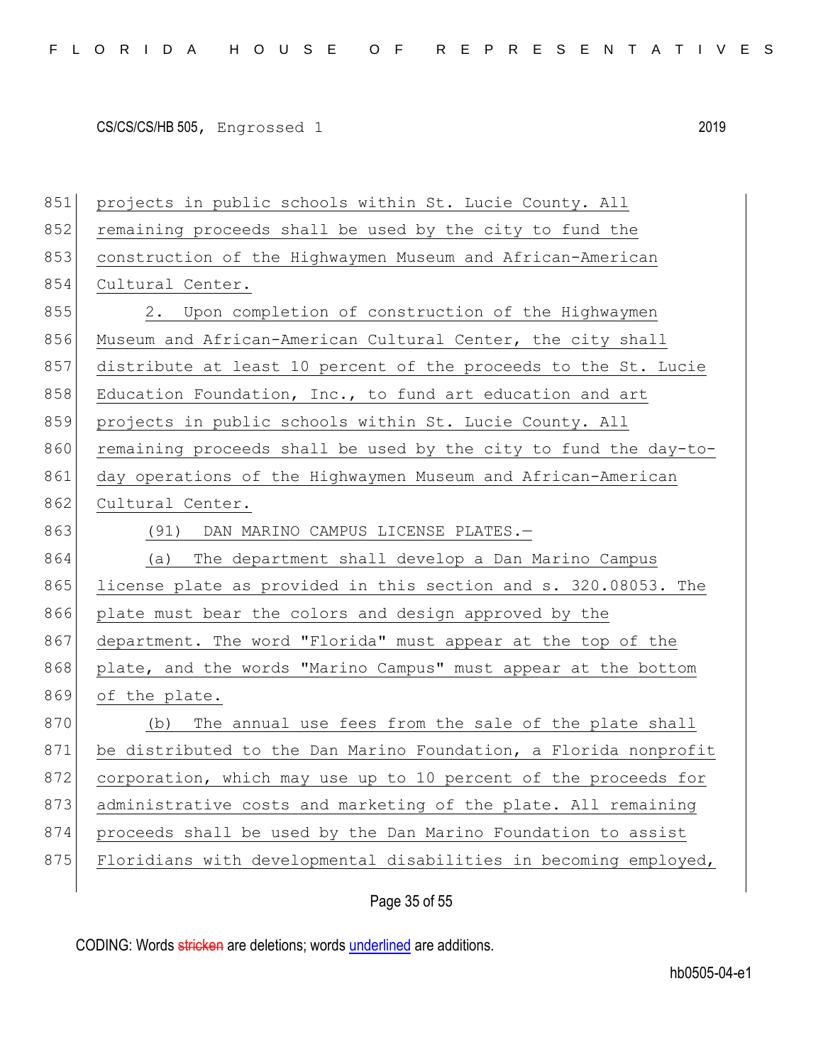projects in public schools within St. Lucie County. All remaining proceeds shall be used by the city to fund the construction of the Highwaymen Museum and African-American Cultural Center.

2. Upon completion of construction of the Highwaymen Museum and African-American Cultural Center, the city shall distribute at least 10 percent of the proceeds to the St. Lucie Education Foundation, Inc., to fund art education and art projects in public schools within St. Lucie County. All remaining proceeds shall be used by the city to fund the day-to-day operations of the Highwaymen Museum and African-American Cultural Center.

(91) DAN MARINO CAMPUS LICENSE PLATES.—

(a) The department shall develop a Dan Marino Campus license plate as provided in this section and s. 320.08053. The plate must bear the colors and design approved by the department. The word "Florida" must appear at the top of the plate, and the words "Marino Campus" must appear at the bottom of the plate.

(b) The annual use fees from the sale of the plate shall be distributed to the Dan Marino Foundation, a Florida nonprofit corporation, which may use up to 10 percent of the proceeds for administrative costs and marketing of the plate. All remaining proceeds shall be used by the Dan Marino Foundation to assist Floridians with developmental disabilities in becoming employed,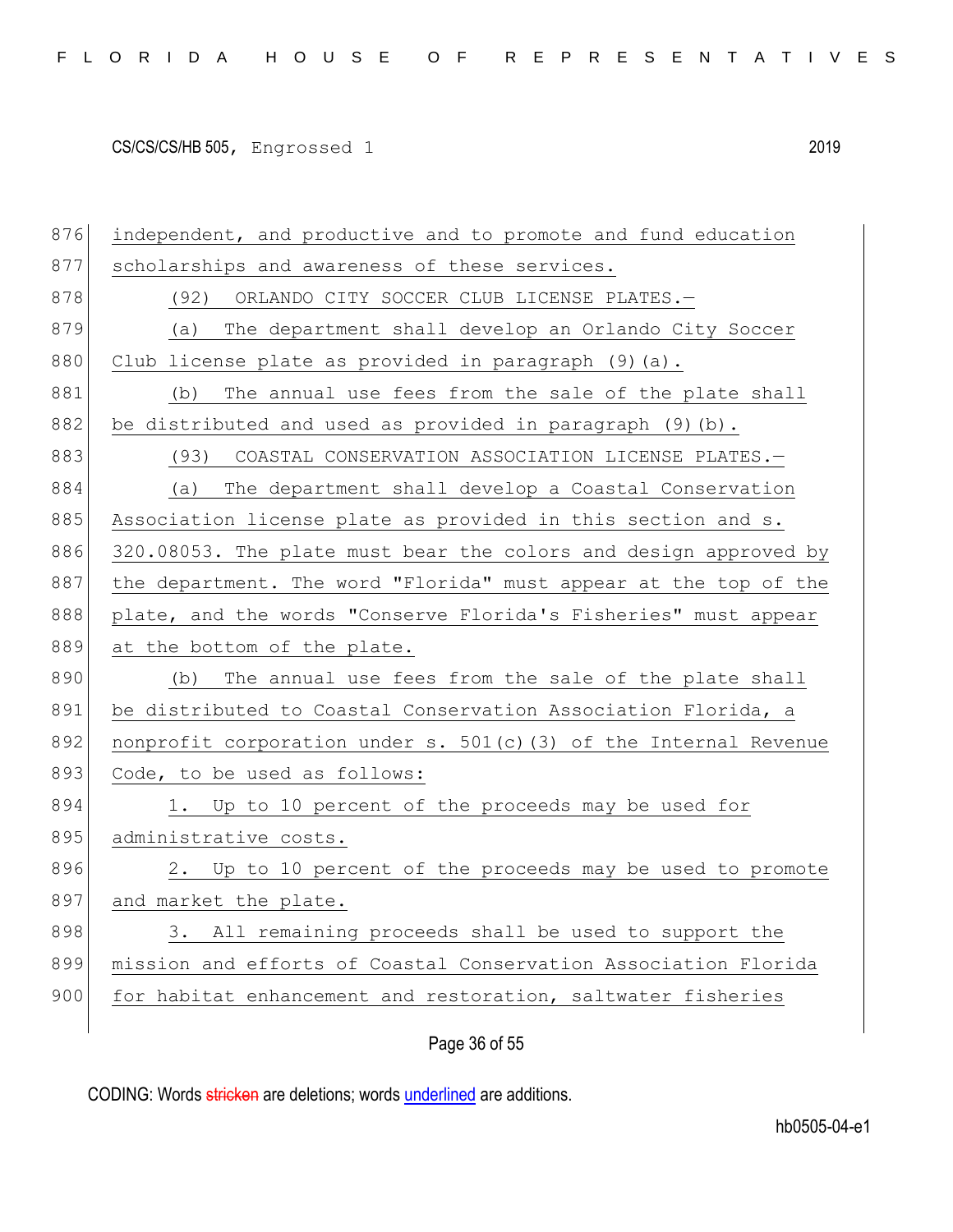independent, and productive and to promote and fund education scholarships and awareness of these services.

(92) ORLANDO CITY SOCCER CLUB LICENSE PLATES.—

(a) The department shall develop an Orlando City Soccer Club license plate as provided in paragraph (9)(a).

(b) The annual use fees from the sale of the plate shall be distributed and used as provided in paragraph (9)(b).

(93) COASTAL CONSERVATION ASSOCIATION LICENSE PLATES.—

(a) The department shall develop a Coastal Conservation Association license plate as provided in this section and s. 320.08053. The plate must bear the colors and design approved by the department. The word "Florida" must appear at the top of the plate, and the words "Conserve Florida's Fisheries" must appear at the bottom of the plate.

(b) The annual use fees from the sale of the plate shall be distributed to Coastal Conservation Association Florida, a nonprofit corporation under s. 501(c)(3) of the Internal Revenue Code, to be used as follows:

1. Up to 10 percent of the proceeds may be used for administrative costs.

2. Up to 10 percent of the proceeds may be used to promote and market the plate.

3. All remaining proceeds shall be used to support the mission and efforts of Coastal Conservation Association Florida for habitat enhancement and restoration, saltwater fisheries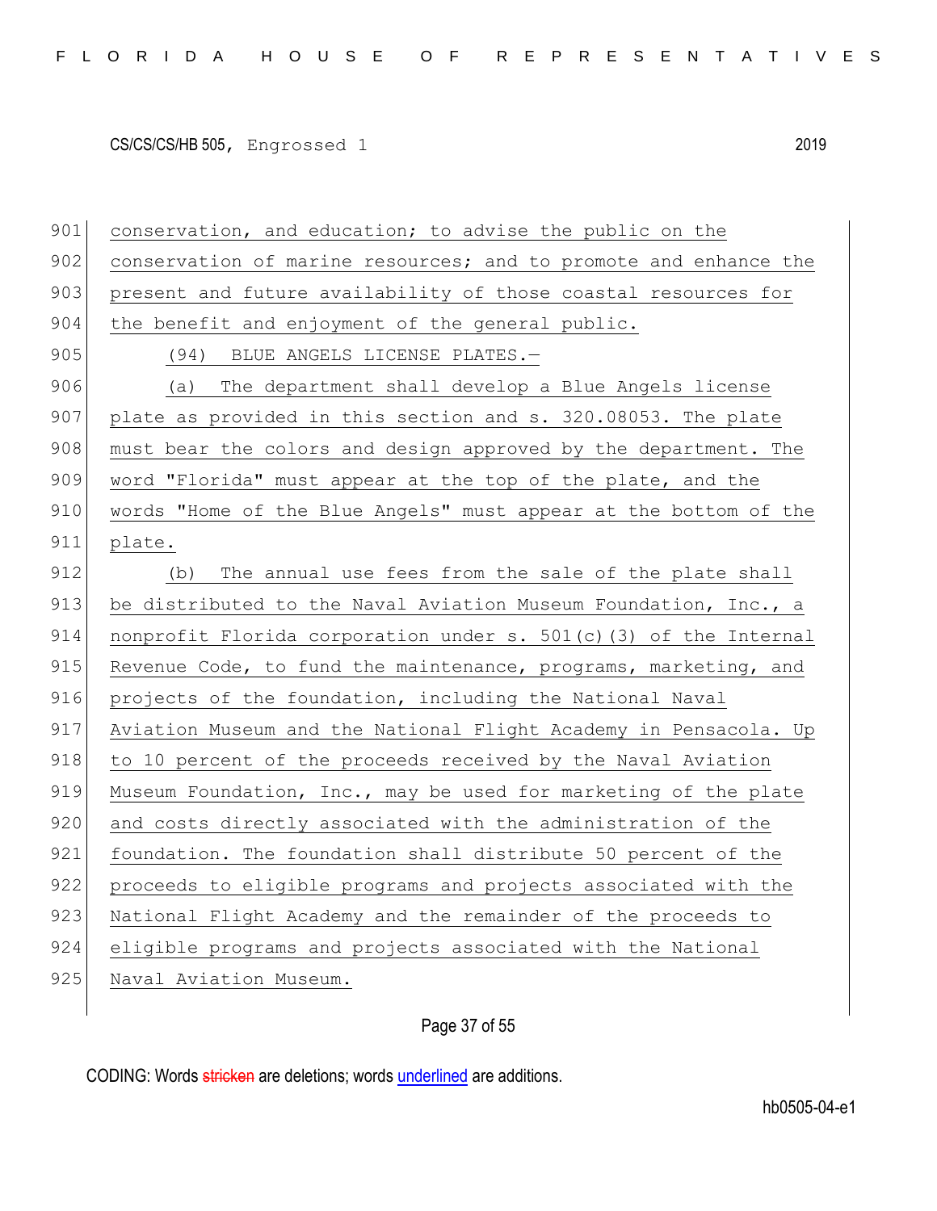conservation, and education; to advise the public on the conservation of marine resources; and to promote and enhance the present and future availability of those coastal resources for the benefit and enjoyment of the general public.

(94) BLUE ANGELS LICENSE PLATES.—

(a) The department shall develop a Blue Angels license plate as provided in this section and s. 320.08053. The plate must bear the colors and design approved by the department. The word "Florida" must appear at the top of the plate, and the words "Home of the Blue Angels" must appear at the bottom of the plate.

(b) The annual use fees from the sale of the plate shall be distributed to the Naval Aviation Museum Foundation, Inc., a nonprofit Florida corporation under s. 501(c)(3) of the Internal Revenue Code, to fund the maintenance, programs, marketing, and projects of the foundation, including the National Naval Aviation Museum and the National Flight Academy in Pensacola. Up to 10 percent of the proceeds received by the Naval Aviation Museum Foundation, Inc., may be used for marketing of the plate and costs directly associated with the administration of the foundation. The foundation shall distribute 50 percent of the proceeds to eligible programs and projects associated with the National Flight Academy and the remainder of the proceeds to eligible programs and projects associated with the National Naval Aviation Museum.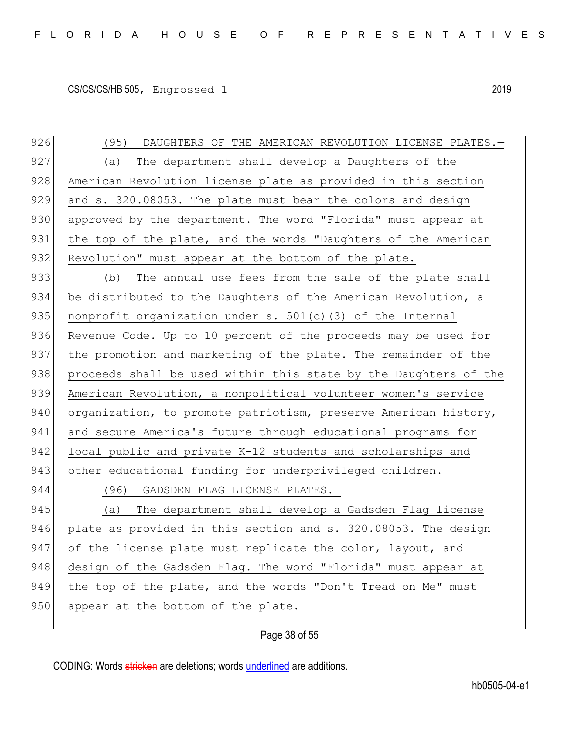(95) DAUGHTERS OF THE AMERICAN REVOLUTION LICENSE PLATES.—

(a) The department shall develop a Daughters of the American Revolution license plate as provided in this section and s. 320.08053. The plate must bear the colors and design approved by the department. The word "Florida" must appear at the top of the plate, and the words "Daughters of the American Revolution" must appear at the bottom of the plate.

(b) The annual use fees from the sale of the plate shall be distributed to the Daughters of the American Revolution, a nonprofit organization under s. 501(c)(3) of the Internal Revenue Code. Up to 10 percent of the proceeds may be used for the promotion and marketing of the plate. The remainder of the proceeds shall be used within this state by the Daughters of the American Revolution, a nonpolitical volunteer women's service organization, to promote patriotism, preserve American history, and secure America's future through educational programs for local public and private K-12 students and scholarships and other educational funding for underprivileged children.

(96) GADSDEN FLAG LICENSE PLATES.—

(a) The department shall develop a Gadsden Flag license plate as provided in this section and s. 320.08053. The design of the license plate must replicate the color, layout, and design of the Gadsden Flag. The word "Florida" must appear at the top of the plate, and the words "Don't Tread on Me" must appear at the bottom of the plate.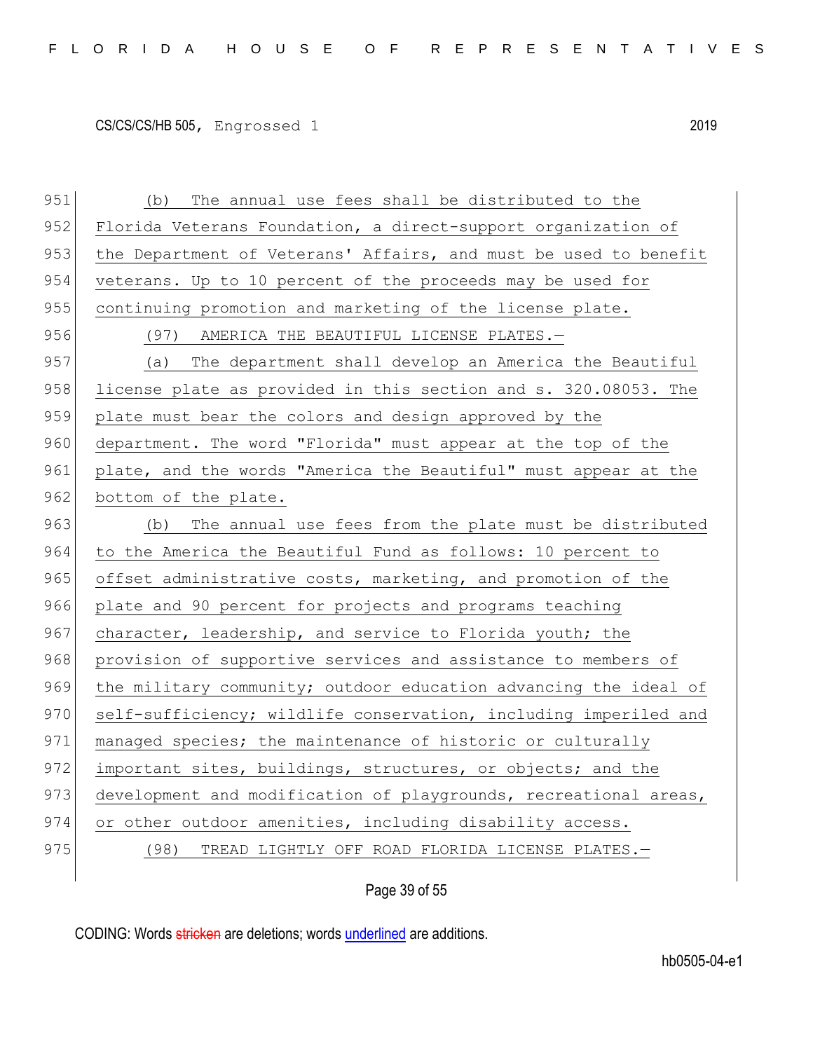(b) The annual use fees shall be distributed to the Florida Veterans Foundation, a direct-support organization of the Department of Veterans' Affairs, and must be used to benefit veterans. Up to 10 percent of the proceeds may be used for continuing promotion and marketing of the license plate.

(97) AMERICA THE BEAUTIFUL LICENSE PLATES.—

(a) The department shall develop an America the Beautiful license plate as provided in this section and s. 320.08053. The plate must bear the colors and design approved by the department. The word "Florida" must appear at the top of the plate, and the words "America the Beautiful" must appear at the bottom of the plate.

(b) The annual use fees from the plate must be distributed to the America the Beautiful Fund as follows: 10 percent to offset administrative costs, marketing, and promotion of the plate and 90 percent for projects and programs teaching character, leadership, and service to Florida youth; the provision of supportive services and assistance to members of the military community; outdoor education advancing the ideal of self-sufficiency; wildlife conservation, including imperiled and managed species; the maintenance of historic or culturally important sites, buildings, structures, or objects; and the development and modification of playgrounds, recreational areas, or other outdoor amenities, including disability access.

(98) TREAD LIGHTLY OFF ROAD FLORIDA LICENSE PLATES.—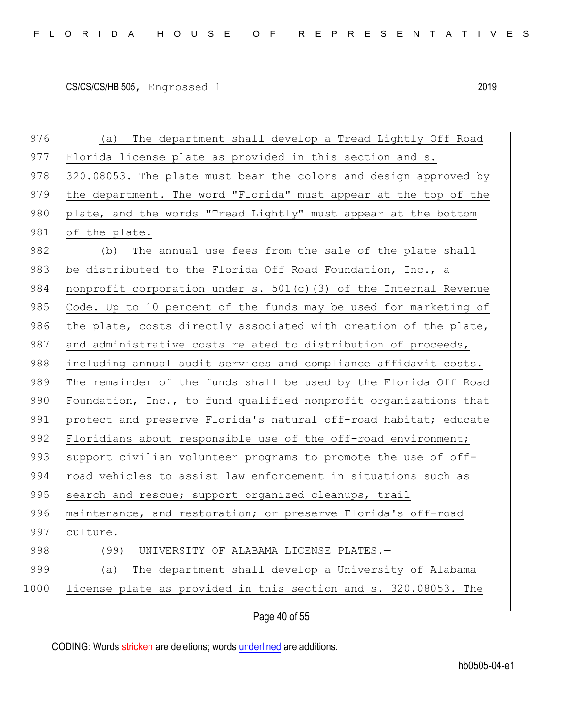(a) The department shall develop a Tread Lightly Off Road Florida license plate as provided in this section and s. 320.08053. The plate must bear the colors and design approved by the department. The word "Florida" must appear at the top of the plate, and the words "Tread Lightly" must appear at the bottom of the plate.

(b) The annual use fees from the sale of the plate shall be distributed to the Florida Off Road Foundation, Inc., a nonprofit corporation under s. 501(c)(3) of the Internal Revenue Code. Up to 10 percent of the funds may be used for marketing of the plate, costs directly associated with creation of the plate, and administrative costs related to distribution of proceeds, including annual audit services and compliance affidavit costs. The remainder of the funds shall be used by the Florida Off Road Foundation, Inc., to fund qualified nonprofit organizations that protect and preserve Florida's natural off-road habitat; educate Floridians about responsible use of the off-road environment; support civilian volunteer programs to promote the use of off-road vehicles to assist law enforcement in situations such as search and rescue; support organized cleanups, trail maintenance, and restoration; or preserve Florida's off-road culture.

(99) UNIVERSITY OF ALABAMA LICENSE PLATES.—

(a) The department shall develop a University of Alabama license plate as provided in this section and s. 320.08053. The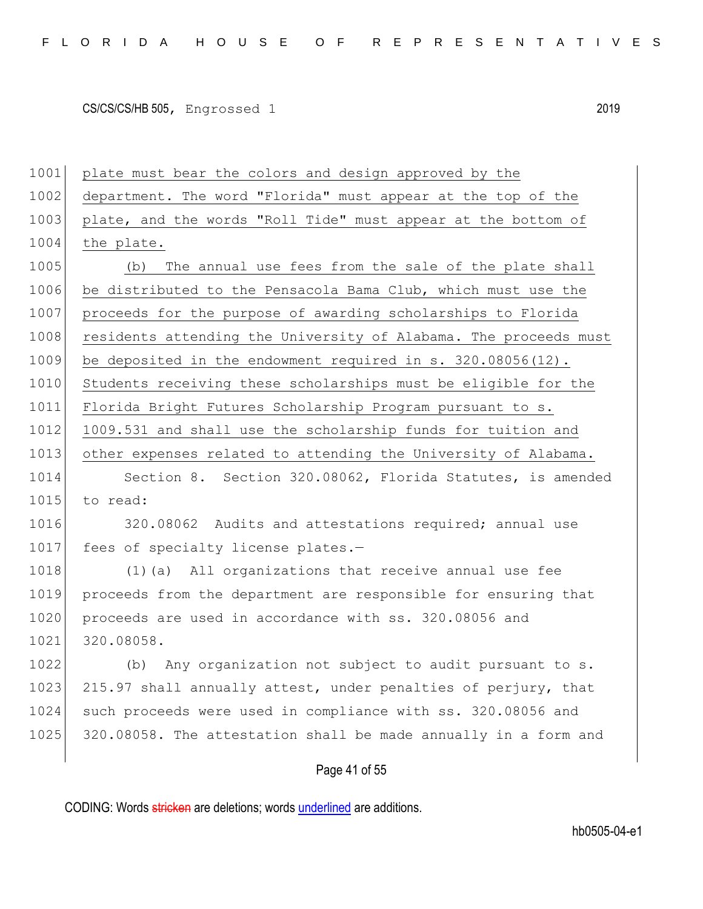plate must bear the colors and design approved by the department. The word "Florida" must appear at the top of the plate, and the words "Roll Tide" must appear at the bottom of the plate.

(b) The annual use fees from the sale of the plate shall be distributed to the Pensacola Bama Club, which must use the proceeds for the purpose of awarding scholarships to Florida residents attending the University of Alabama. The proceeds must be deposited in the endowment required in s. 320.08056(12). Students receiving these scholarships must be eligible for the Florida Bright Futures Scholarship Program pursuant to s. 1009.531 and shall use the scholarship funds for tuition and other expenses related to attending the University of Alabama.

Section 8. Section 320.08062, Florida Statutes, is amended to read:

320.08062 Audits and attestations required; annual use fees of specialty license plates.—

(1)(a) All organizations that receive annual use fee proceeds from the department are responsible for ensuring that proceeds are used in accordance with ss. 320.08056 and 320.08058.

(b) Any organization not subject to audit pursuant to s. 215.97 shall annually attest, under penalties of perjury, that such proceeds were used in compliance with ss. 320.08056 and 320.08058. The attestation shall be made annually in a form and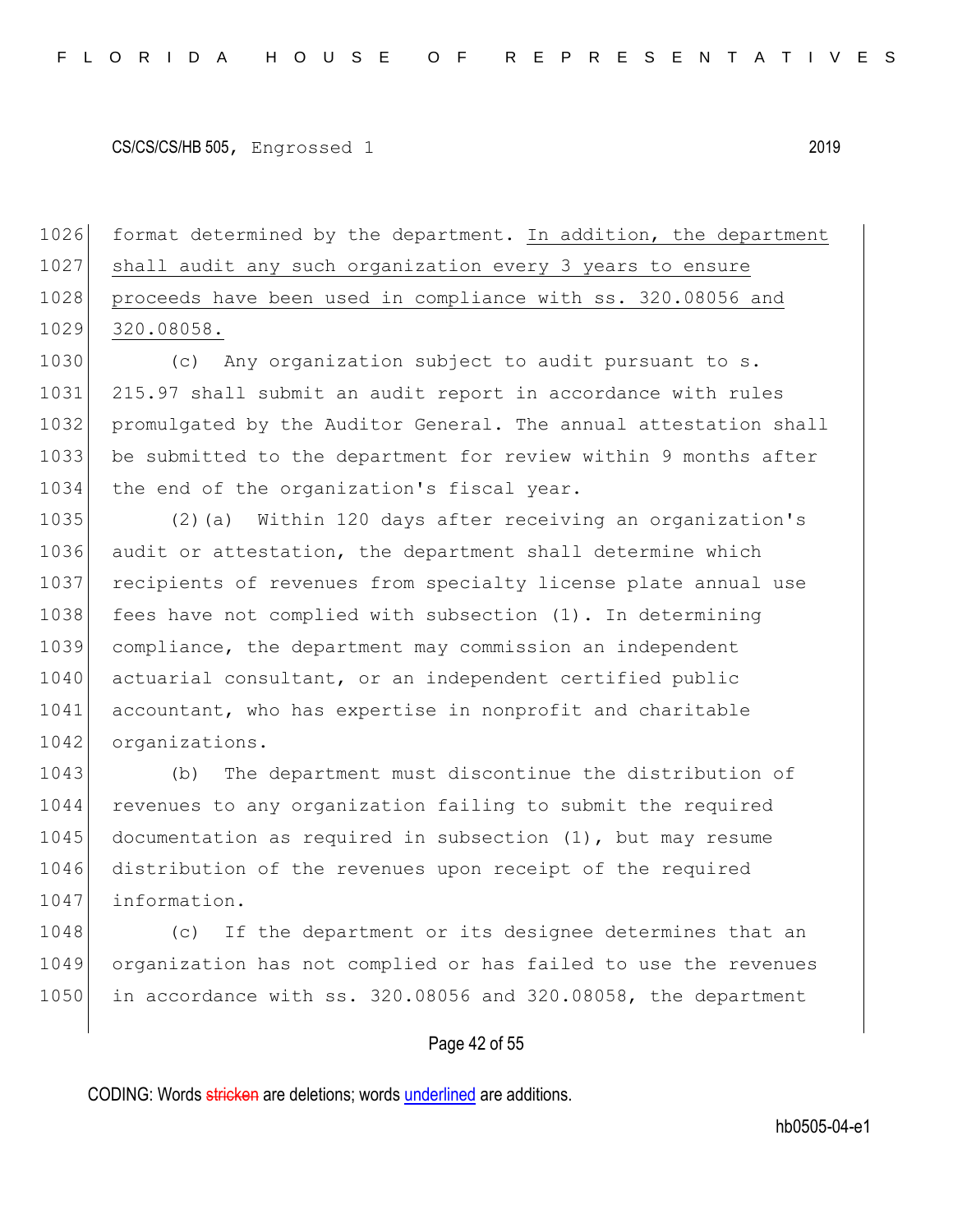format determined by the department. <u>In addition, the department shall audit any such organization every 3 years to ensure proceeds have been used in compliance with ss. 320.08056 and 320.08058.</u>

(c) Any organization subject to audit pursuant to s. 215.97 shall submit an audit report in accordance with rules promulgated by the Auditor General. The annual attestation shall be submitted to the department for review within 9 months after the end of the organization's fiscal year.

(2)(a) Within 120 days after receiving an organization's audit or attestation, the department shall determine which recipients of revenues from specialty license plate annual use fees have not complied with subsection (1). In determining compliance, the department may commission an independent actuarial consultant, or an independent certified public accountant, who has expertise in nonprofit and charitable organizations.

(b) The department must discontinue the distribution of revenues to any organization failing to submit the required documentation as required in subsection (1), but may resume distribution of the revenues upon receipt of the required information.

(c) If the department or its designee determines that an organization has not complied or has failed to use the revenues in accordance with ss. 320.08056 and 320.08058, the department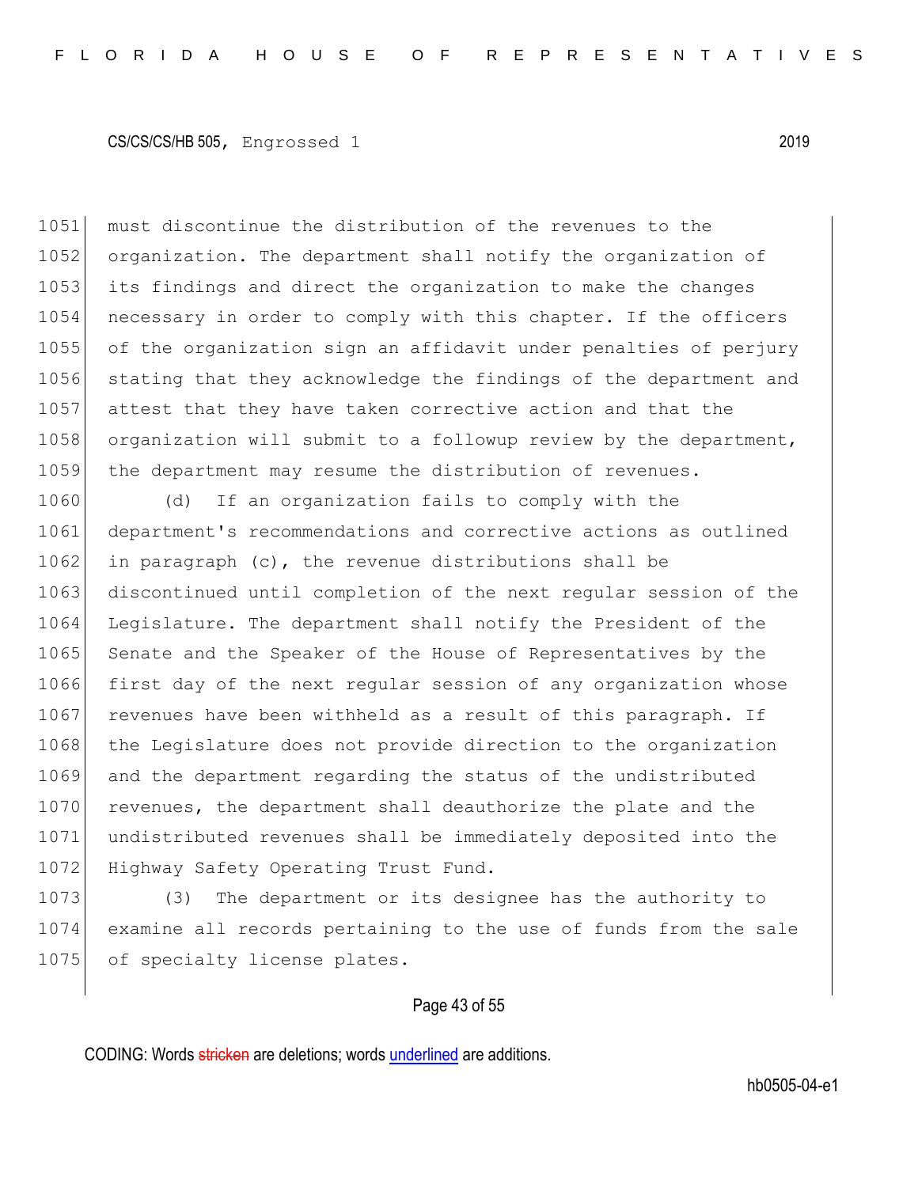must discontinue the distribution of the revenues to the organization. The department shall notify the organization of its findings and direct the organization to make the changes necessary in order to comply with this chapter. If the officers of the organization sign an affidavit under penalties of perjury stating that they acknowledge the findings of the department and attest that they have taken corrective action and that the organization will submit to a followup review by the department, the department may resume the distribution of revenues.

(d) If an organization fails to comply with the department's recommendations and corrective actions as outlined in paragraph (c), the revenue distributions shall be discontinued until completion of the next regular session of the Legislature. The department shall notify the President of the Senate and the Speaker of the House of Representatives by the first day of the next regular session of any organization whose revenues have been withheld as a result of this paragraph. If the Legislature does not provide direction to the organization and the department regarding the status of the undistributed revenues, the department shall deauthorize the plate and the undistributed revenues shall be immediately deposited into the Highway Safety Operating Trust Fund.

(3) The department or its designee has the authority to examine all records pertaining to the use of funds from the sale of specialty license plates.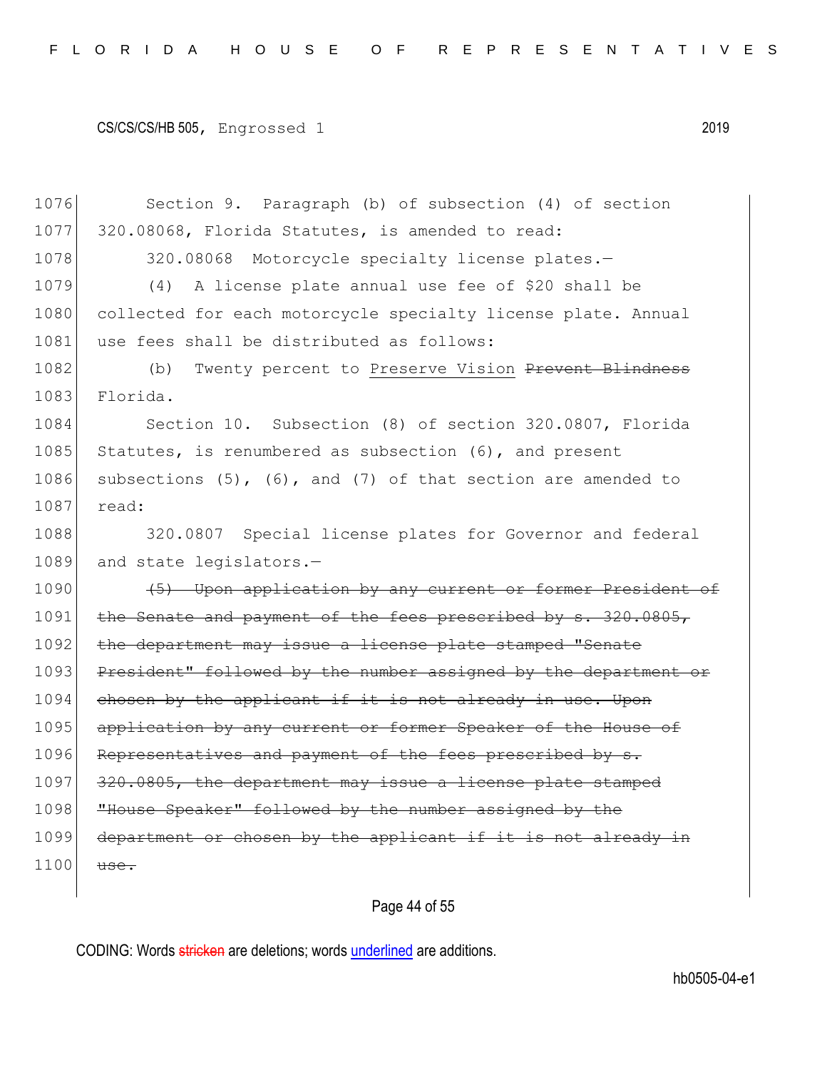CS/CS/CS/HB 505, Engrossed 1 2019

1076 Section 9. Paragraph (b) of subsection (4) of section
1077 320.08068, Florida Statutes, is amended to read:

1078 320.08068 Motorcycle specialty license plates.—

1079 (4) A license plate annual use fee of $20 shall be
1080 collected for each motorcycle specialty license plate. Annual
1081 use fees shall be distributed as follows:

1082 (b) Twenty percent to <u>Preserve Vision</u> ~~Prevent Blindness~~
1083 Florida.

1084 Section 10. Subsection (8) of section 320.0807, Florida
1085 Statutes, is renumbered as subsection (6), and present
1086 subsections (5), (6), and (7) of that section are amended to
1087 read:

1088 320.0807 Special license plates for Governor and federal
1089 and state legislators.—

1090 ~~(5) Upon application by any current or former President of~~
1091 ~~the Senate and payment of the fees prescribed by s. 320.0805,~~
1092 ~~the department may issue a license plate stamped "Senate~~
1093 ~~President" followed by the number assigned by the department or~~
1094 ~~chosen by the applicant if it is not already in use. Upon~~
1095 ~~application by any current or former Speaker of the House of~~
1096 ~~Representatives and payment of the fees prescribed by s.~~
1097 ~~320.0805, the department may issue a license plate stamped~~
1098 ~~"House Speaker" followed by the number assigned by the~~
1099 ~~department or chosen by the applicant if it is not already in~~
1100 ~~use.~~

CODING: Words ~~stricken~~ are deletions; words <u>underlined</u> are additions.

hb0505-04-e1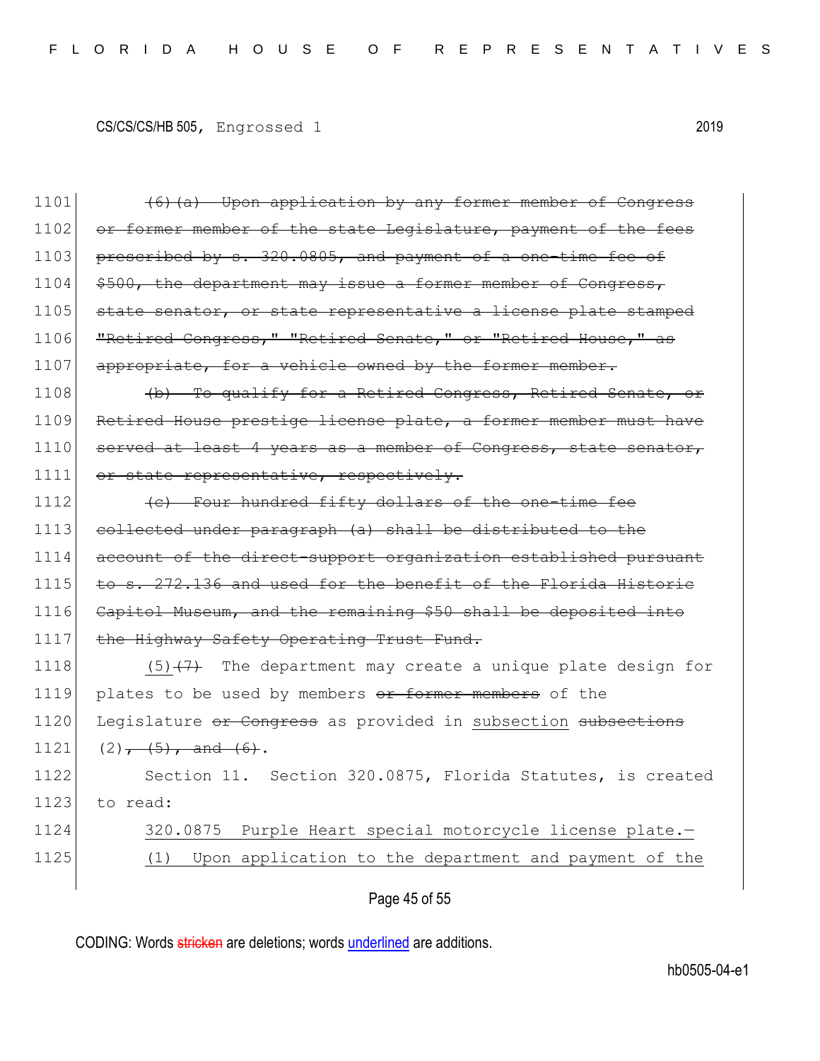~~(6)(a) Upon application by any former member of Congress or former member of the state Legislature, payment of the fees prescribed by s. 320.0805, and payment of a one-time fee of $500, the department may issue a former member of Congress, state senator, or state representative a license plate stamped "Retired Congress," "Retired Senate," or "Retired House," as appropriate, for a vehicle owned by the former member.~~

~~(b) To qualify for a Retired Congress, Retired Senate, or Retired House prestige license plate, a former member must have served at least 4 years as a member of Congress, state senator, or state representative, respectively.~~

~~(c) Four hundred fifty dollars of the one-time fee collected under paragraph (a) shall be distributed to the account of the direct-support organization established pursuant to s. 272.136 and used for the benefit of the Florida Historic Capitol Museum, and the remaining $50 shall be deposited into the Highway Safety Operating Trust Fund.~~

<u>(5)</u>~~(7)~~ The department may create a unique plate design for plates to be used by members ~~or former members~~ of the Legislature ~~or Congress~~ as provided in <u>subsection</u> ~~subsections~~ (2)~~, (5), and (6)~~.

Section 11. Section 320.0875, Florida Statutes, is created to read:

<u>320.0875 Purple Heart special motorcycle license plate.—</u>

<u>(1) Upon application to the department and payment of the</u>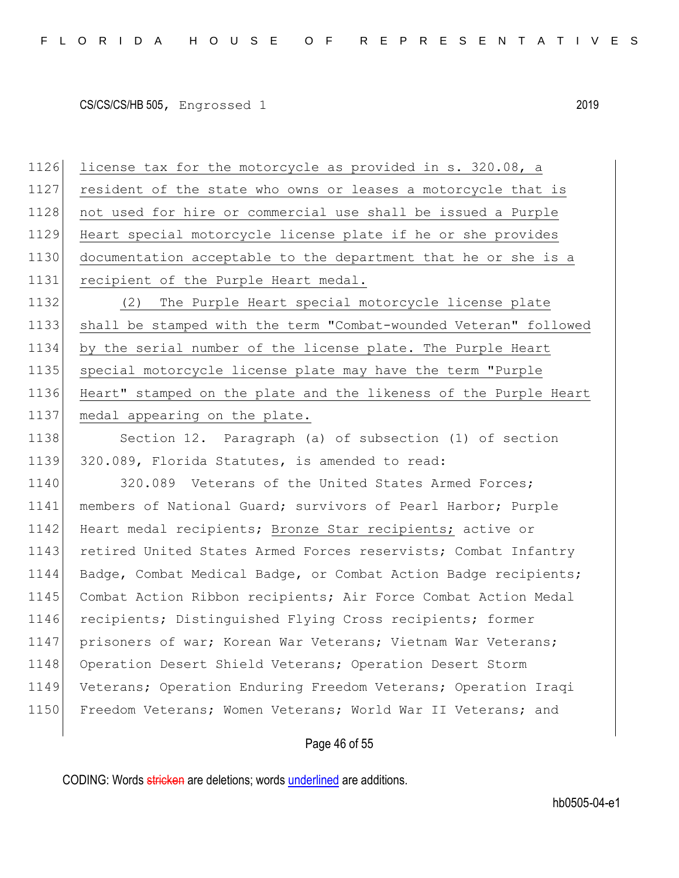license tax for the motorcycle as provided in s. 320.08, a resident of the state who owns or leases a motorcycle that is not used for hire or commercial use shall be issued a Purple Heart special motorcycle license plate if he or she provides documentation acceptable to the department that he or she is a recipient of the Purple Heart medal.

(2) The Purple Heart special motorcycle license plate shall be stamped with the term "Combat-wounded Veteran" followed by the serial number of the license plate. The Purple Heart special motorcycle license plate may have the term "Purple Heart" stamped on the plate and the likeness of the Purple Heart medal appearing on the plate.

Section 12. Paragraph (a) of subsection (1) of section 320.089, Florida Statutes, is amended to read:

320.089 Veterans of the United States Armed Forces; members of National Guard; survivors of Pearl Harbor; Purple Heart medal recipients; Bronze Star recipients; active or retired United States Armed Forces reservists; Combat Infantry Badge, Combat Medical Badge, or Combat Action Badge recipients; Combat Action Ribbon recipients; Air Force Combat Action Medal recipients; Distinguished Flying Cross recipients; former prisoners of war; Korean War Veterans; Vietnam War Veterans; Operation Desert Shield Veterans; Operation Desert Storm Veterans; Operation Enduring Freedom Veterans; Operation Iraqi Freedom Veterans; Women Veterans; World War II Veterans; and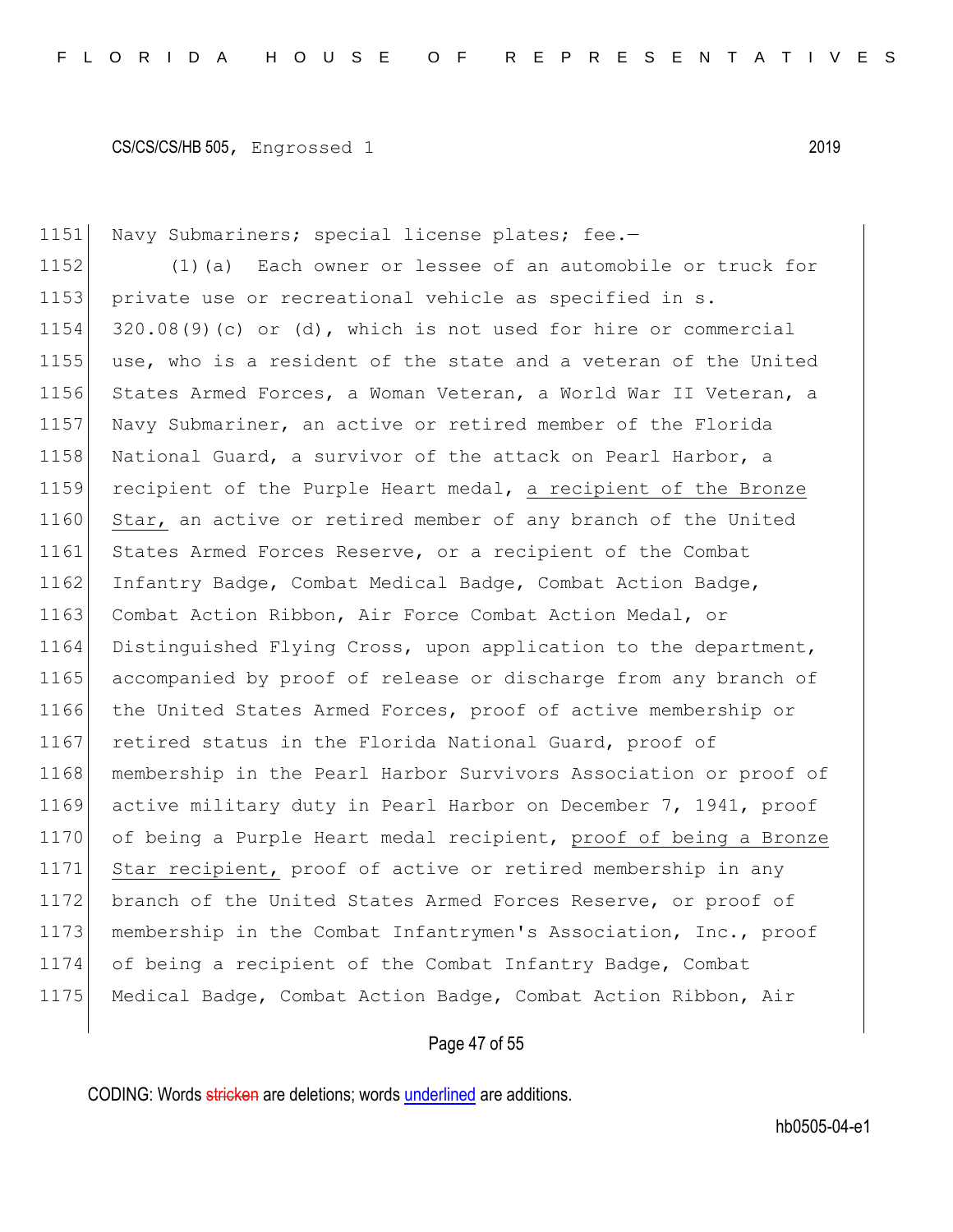Navy Submariners; special license plates; fee.—

(1)(a) Each owner or lessee of an automobile or truck for private use or recreational vehicle as specified in s. 320.08(9)(c) or (d), which is not used for hire or commercial use, who is a resident of the state and a veteran of the United States Armed Forces, a Woman Veteran, a World War II Veteran, a Navy Submariner, an active or retired member of the Florida National Guard, a survivor of the attack on Pearl Harbor, a recipient of the Purple Heart medal, <u>a recipient of the Bronze Star,</u> an active or retired member of any branch of the United States Armed Forces Reserve, or a recipient of the Combat Infantry Badge, Combat Medical Badge, Combat Action Badge, Combat Action Ribbon, Air Force Combat Action Medal, or Distinguished Flying Cross, upon application to the department, accompanied by proof of release or discharge from any branch of the United States Armed Forces, proof of active membership or retired status in the Florida National Guard, proof of membership in the Pearl Harbor Survivors Association or proof of active military duty in Pearl Harbor on December 7, 1941, proof of being a Purple Heart medal recipient, <u>proof of being a Bronze Star recipient,</u> proof of active or retired membership in any branch of the United States Armed Forces Reserve, or proof of membership in the Combat Infantrymen's Association, Inc., proof of being a recipient of the Combat Infantry Badge, Combat Medical Badge, Combat Action Badge, Combat Action Ribbon, Air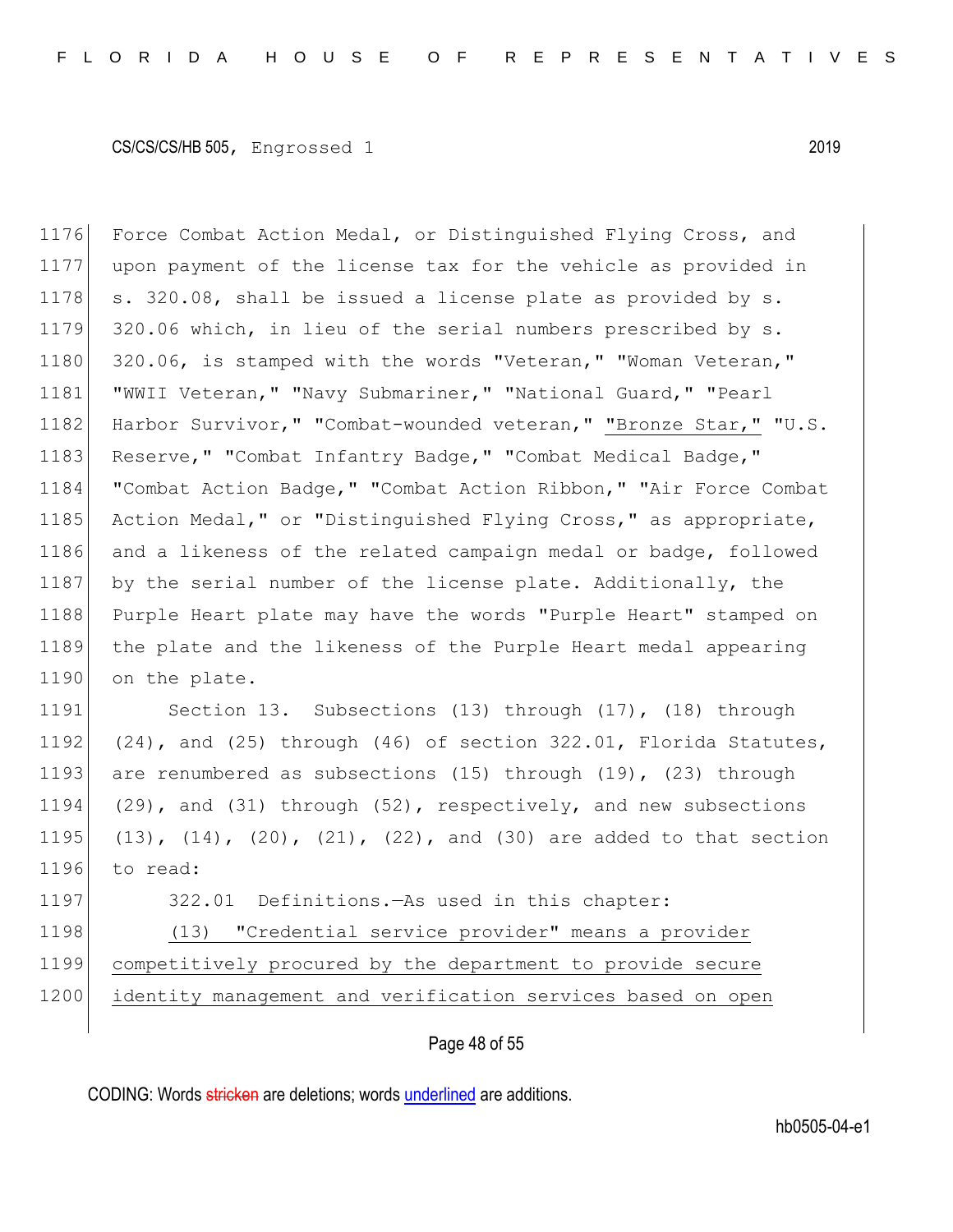Force Combat Action Medal, or Distinguished Flying Cross, and upon payment of the license tax for the vehicle as provided in s. 320.08, shall be issued a license plate as provided by s. 320.06 which, in lieu of the serial numbers prescribed by s. 320.06, is stamped with the words "Veteran," "Woman Veteran," "WWII Veteran," "Navy Submariner," "National Guard," "Pearl Harbor Survivor," "Combat-wounded veteran," "Bronze Star," "U.S. Reserve," "Combat Infantry Badge," "Combat Medical Badge," "Combat Action Badge," "Combat Action Ribbon," "Air Force Combat Action Medal," or "Distinguished Flying Cross," as appropriate, and a likeness of the related campaign medal or badge, followed by the serial number of the license plate. Additionally, the Purple Heart plate may have the words "Purple Heart" stamped on the plate and the likeness of the Purple Heart medal appearing on the plate.

Section 13. Subsections (13) through (17), (18) through (24), and (25) through (46) of section 322.01, Florida Statutes, are renumbered as subsections (15) through (19), (23) through (29), and (31) through (52), respectively, and new subsections (13), (14), (20), (21), (22), and (30) are added to that section to read:

322.01 Definitions.—As used in this chapter:

(13) "Credential service provider" means a provider competitively procured by the department to provide secure identity management and verification services based on open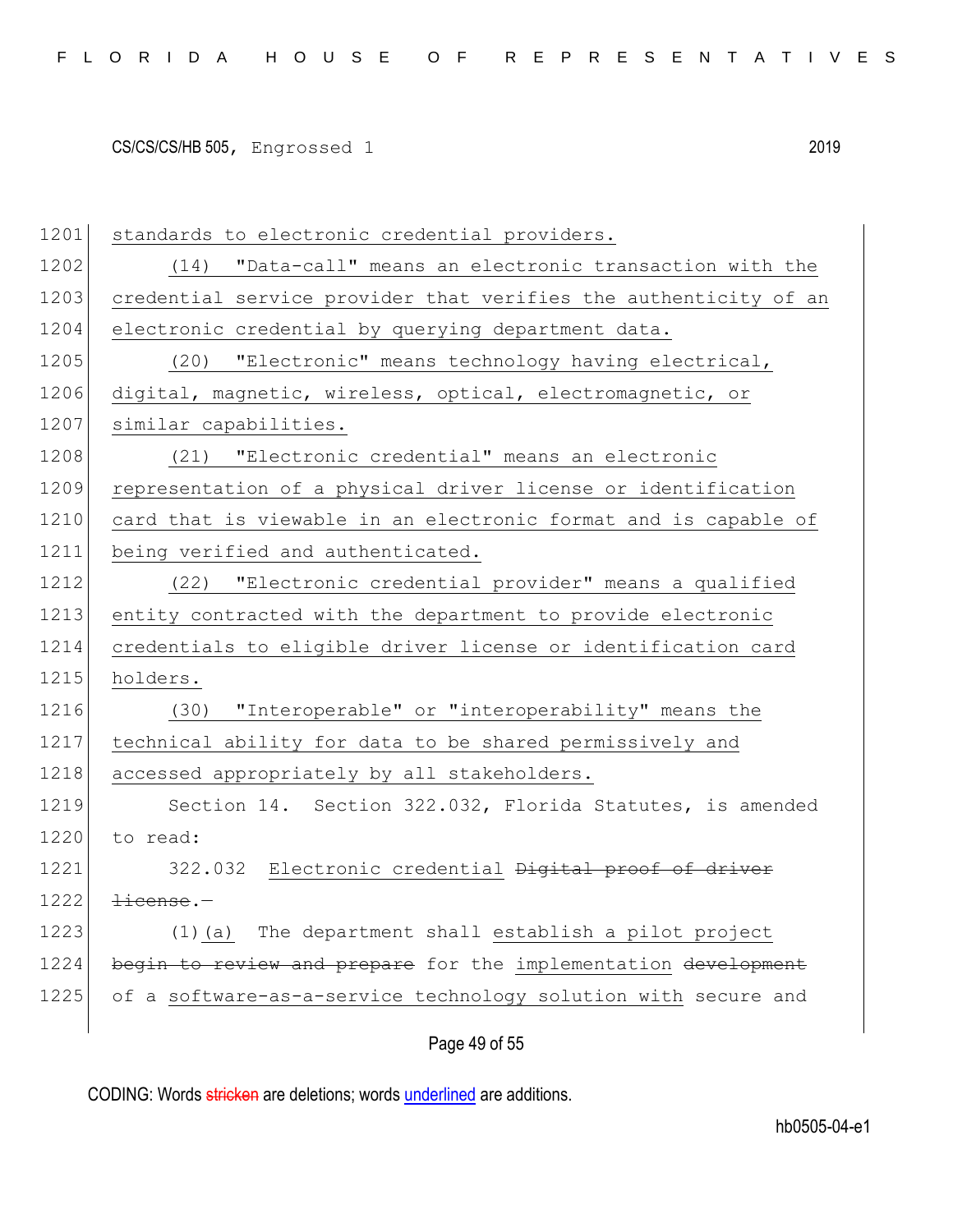standards to electronic credential providers.

(14) "Data-call" means an electronic transaction with the credential service provider that verifies the authenticity of an electronic credential by querying department data.

(20) "Electronic" means technology having electrical, digital, magnetic, wireless, optical, electromagnetic, or similar capabilities.

(21) "Electronic credential" means an electronic representation of a physical driver license or identification card that is viewable in an electronic format and is capable of being verified and authenticated.

(22) "Electronic credential provider" means a qualified entity contracted with the department to provide electronic credentials to eligible driver license or identification card holders.

(30) "Interoperable" or "interoperability" means the technical ability for data to be shared permissively and accessed appropriately by all stakeholders.

Section 14. Section 322.032, Florida Statutes, is amended to read:

322.032 Electronic credential ~~Digital proof of driver license~~.—

(1)(a) The department shall establish a pilot project ~~begin to review and prepare~~ for the implementation ~~development~~ of a software-as-a-service technology solution with secure and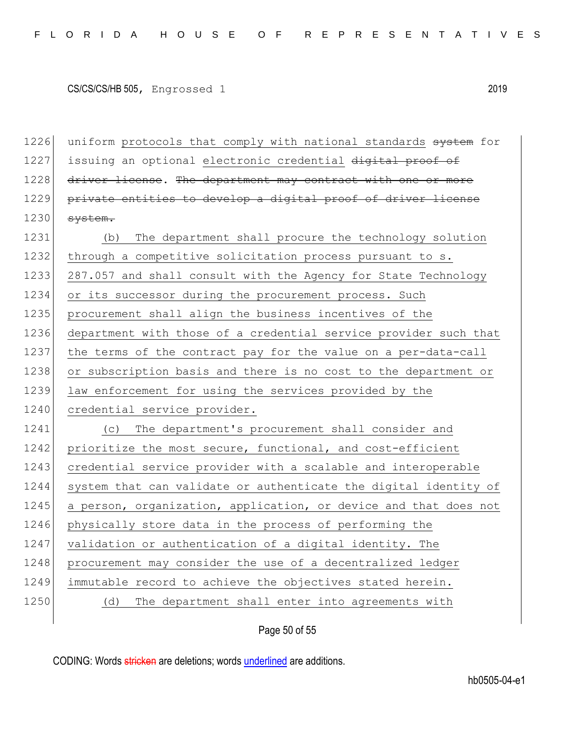1226 uniform protocols that comply with national standards ~~system~~ for
1227 issuing an optional electronic credential ~~digital proof of~~
1228 ~~driver license~~. ~~The department may contract with one or more~~
1229 ~~private entities to develop a digital proof of driver license~~
1230 ~~system.~~

1231 (b) The department shall procure the technology solution
1232 through a competitive solicitation process pursuant to s.
1233 287.057 and shall consult with the Agency for State Technology
1234 or its successor during the procurement process. Such
1235 procurement shall align the business incentives of the
1236 department with those of a credential service provider such that
1237 the terms of the contract pay for the value on a per-data-call
1238 or subscription basis and there is no cost to the department or
1239 law enforcement for using the services provided by the
1240 credential service provider.

1241 (c) The department's procurement shall consider and
1242 prioritize the most secure, functional, and cost-efficient
1243 credential service provider with a scalable and interoperable
1244 system that can validate or authenticate the digital identity of
1245 a person, organization, application, or device and that does not
1246 physically store data in the process of performing the
1247 validation or authentication of a digital identity. The
1248 procurement may consider the use of a decentralized ledger
1249 immutable record to achieve the objectives stated herein.

1250 (d) The department shall enter into agreements with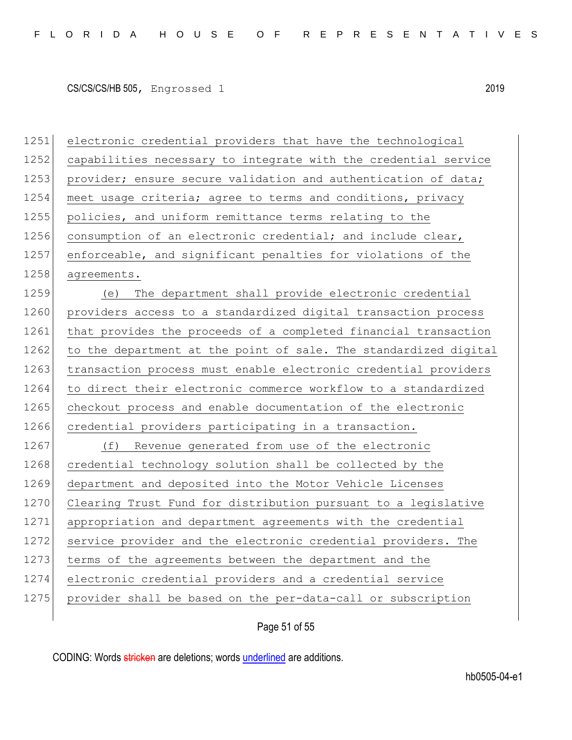electronic credential providers that have the technological capabilities necessary to integrate with the credential service provider; ensure secure validation and authentication of data; meet usage criteria; agree to terms and conditions, privacy policies, and uniform remittance terms relating to the consumption of an electronic credential; and include clear, enforceable, and significant penalties for violations of the agreements.

(e) The department shall provide electronic credential providers access to a standardized digital transaction process that provides the proceeds of a completed financial transaction to the department at the point of sale. The standardized digital transaction process must enable electronic credential providers to direct their electronic commerce workflow to a standardized checkout process and enable documentation of the electronic credential providers participating in a transaction.

(f) Revenue generated from use of the electronic credential technology solution shall be collected by the department and deposited into the Motor Vehicle Licenses Clearing Trust Fund for distribution pursuant to a legislative appropriation and department agreements with the credential service provider and the electronic credential providers. The terms of the agreements between the department and the electronic credential providers and a credential service provider shall be based on the per-data-call or subscription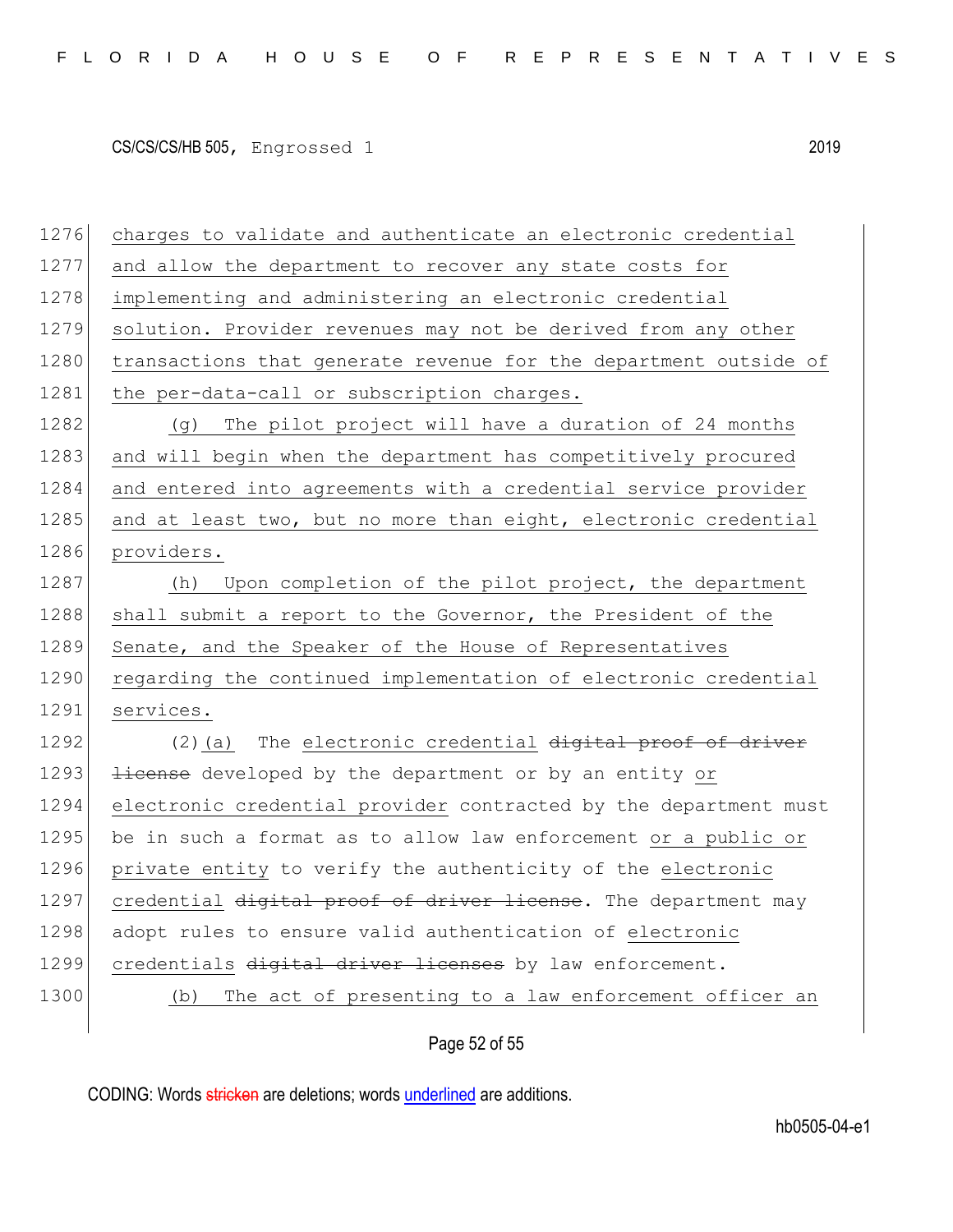charges to validate and authenticate an electronic credential and allow the department to recover any state costs for implementing and administering an electronic credential solution. Provider revenues may not be derived from any other transactions that generate revenue for the department outside of the per-data-call or subscription charges.

(g) The pilot project will have a duration of 24 months and will begin when the department has competitively procured and entered into agreements with a credential service provider and at least two, but no more than eight, electronic credential providers.

(h) Upon completion of the pilot project, the department shall submit a report to the Governor, the President of the Senate, and the Speaker of the House of Representatives regarding the continued implementation of electronic credential services.

(2)(a) The electronic credential ~~digital proof of driver license~~ developed by the department or by an entity or electronic credential provider contracted by the department must be in such a format as to allow law enforcement or a public or private entity to verify the authenticity of the electronic credential ~~digital proof of driver license~~. The department may adopt rules to ensure valid authentication of electronic credentials ~~digital driver licenses~~ by law enforcement.

(b) The act of presenting to a law enforcement officer an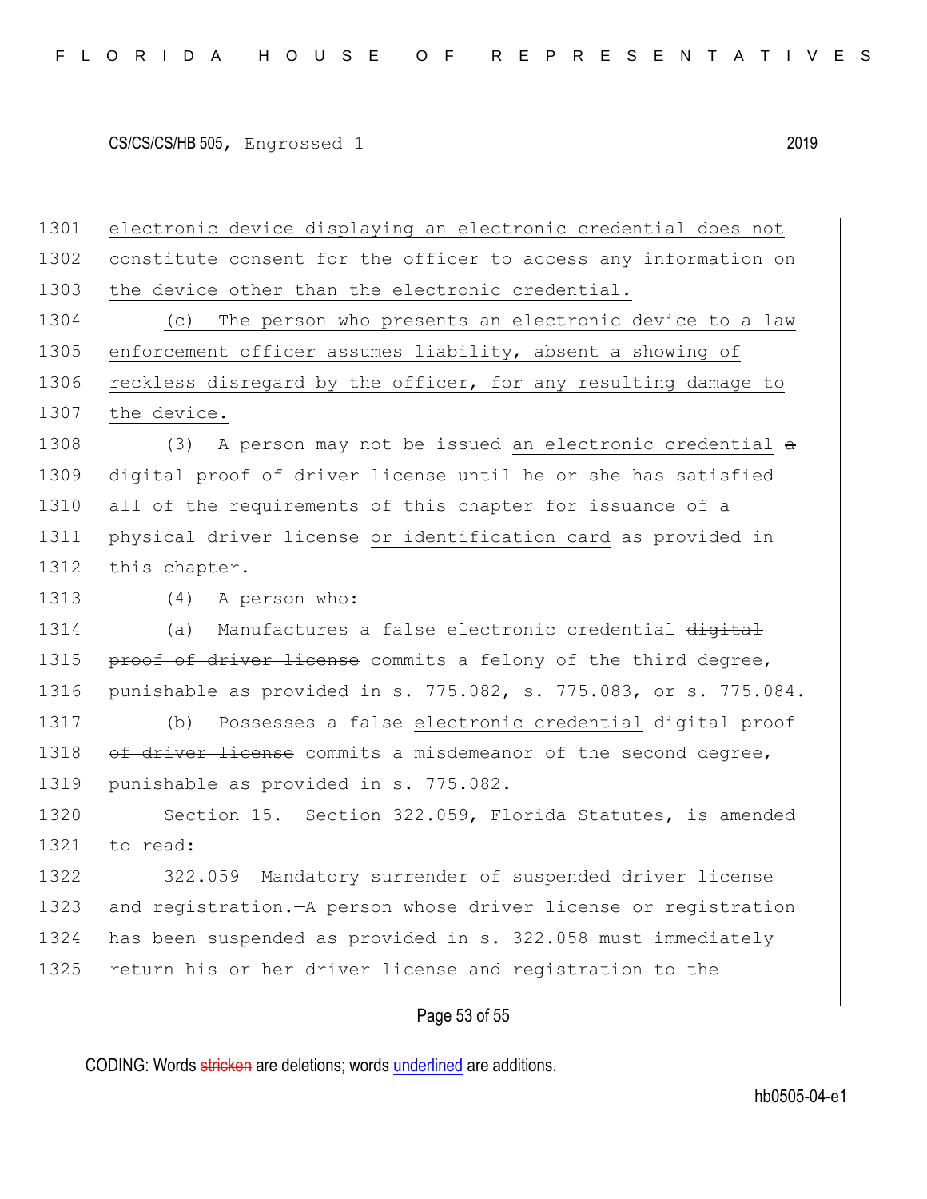electronic device displaying an electronic credential does not constitute consent for the officer to access any information on the device other than the electronic credential.

(c) The person who presents an electronic device to a law enforcement officer assumes liability, absent a showing of reckless disregard by the officer, for any resulting damage to the device.

(3) A person may not be issued an electronic credential ~~a digital proof of driver license~~ until he or she has satisfied all of the requirements of this chapter for issuance of a physical driver license or identification card as provided in this chapter.

(4) A person who:

(a) Manufactures a false electronic credential ~~digital proof of driver license~~ commits a felony of the third degree, punishable as provided in s. 775.082, s. 775.083, or s. 775.084.

(b) Possesses a false electronic credential ~~digital proof of driver license~~ commits a misdemeanor of the second degree, punishable as provided in s. 775.082.

Section 15. Section 322.059, Florida Statutes, is amended to read:

322.059 Mandatory surrender of suspended driver license and registration.—A person whose driver license or registration has been suspended as provided in s. 322.058 must immediately return his or her driver license and registration to the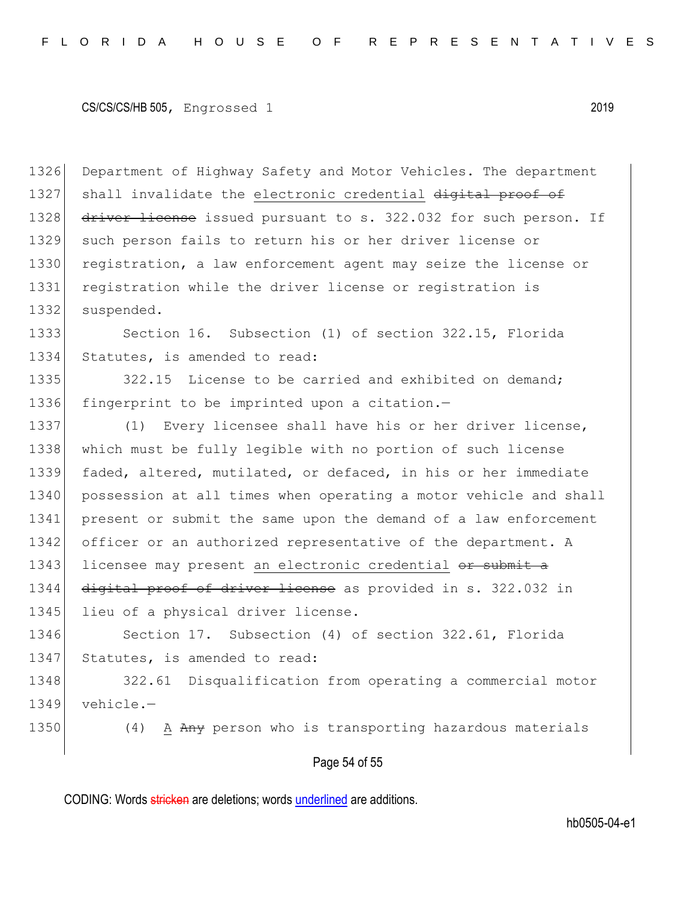Department of Highway Safety and Motor Vehicles. The department shall invalidate the <u>electronic credential</u> ~~digital proof of driver license~~ issued pursuant to s. 322.032 for such person. If such person fails to return his or her driver license or registration, a law enforcement agent may seize the license or registration while the driver license or registration is suspended.

Section 16. Subsection (1) of section 322.15, Florida Statutes, is amended to read:

322.15 License to be carried and exhibited on demand; fingerprint to be imprinted upon a citation.—

(1) Every licensee shall have his or her driver license, which must be fully legible with no portion of such license faded, altered, mutilated, or defaced, in his or her immediate possession at all times when operating a motor vehicle and shall present or submit the same upon the demand of a law enforcement officer or an authorized representative of the department. A licensee may present <u>an electronic credential</u> ~~or submit a digital proof of driver license~~ as provided in s. 322.032 in lieu of a physical driver license.

Section 17. Subsection (4) of section 322.61, Florida Statutes, is amended to read:

322.61 Disqualification from operating a commercial motor vehicle.—

(4) <u>A</u> ~~Any~~ person who is transporting hazardous materials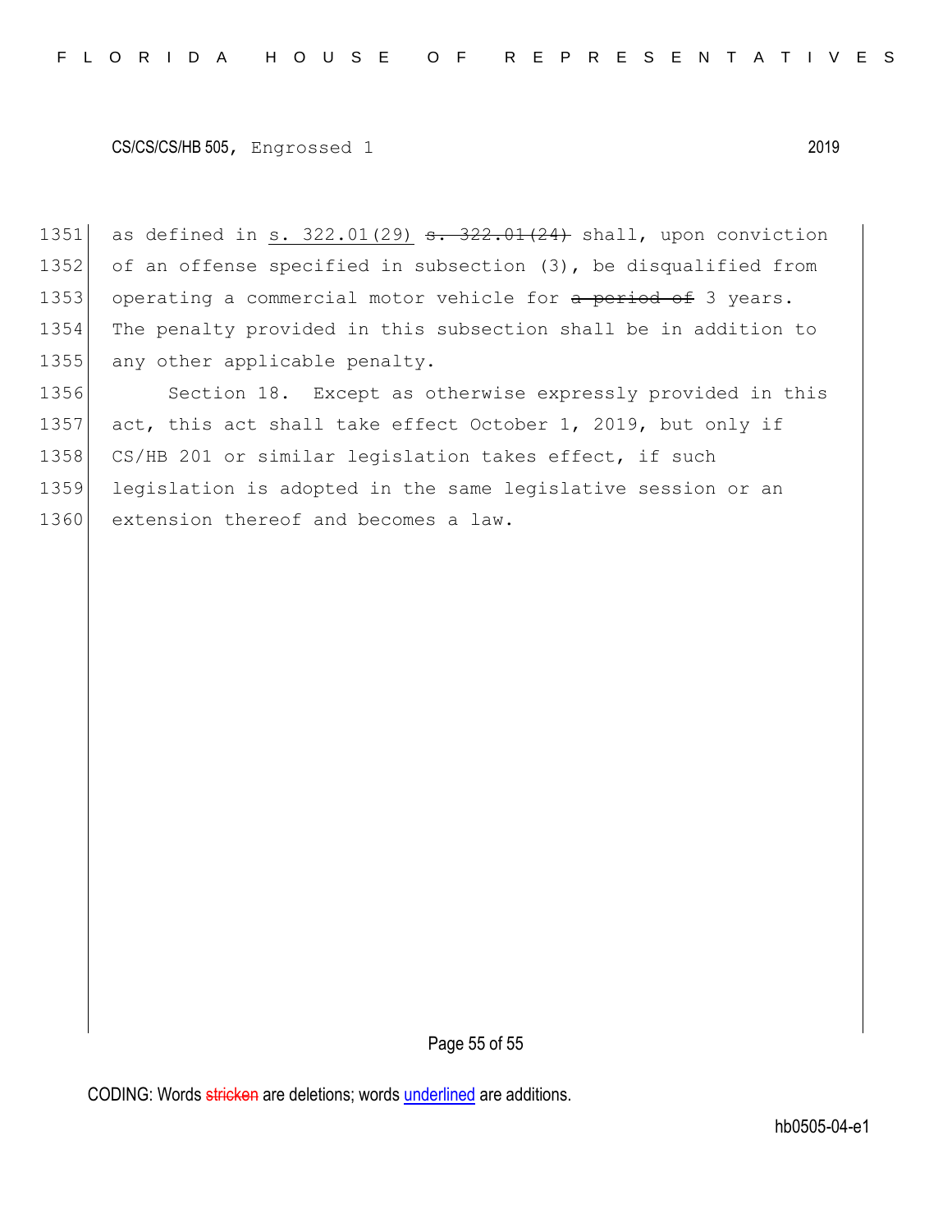as defined in <u>s. 322.01(29)</u> ~~s. 322.01(24)~~ shall, upon conviction of an offense specified in subsection (3), be disqualified from operating a commercial motor vehicle for ~~a period of~~ 3 years. The penalty provided in this subsection shall be in addition to any other applicable penalty.

Section 18. Except as otherwise expressly provided in this act, this act shall take effect October 1, 2019, but only if CS/HB 201 or similar legislation takes effect, if such legislation is adopted in the same legislative session or an extension thereof and becomes a law.